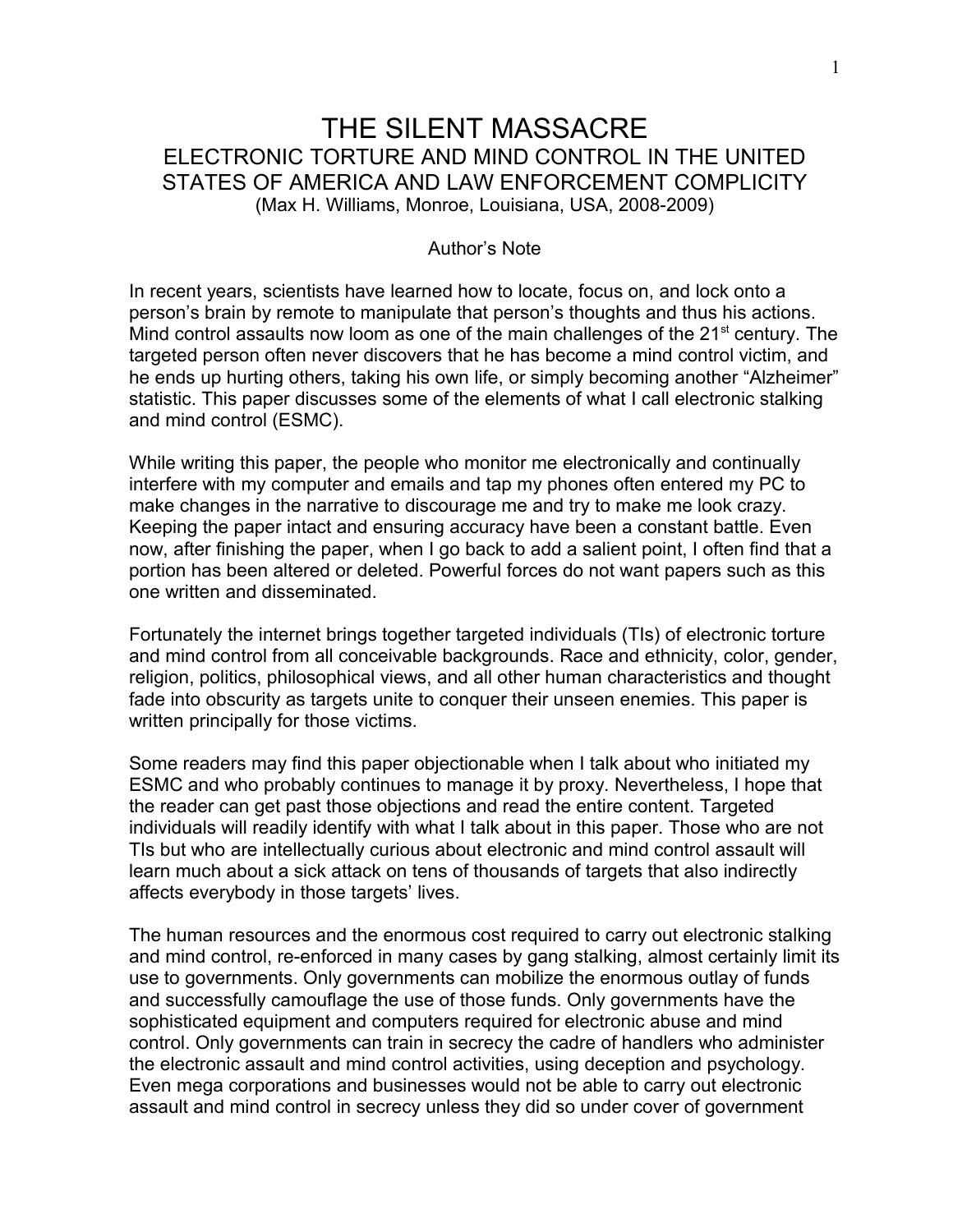# THE SILENT MASSACRE

## ELECTRONIC TORTURE AND MIND CONTROL IN THE UNITED STATES OF AMERICA AND LAW ENFORCEMENT COMPLICITY

(Max H. Williams, Monroe, Louisiana, USA, 2008-2009)

### Author's Note

In recent years, scientists have learned how to locate, focus on, and lock onto a person's brain by remote to manipulate that person's thoughts and thus his actions. Mind control assaults now loom as one of the main challenges of the 21st century. The targeted person often never discovers that he has become a mind control victim, and he ends up hurting others, taking his own life, or simply becoming another "Alzheimer" statistic. This paper discusses some of the elements of what I call electronic stalking and mind control (ESMC).

While writing this paper, the people who monitor me electronically and continually interfere with my computer and emails and tap my phones often entered my PC to make changes in the narrative to discourage me and try to make me look crazy. Keeping the paper intact and ensuring accuracy have been a constant battle. Even now, after finishing the paper, when I go back to add a salient point, I often find that a portion has been altered or deleted. Powerful forces do not want papers such as this one written and disseminated.

Fortunately the internet brings together targeted individuals (TIs) of electronic torture and mind control from all conceivable backgrounds. Race and ethnicity, color, gender, religion, politics, philosophical views, and all other human characteristics and thought fade into obscurity as targets unite to conquer their unseen enemies. This paper is written principally for those victims.

Some readers may find this paper objectionable when I talk about who initiated my ESMC and who probably continues to manage it by proxy. Nevertheless, I hope that the reader can get past those objections and read the entire content. Targeted individuals will readily identify with what I talk about in this paper. Those who are not TIs but who are intellectually curious about electronic and mind control assault will learn much about a sick attack on tens of thousands of targets that also indirectly affects everybody in those targets' lives.

The human resources and the enormous cost required to carry out electronic stalking and mind control, re-enforced in many cases by gang stalking, almost certainly limit its use to governments. Only governments can mobilize the enormous outlay of funds and successfully camouflage the use of those funds. Only governments have the sophisticated equipment and computers required for electronic abuse and mind control. Only governments can train in secrecy the cadre of handlers who administer the electronic assault and mind control activities, using deception and psychology. Even mega corporations and businesses would not be able to carry out electronic assault and mind control in secrecy unless they did so under cover of government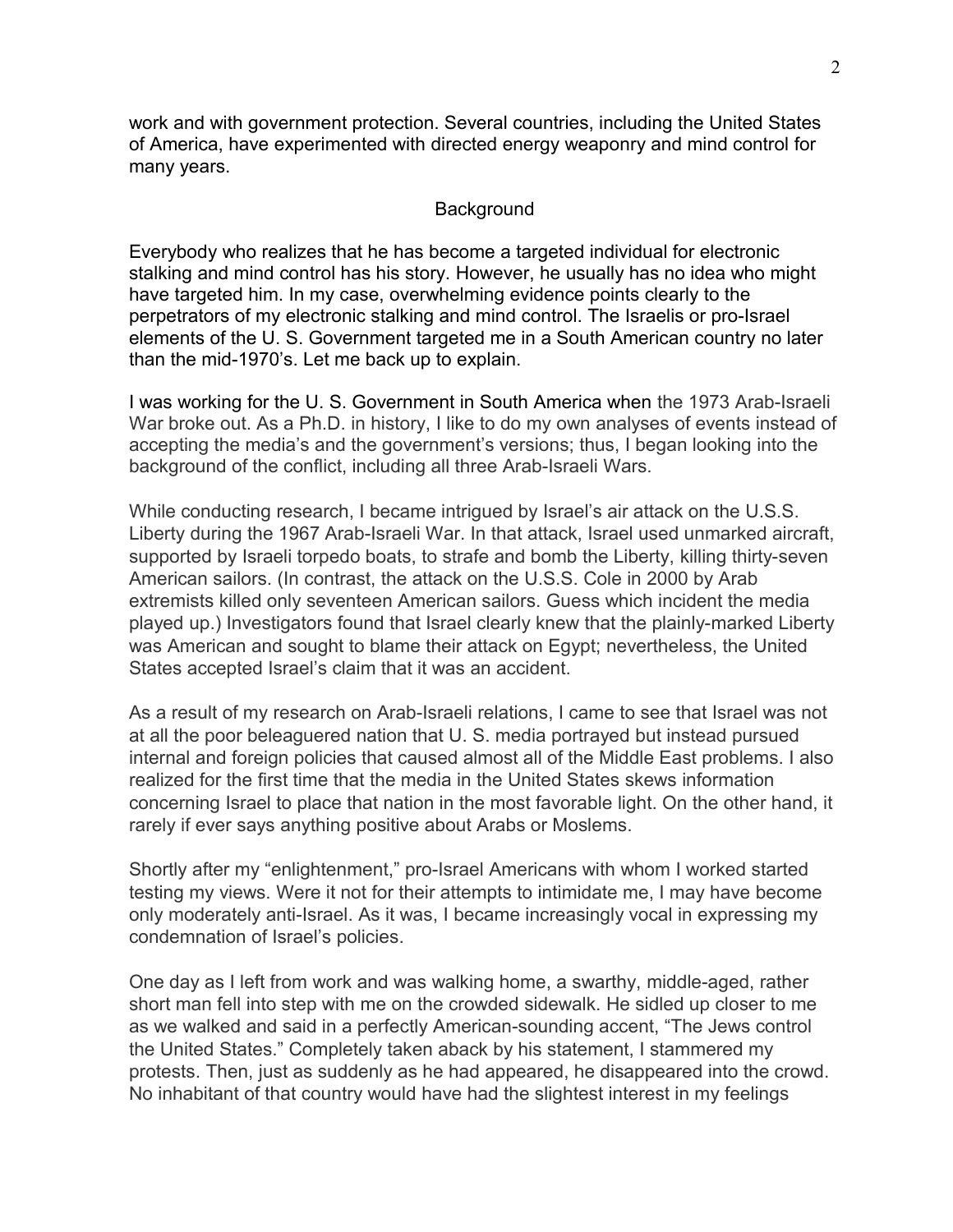work and with government protection. Several countries, including the United States of America, have experimented with directed energy weaponry and mind control for many years.

## Background

Everybody who realizes that he has become a targeted individual for electronic stalking and mind control has his story. However, he usually has no idea who might have targeted him. In my case, overwhelming evidence points clearly to the perpetrators of my electronic stalking and mind control. The Israelis or pro-Israel elements of the U. S. Government targeted me in a South American country no later than the mid-1970's. Let me back up to explain.

I was working for the U. S. Government in South America when the 1973 Arab-Israeli War broke out. As a Ph.D. in history, I like to do my own analyses of events instead of accepting the media's and the government's versions; thus, I began looking into the background of the conflict, including all three Arab-Israeli Wars.

While conducting research, I became intrigued by Israel's air attack on the U.S.S. Liberty during the 1967 Arab-Israeli War. In that attack, Israel used unmarked aircraft, supported by Israeli torpedo boats, to strafe and bomb the Liberty, killing thirty-seven American sailors. (In contrast, the attack on the U.S.S. Cole in 2000 by Arab extremists killed only seventeen American sailors. Guess which incident the media played up.) Investigators found that Israel clearly knew that the plainly-marked Liberty was American and sought to blame their attack on Egypt; nevertheless, the United States accepted Israel's claim that it was an accident.

As a result of my research on Arab-Israeli relations, I came to see that Israel was not at all the poor beleaguered nation that U. S. media portrayed but instead pursued internal and foreign policies that caused almost all of the Middle East problems. I also realized for the first time that the media in the United States skews information concerning Israel to place that nation in the most favorable light. On the other hand, it rarely if ever says anything positive about Arabs or Moslems.

Shortly after my "enlightenment," pro-Israel Americans with whom I worked started testing my views. Were it not for their attempts to intimidate me, I may have become only moderately anti-Israel. As it was, I became increasingly vocal in expressing my condemnation of Israel's policies.

One day as I left from work and was walking home, a swarthy, middle-aged, rather short man fell into step with me on the crowded sidewalk. He sidled up closer to me as we walked and said in a perfectly American-sounding accent, "The Jews control the United States." Completely taken aback by his statement, I stammered my protests. Then, just as suddenly as he had appeared, he disappeared into the crowd. No inhabitant of that country would have had the slightest interest in my feelings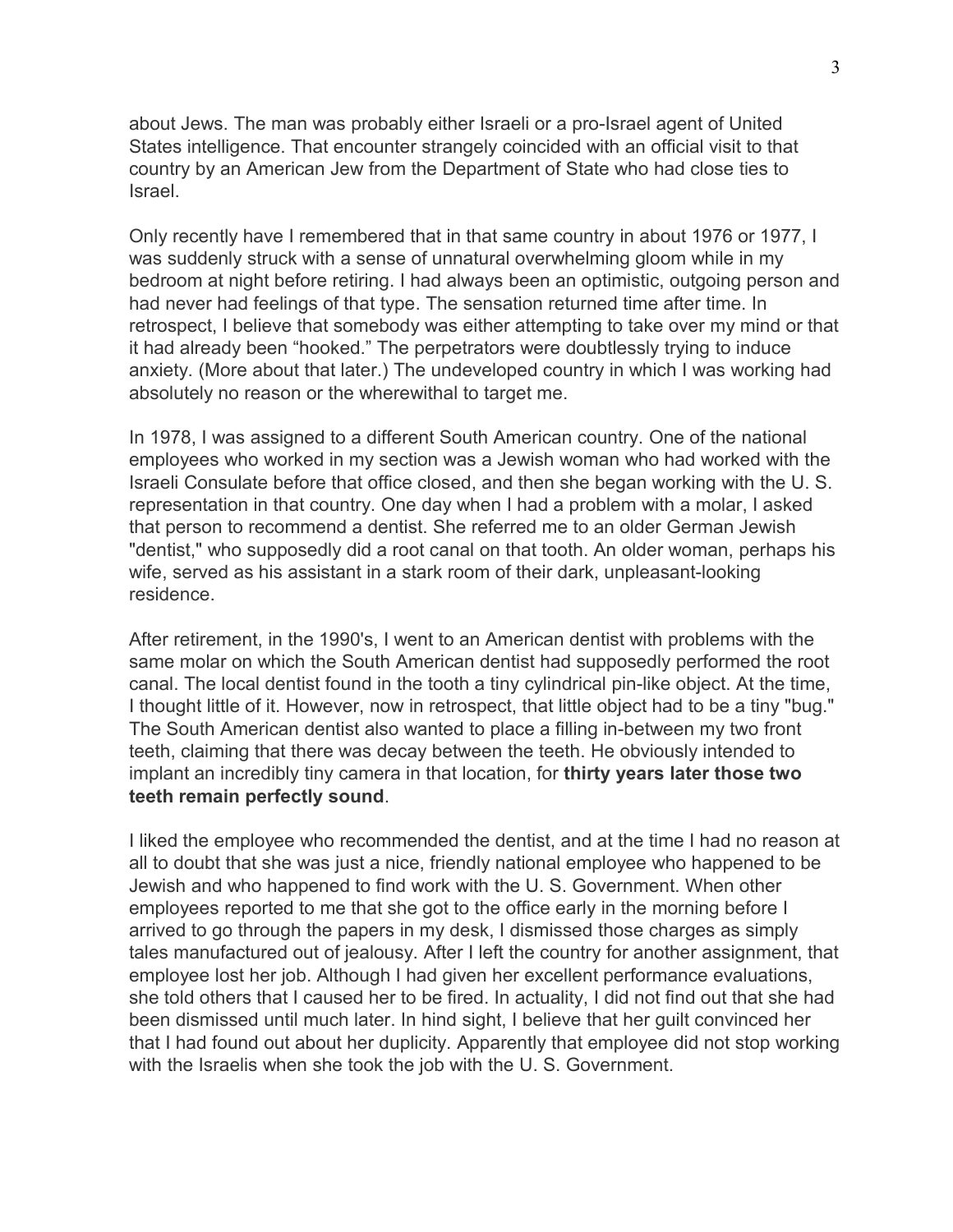about Jews. The man was probably either Israeli or a pro-Israel agent of United States intelligence. That encounter strangely coincided with an official visit to that country by an American Jew from the Department of State who had close ties to Israel.

Only recently have I remembered that in that same country in about 1976 or 1977, I was suddenly struck with a sense of unnatural overwhelming gloom while in my bedroom at night before retiring. I had always been an optimistic, outgoing person and had never had feelings of that type. The sensation returned time after time. In retrospect, I believe that somebody was either attempting to take over my mind or that it had already been "hooked." The perpetrators were doubtlessly trying to induce anxiety. (More about that later.) The undeveloped country in which I was working had absolutely no reason or the wherewithal to target me.

In 1978, I was assigned to a different South American country. One of the national employees who worked in my section was a Jewish woman who had worked with the Israeli Consulate before that office closed, and then she began working with the U. S. representation in that country. One day when I had a problem with a molar, I asked that person to recommend a dentist. She referred me to an older German Jewish "dentist," who supposedly did a root canal on that tooth. An older woman, perhaps his wife, served as his assistant in a stark room of their dark, unpleasant-looking residence.

After retirement, in the 1990's, I went to an American dentist with problems with the same molar on which the South American dentist had supposedly performed the root canal. The local dentist found in the tooth a tiny cylindrical pin-like object. At the time, I thought little of it. However, now in retrospect, that little object had to be a tiny "bug." The South American dentist also wanted to place a filling in-between my two front teeth, claiming that there was decay between the teeth. He obviously intended to implant an incredibly tiny camera in that location, for **thirty years later those two teeth remain perfectly sound**.

I liked the employee who recommended the dentist, and at the time I had no reason at all to doubt that she was just a nice, friendly national employee who happened to be Jewish and who happened to find work with the U. S. Government. When other employees reported to me that she got to the office early in the morning before I arrived to go through the papers in my desk, I dismissed those charges as simply tales manufactured out of jealousy. After I left the country for another assignment, that employee lost her job. Although I had given her excellent performance evaluations, she told others that I caused her to be fired. In actuality, I did not find out that she had been dismissed until much later. In hind sight, I believe that her guilt convinced her that I had found out about her duplicity. Apparently that employee did not stop working with the Israelis when she took the job with the U. S. Government.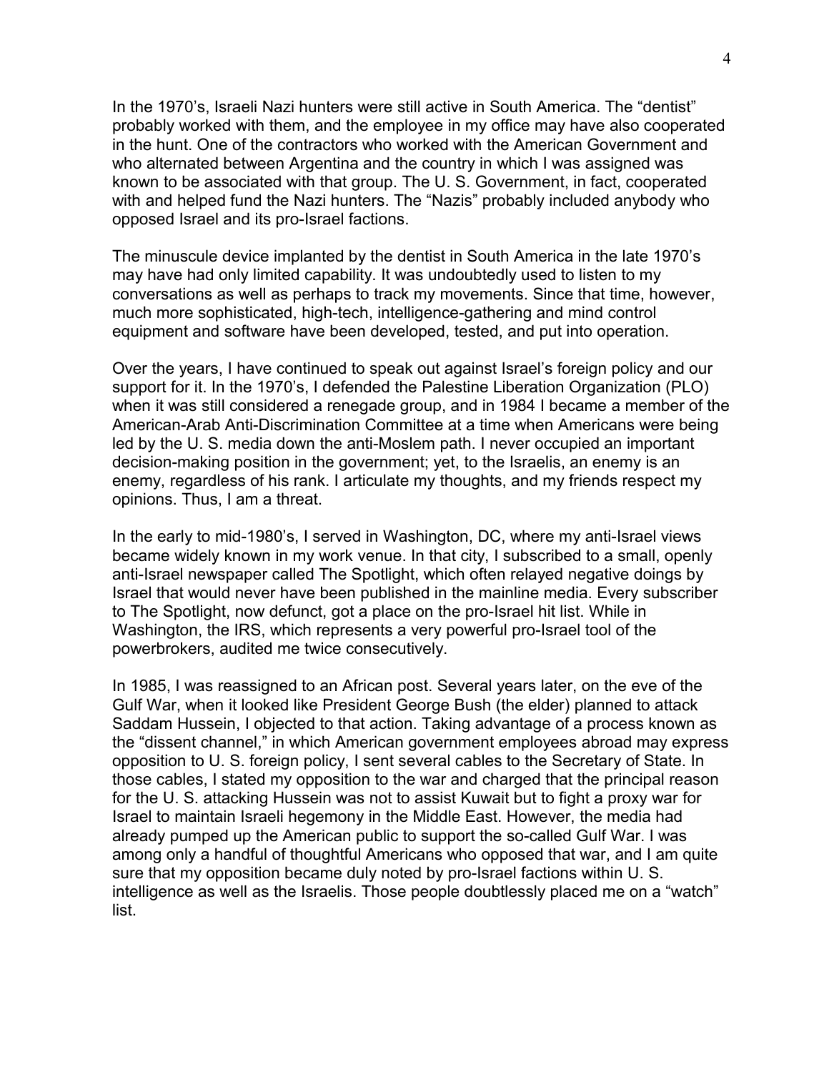In the 1970's, Israeli Nazi hunters were still active in South America. The "dentist" probably worked with them, and the employee in my office may have also cooperated in the hunt. One of the contractors who worked with the American Government and who alternated between Argentina and the country in which I was assigned was known to be associated with that group. The U. S. Government, in fact, cooperated with and helped fund the Nazi hunters. The "Nazis" probably included anybody who opposed Israel and its pro-Israel factions.

The minuscule device implanted by the dentist in South America in the late 1970's may have had only limited capability. It was undoubtedly used to listen to my conversations as well as perhaps to track my movements. Since that time, however, much more sophisticated, high-tech, intelligence-gathering and mind control equipment and software have been developed, tested, and put into operation.

Over the years, I have continued to speak out against Israel's foreign policy and our support for it. In the 1970's, I defended the Palestine Liberation Organization (PLO) when it was still considered a renegade group, and in 1984 I became a member of the American-Arab Anti-Discrimination Committee at a time when Americans were being led by the U. S. media down the anti-Moslem path. I never occupied an important decision-making position in the government; yet, to the Israelis, an enemy is an enemy, regardless of his rank. I articulate my thoughts, and my friends respect my opinions. Thus, I am a threat.

In the early to mid-1980's, I served in Washington, DC, where my anti-Israel views became widely known in my work venue. In that city, I subscribed to a small, openly anti-Israel newspaper called The Spotlight, which often relayed negative doings by Israel that would never have been published in the mainline media. Every subscriber to The Spotlight, now defunct, got a place on the pro-Israel hit list. While in Washington, the IRS, which represents a very powerful pro-Israel tool of the powerbrokers, audited me twice consecutively.

In 1985, I was reassigned to an African post. Several years later, on the eve of the Gulf War, when it looked like President George Bush (the elder) planned to attack Saddam Hussein, I objected to that action. Taking advantage of a process known as the "dissent channel," in which American government employees abroad may express opposition to U. S. foreign policy, I sent several cables to the Secretary of State. In those cables, I stated my opposition to the war and charged that the principal reason for the U. S. attacking Hussein was not to assist Kuwait but to fight a proxy war for Israel to maintain Israeli hegemony in the Middle East. However, the media had already pumped up the American public to support the so-called Gulf War. I was among only a handful of thoughtful Americans who opposed that war, and I am quite sure that my opposition became duly noted by pro-Israel factions within U. S. intelligence as well as the Israelis. Those people doubtlessly placed me on a "watch" list.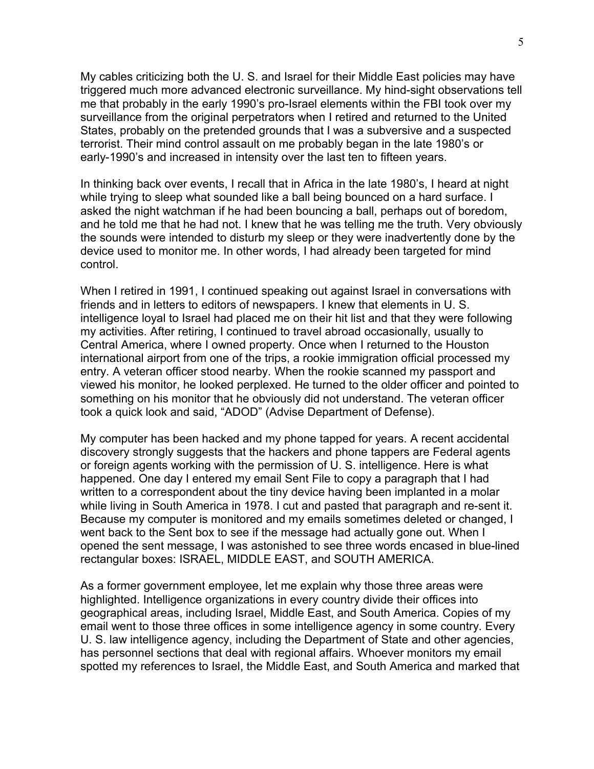My cables criticizing both the U. S. and Israel for their Middle East policies may have triggered much more advanced electronic surveillance. My hind-sight observations tell me that probably in the early 1990's pro-Israel elements within the FBI took over my surveillance from the original perpetrators when I retired and returned to the United States, probably on the pretended grounds that I was a subversive and a suspected terrorist. Their mind control assault on me probably began in the late 1980's or early-1990's and increased in intensity over the last ten to fifteen years.

In thinking back over events, I recall that in Africa in the late 1980's, I heard at night while trying to sleep what sounded like a ball being bounced on a hard surface. I asked the night watchman if he had been bouncing a ball, perhaps out of boredom, and he told me that he had not. I knew that he was telling me the truth. Very obviously the sounds were intended to disturb my sleep or they were inadvertently done by the device used to monitor me. In other words, I had already been targeted for mind control.

When I retired in 1991, I continued speaking out against Israel in conversations with friends and in letters to editors of newspapers. I knew that elements in U. S. intelligence loyal to Israel had placed me on their hit list and that they were following my activities. After retiring, I continued to travel abroad occasionally, usually to Central America, where I owned property. Once when I returned to the Houston international airport from one of the trips, a rookie immigration official processed my entry. A veteran officer stood nearby. When the rookie scanned my passport and viewed his monitor, he looked perplexed. He turned to the older officer and pointed to something on his monitor that he obviously did not understand. The veteran officer took a quick look and said, "ADOD" (Advise Department of Defense).

My computer has been hacked and my phone tapped for years. A recent accidental discovery strongly suggests that the hackers and phone tappers are Federal agents or foreign agents working with the permission of U. S. intelligence. Here is what happened. One day I entered my email Sent File to copy a paragraph that I had written to a correspondent about the tiny device having been implanted in a molar while living in South America in 1978. I cut and pasted that paragraph and re-sent it. Because my computer is monitored and my emails sometimes deleted or changed, I went back to the Sent box to see if the message had actually gone out. When I opened the sent message, I was astonished to see three words encased in blue-lined rectangular boxes: ISRAEL, MIDDLE EAST, and SOUTH AMERICA.

As a former government employee, let me explain why those three areas were highlighted. Intelligence organizations in every country divide their offices into geographical areas, including Israel, Middle East, and South America. Copies of my email went to those three offices in some intelligence agency in some country. Every U. S. law intelligence agency, including the Department of State and other agencies, has personnel sections that deal with regional affairs. Whoever monitors my email spotted my references to Israel, the Middle East, and South America and marked that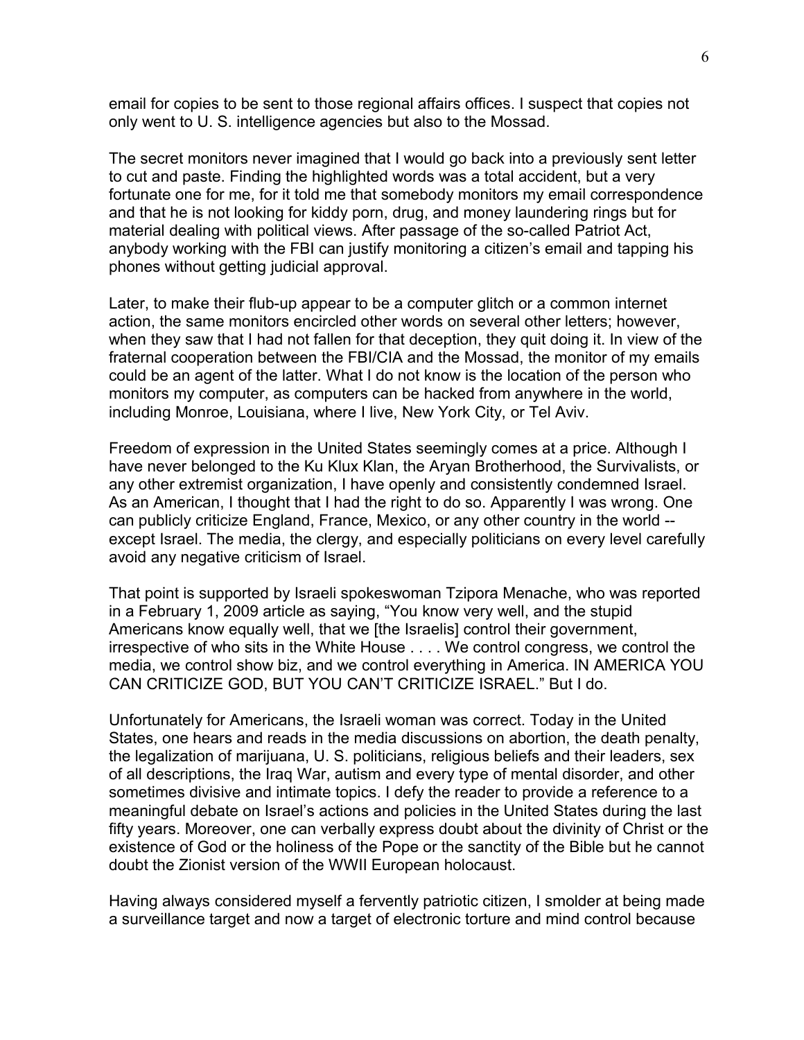email for copies to be sent to those regional affairs offices. I suspect that copies not only went to U. S. intelligence agencies but also to the Mossad.

The secret monitors never imagined that I would go back into a previously sent letter to cut and paste. Finding the highlighted words was a total accident, but a very fortunate one for me, for it told me that somebody monitors my email correspondence and that he is not looking for kiddy porn, drug, and money laundering rings but for material dealing with political views. After passage of the so-called Patriot Act, anybody working with the FBI can justify monitoring a citizen's email and tapping his phones without getting judicial approval.

Later, to make their flub-up appear to be a computer glitch or a common internet action, the same monitors encircled other words on several other letters; however, when they saw that I had not fallen for that deception, they quit doing it. In view of the fraternal cooperation between the FBI/CIA and the Mossad, the monitor of my emails could be an agent of the latter. What I do not know is the location of the person who monitors my computer, as computers can be hacked from anywhere in the world, including Monroe, Louisiana, where I live, New York City, or Tel Aviv.

Freedom of expression in the United States seemingly comes at a price. Although I have never belonged to the Ku Klux Klan, the Aryan Brotherhood, the Survivalists, or any other extremist organization, I have openly and consistently condemned Israel. As an American, I thought that I had the right to do so. Apparently I was wrong. One can publicly criticize England, France, Mexico, or any other country in the world -- except Israel. The media, the clergy, and especially politicians on every level carefully avoid any negative criticism of Israel.

That point is supported by Israeli spokeswoman Tzipora Menache, who was reported in a February 1, 2009 article as saying, "You know very well, and the stupid Americans know equally well, that we [the Israelis] control their government, irrespective of who sits in the White House . . . . We control congress, we control the media, we control show biz, and we control everything in America. IN AMERICA YOU CAN CRITICIZE GOD, BUT YOU CAN'T CRITICIZE ISRAEL." But I do.

Unfortunately for Americans, the Israeli woman was correct. Today in the United States, one hears and reads in the media discussions on abortion, the death penalty, the legalization of marijuana, U. S. politicians, religious beliefs and their leaders, sex of all descriptions, the Iraq War, autism and every type of mental disorder, and other sometimes divisive and intimate topics. I defy the reader to provide a reference to a meaningful debate on Israel's actions and policies in the United States during the last fifty years. Moreover, one can verbally express doubt about the divinity of Christ or the existence of God or the holiness of the Pope or the sanctity of the Bible but he cannot doubt the Zionist version of the WWII European holocaust.

Having always considered myself a fervently patriotic citizen, I smolder at being made a surveillance target and now a target of electronic torture and mind control because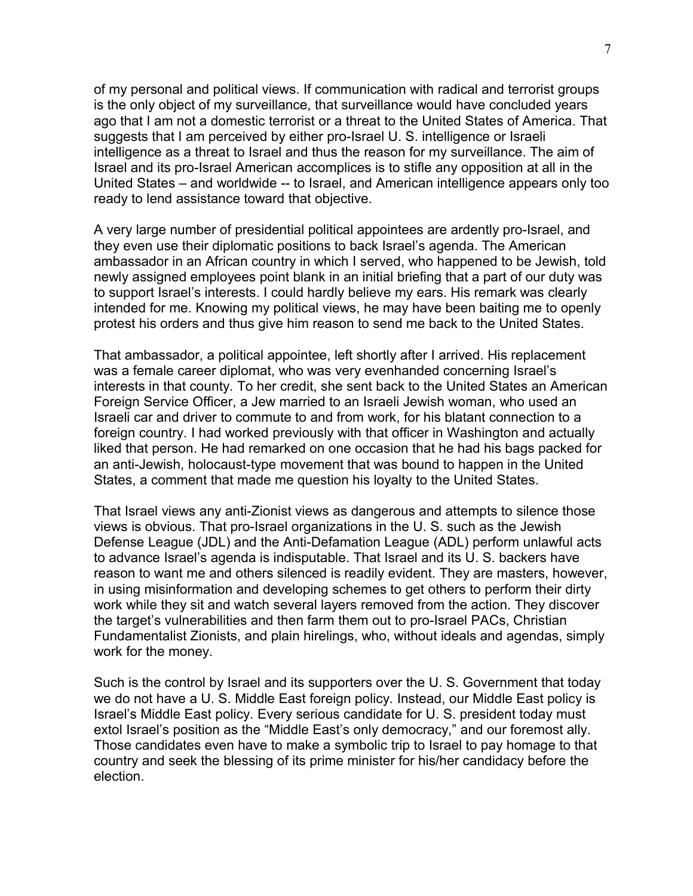of my personal and political views. If communication with radical and terrorist groups is the only object of my surveillance, that surveillance would have concluded years ago that I am not a domestic terrorist or a threat to the United States of America. That suggests that I am perceived by either pro-Israel U. S. intelligence or Israeli intelligence as a threat to Israel and thus the reason for my surveillance. The aim of Israel and its pro-Israel American accomplices is to stifle any opposition at all in the United States – and worldwide -- to Israel, and American intelligence appears only too ready to lend assistance toward that objective.

A very large number of presidential political appointees are ardently pro-Israel, and they even use their diplomatic positions to back Israel's agenda. The American ambassador in an African country in which I served, who happened to be Jewish, told newly assigned employees point blank in an initial briefing that a part of our duty was to support Israel's interests. I could hardly believe my ears. His remark was clearly intended for me. Knowing my political views, he may have been baiting me to openly protest his orders and thus give him reason to send me back to the United States.

That ambassador, a political appointee, left shortly after I arrived. His replacement was a female career diplomat, who was very evenhanded concerning Israel's interests in that county. To her credit, she sent back to the United States an American Foreign Service Officer, a Jew married to an Israeli Jewish woman, who used an Israeli car and driver to commute to and from work, for his blatant connection to a foreign country. I had worked previously with that officer in Washington and actually liked that person. He had remarked on one occasion that he had his bags packed for an anti-Jewish, holocaust-type movement that was bound to happen in the United States, a comment that made me question his loyalty to the United States.

That Israel views any anti-Zionist views as dangerous and attempts to silence those views is obvious. That pro-Israel organizations in the U. S. such as the Jewish Defense League (JDL) and the Anti-Defamation League (ADL) perform unlawful acts to advance Israel's agenda is indisputable. That Israel and its U. S. backers have reason to want me and others silenced is readily evident. They are masters, however, in using misinformation and developing schemes to get others to perform their dirty work while they sit and watch several layers removed from the action. They discover the target's vulnerabilities and then farm them out to pro-Israel PACs, Christian Fundamentalist Zionists, and plain hirelings, who, without ideals and agendas, simply work for the money.

Such is the control by Israel and its supporters over the U. S. Government that today we do not have a U. S. Middle East foreign policy. Instead, our Middle East policy is Israel's Middle East policy. Every serious candidate for U. S. president today must extol Israel's position as the "Middle East's only democracy," and our foremost ally. Those candidates even have to make a symbolic trip to Israel to pay homage to that country and seek the blessing of its prime minister for his/her candidacy before the election.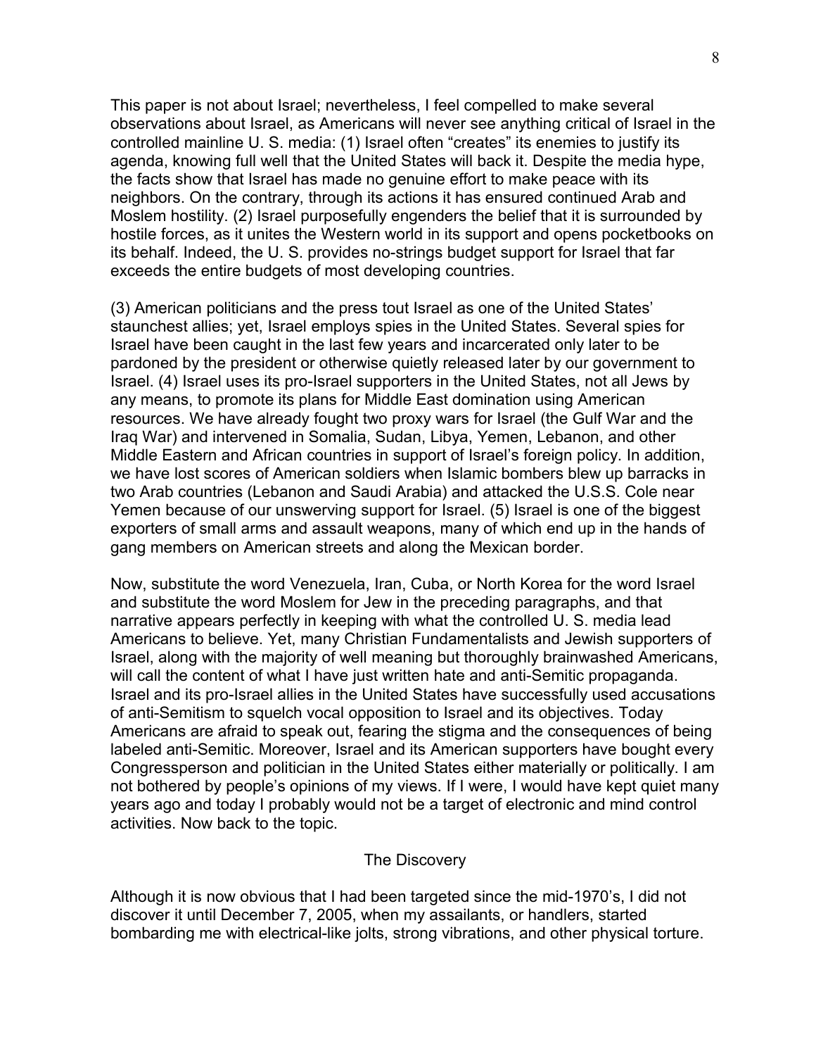This paper is not about Israel; nevertheless, I feel compelled to make several observations about Israel, as Americans will never see anything critical of Israel in the controlled mainline U. S. media: (1) Israel often "creates" its enemies to justify its agenda, knowing full well that the United States will back it. Despite the media hype, the facts show that Israel has made no genuine effort to make peace with its neighbors. On the contrary, through its actions it has ensured continued Arab and Moslem hostility. (2) Israel purposefully engenders the belief that it is surrounded by hostile forces, as it unites the Western world in its support and opens pocketbooks on its behalf. Indeed, the U. S. provides no-strings budget support for Israel that far exceeds the entire budgets of most developing countries.

(3) American politicians and the press tout Israel as one of the United States' staunchest allies; yet, Israel employs spies in the United States. Several spies for Israel have been caught in the last few years and incarcerated only later to be pardoned by the president or otherwise quietly released later by our government to Israel. (4) Israel uses its pro-Israel supporters in the United States, not all Jews by any means, to promote its plans for Middle East domination using American resources. We have already fought two proxy wars for Israel (the Gulf War and the Iraq War) and intervened in Somalia, Sudan, Libya, Yemen, Lebanon, and other Middle Eastern and African countries in support of Israel's foreign policy. In addition, we have lost scores of American soldiers when Islamic bombers blew up barracks in two Arab countries (Lebanon and Saudi Arabia) and attacked the U.S.S. Cole near Yemen because of our unswerving support for Israel. (5) Israel is one of the biggest exporters of small arms and assault weapons, many of which end up in the hands of gang members on American streets and along the Mexican border.

Now, substitute the word Venezuela, Iran, Cuba, or North Korea for the word Israel and substitute the word Moslem for Jew in the preceding paragraphs, and that narrative appears perfectly in keeping with what the controlled U. S. media lead Americans to believe. Yet, many Christian Fundamentalists and Jewish supporters of Israel, along with the majority of well meaning but thoroughly brainwashed Americans, will call the content of what I have just written hate and anti-Semitic propaganda. Israel and its pro-Israel allies in the United States have successfully used accusations of anti-Semitism to squelch vocal opposition to Israel and its objectives. Today Americans are afraid to speak out, fearing the stigma and the consequences of being labeled anti-Semitic. Moreover, Israel and its American supporters have bought every Congressperson and politician in the United States either materially or politically. I am not bothered by people's opinions of my views. If I were, I would have kept quiet many years ago and today I probably would not be a target of electronic and mind control activities. Now back to the topic.

## The Discovery

Although it is now obvious that I had been targeted since the mid-1970's, I did not discover it until December 7, 2005, when my assailants, or handlers, started bombarding me with electrical-like jolts, strong vibrations, and other physical torture.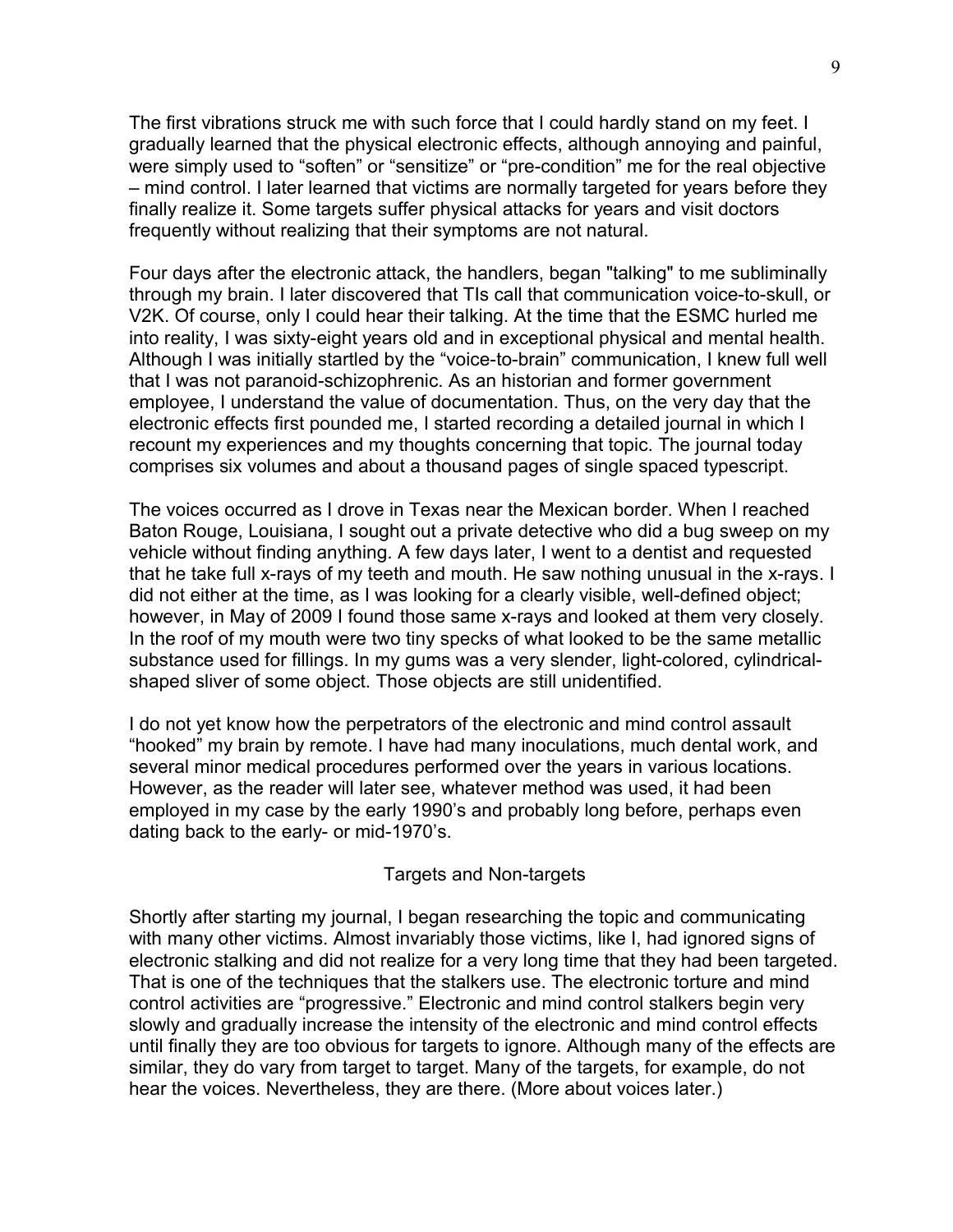The first vibrations struck me with such force that I could hardly stand on my feet. I gradually learned that the physical electronic effects, although annoying and painful, were simply used to "soften" or "sensitize" or "pre-condition" me for the real objective – mind control. I later learned that victims are normally targeted for years before they finally realize it. Some targets suffer physical attacks for years and visit doctors frequently without realizing that their symptoms are not natural.

Four days after the electronic attack, the handlers, began "talking" to me subliminally through my brain. I later discovered that TIs call that communication voice-to-skull, or V2K. Of course, only I could hear their talking. At the time that the ESMC hurled me into reality, I was sixty-eight years old and in exceptional physical and mental health. Although I was initially startled by the "voice-to-brain" communication, I knew full well that I was not paranoid-schizophrenic. As an historian and former government employee, I understand the value of documentation. Thus, on the very day that the electronic effects first pounded me, I started recording a detailed journal in which I recount my experiences and my thoughts concerning that topic. The journal today comprises six volumes and about a thousand pages of single spaced typescript.

The voices occurred as I drove in Texas near the Mexican border. When I reached Baton Rouge, Louisiana, I sought out a private detective who did a bug sweep on my vehicle without finding anything. A few days later, I went to a dentist and requested that he take full x-rays of my teeth and mouth. He saw nothing unusual in the x-rays. I did not either at the time, as I was looking for a clearly visible, well-defined object; however, in May of 2009 I found those same x-rays and looked at them very closely. In the roof of my mouth were two tiny specks of what looked to be the same metallic substance used for fillings. In my gums was a very slender, light-colored, cylindrical-shaped sliver of some object. Those objects are still unidentified.

I do not yet know how the perpetrators of the electronic and mind control assault "hooked" my brain by remote. I have had many inoculations, much dental work, and several minor medical procedures performed over the years in various locations. However, as the reader will later see, whatever method was used, it had been employed in my case by the early 1990's and probably long before, perhaps even dating back to the early- or mid-1970's.

## Targets and Non-targets

Shortly after starting my journal, I began researching the topic and communicating with many other victims. Almost invariably those victims, like I, had ignored signs of electronic stalking and did not realize for a very long time that they had been targeted. That is one of the techniques that the stalkers use. The electronic torture and mind control activities are "progressive." Electronic and mind control stalkers begin very slowly and gradually increase the intensity of the electronic and mind control effects until finally they are too obvious for targets to ignore. Although many of the effects are similar, they do vary from target to target. Many of the targets, for example, do not hear the voices. Nevertheless, they are there. (More about voices later.)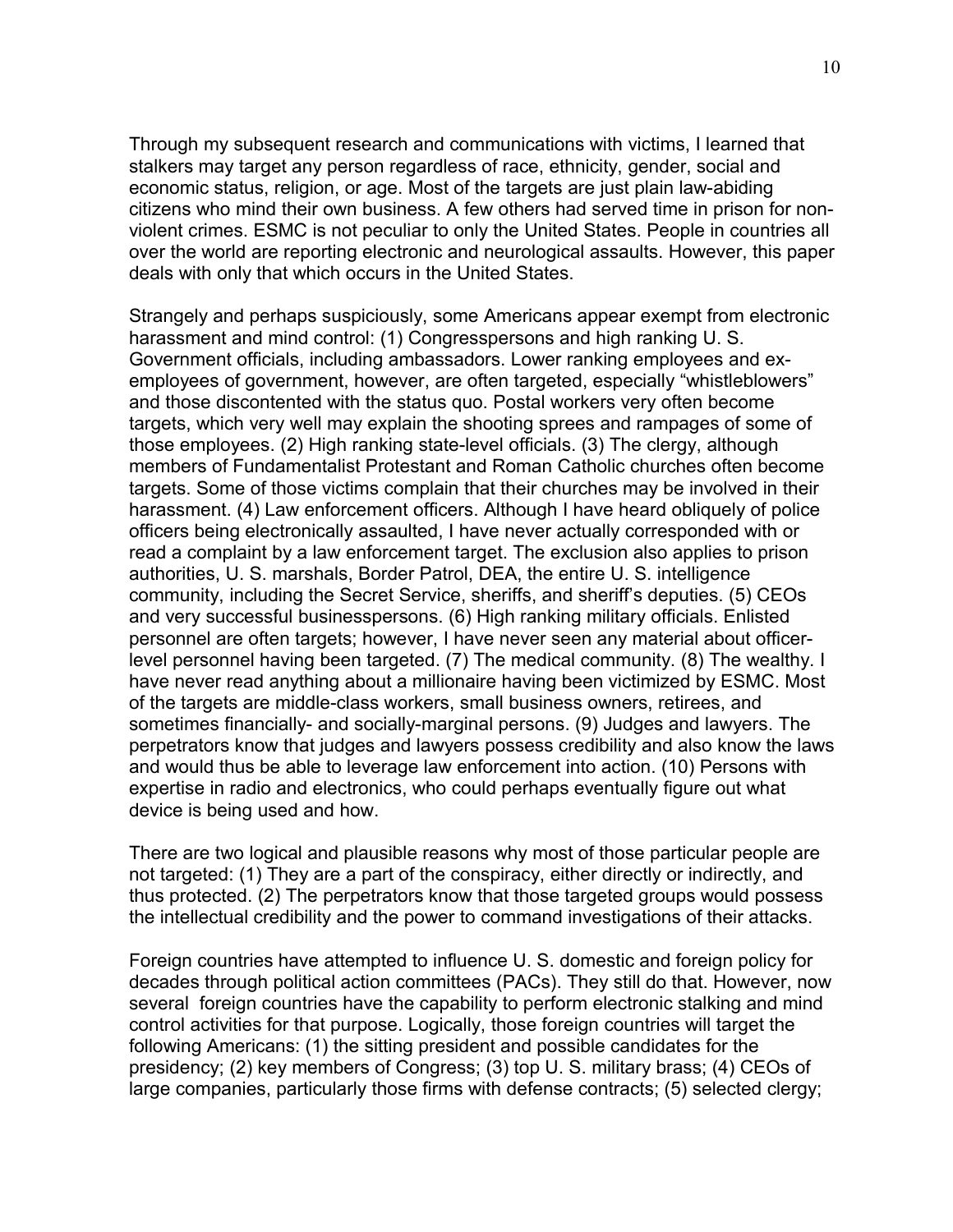Through my subsequent research and communications with victims, I learned that stalkers may target any person regardless of race, ethnicity, gender, social and economic status, religion, or age. Most of the targets are just plain law-abiding citizens who mind their own business. A few others had served time in prison for non-violent crimes. ESMC is not peculiar to only the United States. People in countries all over the world are reporting electronic and neurological assaults. However, this paper deals with only that which occurs in the United States.

Strangely and perhaps suspiciously, some Americans appear exempt from electronic harassment and mind control: (1) Congresspersons and high ranking U. S. Government officials, including ambassadors. Lower ranking employees and ex-employees of government, however, are often targeted, especially "whistleblowers" and those discontented with the status quo. Postal workers very often become targets, which very well may explain the shooting sprees and rampages of some of those employees. (2) High ranking state-level officials. (3) The clergy, although members of Fundamentalist Protestant and Roman Catholic churches often become targets. Some of those victims complain that their churches may be involved in their harassment. (4) Law enforcement officers. Although I have heard obliquely of police officers being electronically assaulted, I have never actually corresponded with or read a complaint by a law enforcement target. The exclusion also applies to prison authorities, U. S. marshals, Border Patrol, DEA, the entire U. S. intelligence community, including the Secret Service, sheriffs, and sheriff's deputies. (5) CEOs and very successful businesspersons. (6) High ranking military officials. Enlisted personnel are often targets; however, I have never seen any material about officer-level personnel having been targeted. (7) The medical community. (8) The wealthy. I have never read anything about a millionaire having been victimized by ESMC. Most of the targets are middle-class workers, small business owners, retirees, and sometimes financially- and socially-marginal persons. (9) Judges and lawyers. The perpetrators know that judges and lawyers possess credibility and also know the laws and would thus be able to leverage law enforcement into action. (10) Persons with expertise in radio and electronics, who could perhaps eventually figure out what device is being used and how.

There are two logical and plausible reasons why most of those particular people are not targeted: (1) They are a part of the conspiracy, either directly or indirectly, and thus protected. (2) The perpetrators know that those targeted groups would possess the intellectual credibility and the power to command investigations of their attacks.

Foreign countries have attempted to influence U. S. domestic and foreign policy for decades through political action committees (PACs). They still do that. However, now several foreign countries have the capability to perform electronic stalking and mind control activities for that purpose. Logically, those foreign countries will target the following Americans: (1) the sitting president and possible candidates for the presidency; (2) key members of Congress; (3) top U. S. military brass; (4) CEOs of large companies, particularly those firms with defense contracts; (5) selected clergy;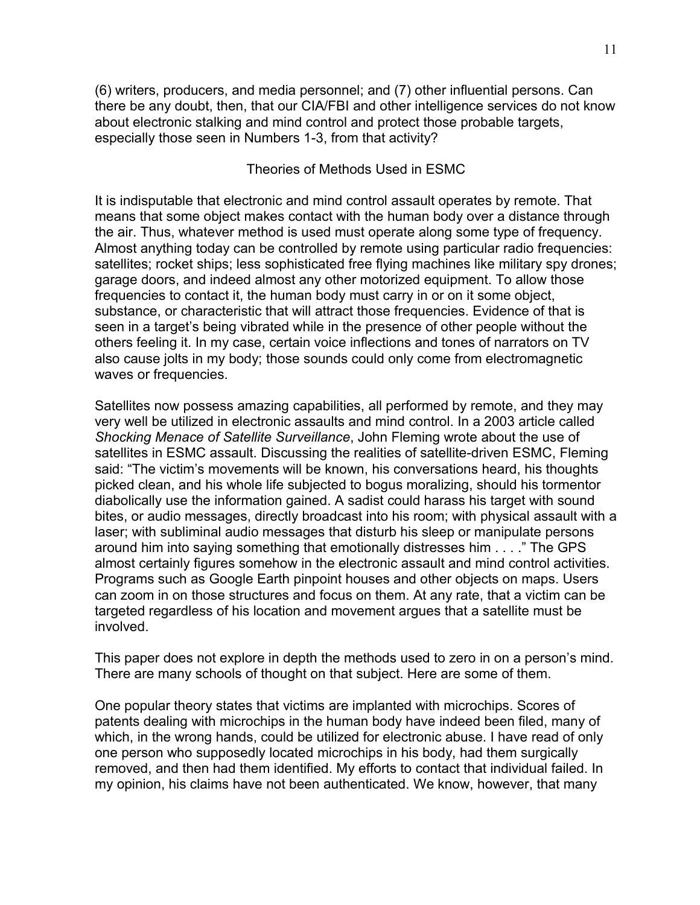(6) writers, producers, and media personnel; and (7) other influential persons. Can there be any doubt, then, that our CIA/FBI and other intelligence services do not know about electronic stalking and mind control and protect those probable targets, especially those seen in Numbers 1-3, from that activity?

## Theories of Methods Used in ESMC

It is indisputable that electronic and mind control assault operates by remote. That means that some object makes contact with the human body over a distance through the air. Thus, whatever method is used must operate along some type of frequency. Almost anything today can be controlled by remote using particular radio frequencies: satellites; rocket ships; less sophisticated free flying machines like military spy drones; garage doors, and indeed almost any other motorized equipment. To allow those frequencies to contact it, the human body must carry in or on it some object, substance, or characteristic that will attract those frequencies. Evidence of that is seen in a target's being vibrated while in the presence of other people without the others feeling it. In my case, certain voice inflections and tones of narrators on TV also cause jolts in my body; those sounds could only come from electromagnetic waves or frequencies.

Satellites now possess amazing capabilities, all performed by remote, and they may very well be utilized in electronic assaults and mind control. In a 2003 article called *Shocking Menace of Satellite Surveillance*, John Fleming wrote about the use of satellites in ESMC assault. Discussing the realities of satellite-driven ESMC, Fleming said: "The victim's movements will be known, his conversations heard, his thoughts picked clean, and his whole life subjected to bogus moralizing, should his tormentor diabolically use the information gained. A sadist could harass his target with sound bites, or audio messages, directly broadcast into his room; with physical assault with a laser; with subliminal audio messages that disturb his sleep or manipulate persons around him into saying something that emotionally distresses him . . . ." The GPS almost certainly figures somehow in the electronic assault and mind control activities. Programs such as Google Earth pinpoint houses and other objects on maps. Users can zoom in on those structures and focus on them. At any rate, that a victim can be targeted regardless of his location and movement argues that a satellite must be involved.

This paper does not explore in depth the methods used to zero in on a person's mind. There are many schools of thought on that subject. Here are some of them.

One popular theory states that victims are implanted with microchips. Scores of patents dealing with microchips in the human body have indeed been filed, many of which, in the wrong hands, could be utilized for electronic abuse. I have read of only one person who supposedly located microchips in his body, had them surgically removed, and then had them identified. My efforts to contact that individual failed. In my opinion, his claims have not been authenticated. We know, however, that many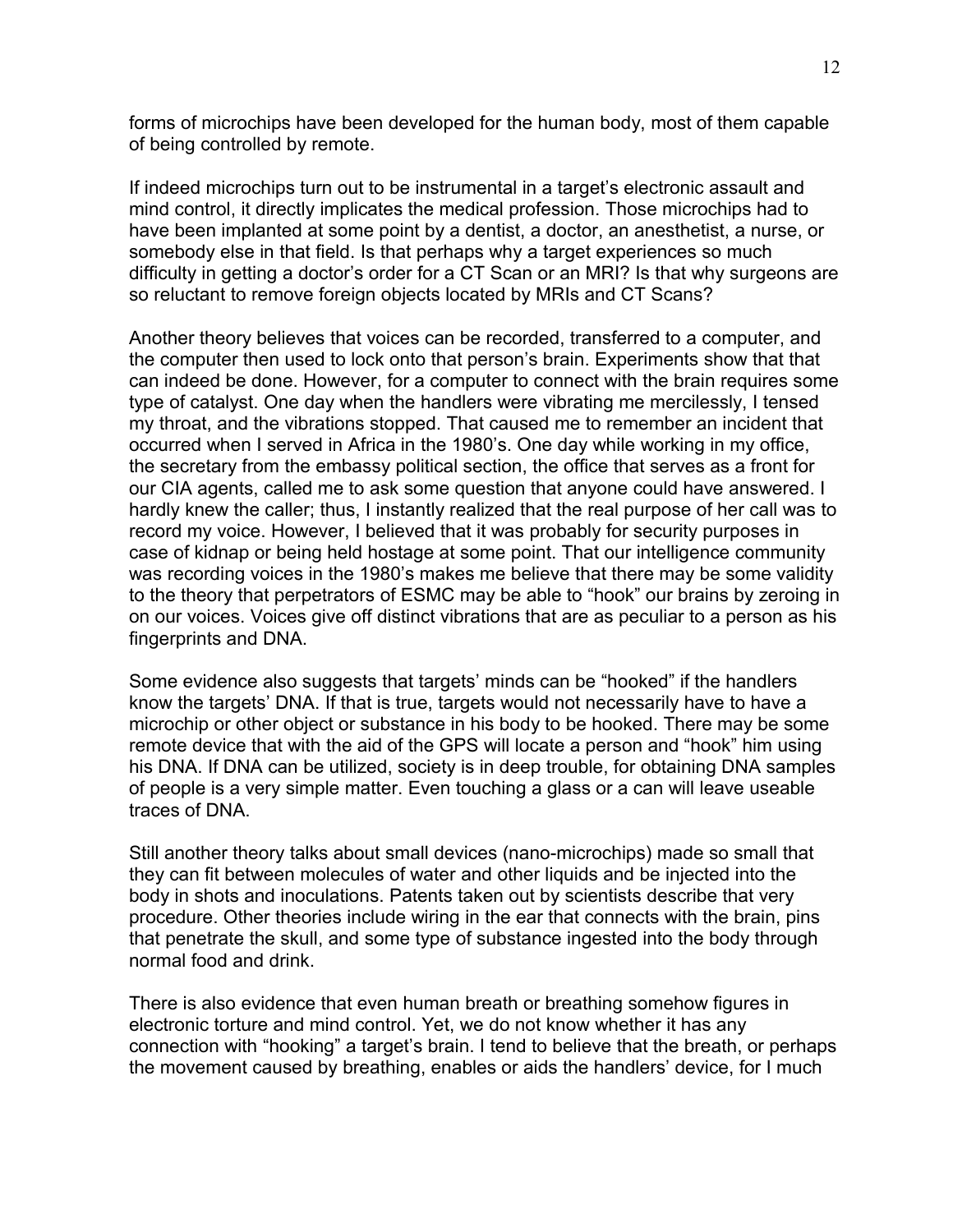forms of microchips have been developed for the human body, most of them capable of being controlled by remote.

If indeed microchips turn out to be instrumental in a target's electronic assault and mind control, it directly implicates the medical profession. Those microchips had to have been implanted at some point by a dentist, a doctor, an anesthetist, a nurse, or somebody else in that field. Is that perhaps why a target experiences so much difficulty in getting a doctor's order for a CT Scan or an MRI? Is that why surgeons are so reluctant to remove foreign objects located by MRIs and CT Scans?

Another theory believes that voices can be recorded, transferred to a computer, and the computer then used to lock onto that person's brain. Experiments show that that can indeed be done. However, for a computer to connect with the brain requires some type of catalyst. One day when the handlers were vibrating me mercilessly, I tensed my throat, and the vibrations stopped. That caused me to remember an incident that occurred when I served in Africa in the 1980's. One day while working in my office, the secretary from the embassy political section, the office that serves as a front for our CIA agents, called me to ask some question that anyone could have answered. I hardly knew the caller; thus, I instantly realized that the real purpose of her call was to record my voice. However, I believed that it was probably for security purposes in case of kidnap or being held hostage at some point. That our intelligence community was recording voices in the 1980's makes me believe that there may be some validity to the theory that perpetrators of ESMC may be able to "hook" our brains by zeroing in on our voices. Voices give off distinct vibrations that are as peculiar to a person as his fingerprints and DNA.

Some evidence also suggests that targets' minds can be "hooked" if the handlers know the targets' DNA. If that is true, targets would not necessarily have to have a microchip or other object or substance in his body to be hooked. There may be some remote device that with the aid of the GPS will locate a person and "hook" him using his DNA. If DNA can be utilized, society is in deep trouble, for obtaining DNA samples of people is a very simple matter. Even touching a glass or a can will leave useable traces of DNA.

Still another theory talks about small devices (nano-microchips) made so small that they can fit between molecules of water and other liquids and be injected into the body in shots and inoculations. Patents taken out by scientists describe that very procedure. Other theories include wiring in the ear that connects with the brain, pins that penetrate the skull, and some type of substance ingested into the body through normal food and drink.

There is also evidence that even human breath or breathing somehow figures in electronic torture and mind control. Yet, we do not know whether it has any connection with "hooking" a target's brain. I tend to believe that the breath, or perhaps the movement caused by breathing, enables or aids the handlers' device, for I much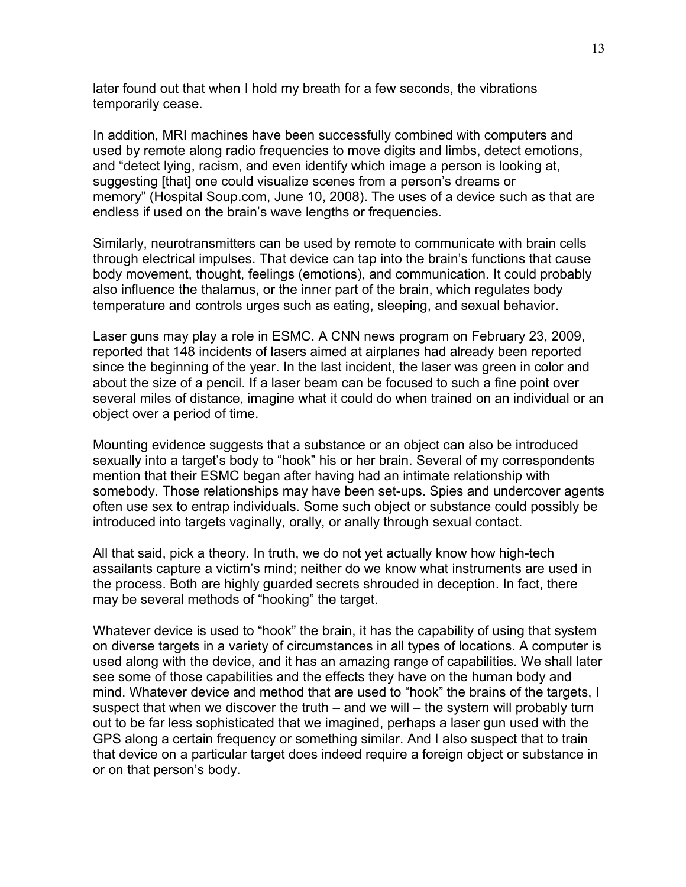later found out that when I hold my breath for a few seconds, the vibrations temporarily cease.

In addition, MRI machines have been successfully combined with computers and used by remote along radio frequencies to move digits and limbs, detect emotions, and "detect lying, racism, and even identify which image a person is looking at, suggesting [that] one could visualize scenes from a person's dreams or memory" (Hospital Soup.com, June 10, 2008). The uses of a device such as that are endless if used on the brain's wave lengths or frequencies.

Similarly, neurotransmitters can be used by remote to communicate with brain cells through electrical impulses. That device can tap into the brain's functions that cause body movement, thought, feelings (emotions), and communication. It could probably also influence the thalamus, or the inner part of the brain, which regulates body temperature and controls urges such as eating, sleeping, and sexual behavior.

Laser guns may play a role in ESMC. A CNN news program on February 23, 2009, reported that 148 incidents of lasers aimed at airplanes had already been reported since the beginning of the year. In the last incident, the laser was green in color and about the size of a pencil. If a laser beam can be focused to such a fine point over several miles of distance, imagine what it could do when trained on an individual or an object over a period of time.

Mounting evidence suggests that a substance or an object can also be introduced sexually into a target's body to "hook" his or her brain. Several of my correspondents mention that their ESMC began after having had an intimate relationship with somebody. Those relationships may have been set-ups. Spies and undercover agents often use sex to entrap individuals. Some such object or substance could possibly be introduced into targets vaginally, orally, or anally through sexual contact.

All that said, pick a theory. In truth, we do not yet actually know how high-tech assailants capture a victim's mind; neither do we know what instruments are used in the process. Both are highly guarded secrets shrouded in deception. In fact, there may be several methods of "hooking" the target.

Whatever device is used to "hook" the brain, it has the capability of using that system on diverse targets in a variety of circumstances in all types of locations. A computer is used along with the device, and it has an amazing range of capabilities. We shall later see some of those capabilities and the effects they have on the human body and mind. Whatever device and method that are used to "hook" the brains of the targets, I suspect that when we discover the truth – and we will – the system will probably turn out to be far less sophisticated that we imagined, perhaps a laser gun used with the GPS along a certain frequency or something similar. And I also suspect that to train that device on a particular target does indeed require a foreign object or substance in or on that person's body.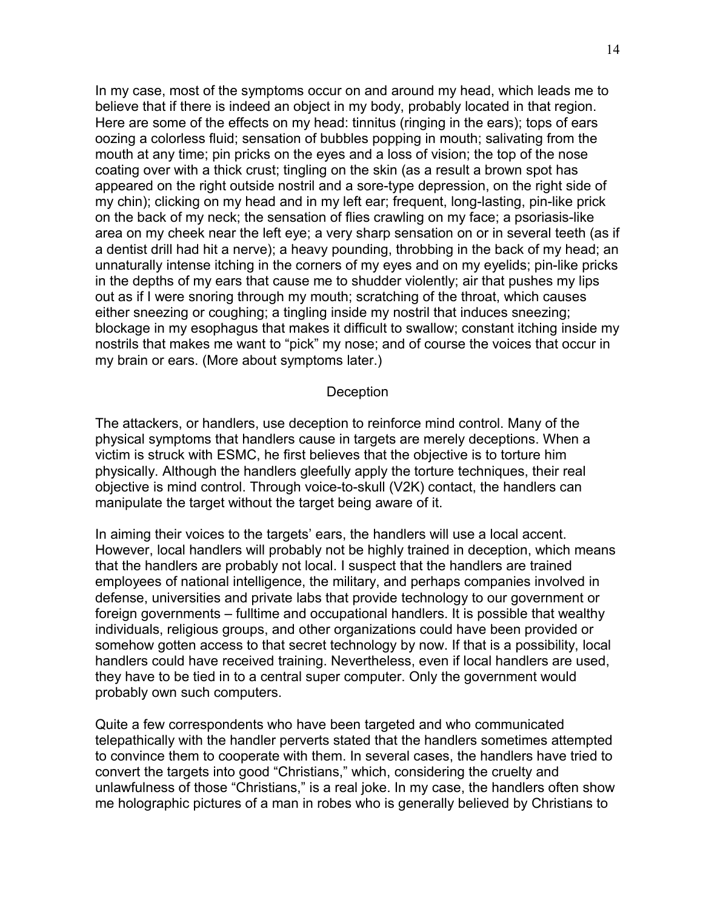In my case, most of the symptoms occur on and around my head, which leads me to believe that if there is indeed an object in my body, probably located in that region. Here are some of the effects on my head: tinnitus (ringing in the ears); tops of ears oozing a colorless fluid; sensation of bubbles popping in mouth; salivating from the mouth at any time; pin pricks on the eyes and a loss of vision; the top of the nose coating over with a thick crust; tingling on the skin (as a result a brown spot has appeared on the right outside nostril and a sore-type depression, on the right side of my chin); clicking on my head and in my left ear; frequent, long-lasting, pin-like prick on the back of my neck; the sensation of flies crawling on my face; a psoriasis-like area on my cheek near the left eye; a very sharp sensation on or in several teeth (as if a dentist drill had hit a nerve); a heavy pounding, throbbing in the back of my head; an unnaturally intense itching in the corners of my eyes and on my eyelids; pin-like pricks in the depths of my ears that cause me to shudder violently; air that pushes my lips out as if I were snoring through my mouth; scratching of the throat, which causes either sneezing or coughing; a tingling inside my nostril that induces sneezing; blockage in my esophagus that makes it difficult to swallow; constant itching inside my nostrils that makes me want to "pick" my nose; and of course the voices that occur in my brain or ears. (More about symptoms later.)

## Deception

The attackers, or handlers, use deception to reinforce mind control. Many of the physical symptoms that handlers cause in targets are merely deceptions. When a victim is struck with ESMC, he first believes that the objective is to torture him physically. Although the handlers gleefully apply the torture techniques, their real objective is mind control. Through voice-to-skull (V2K) contact, the handlers can manipulate the target without the target being aware of it.

In aiming their voices to the targets' ears, the handlers will use a local accent. However, local handlers will probably not be highly trained in deception, which means that the handlers are probably not local. I suspect that the handlers are trained employees of national intelligence, the military, and perhaps companies involved in defense, universities and private labs that provide technology to our government or foreign governments – fulltime and occupational handlers. It is possible that wealthy individuals, religious groups, and other organizations could have been provided or somehow gotten access to that secret technology by now. If that is a possibility, local handlers could have received training. Nevertheless, even if local handlers are used, they have to be tied in to a central super computer. Only the government would probably own such computers.

Quite a few correspondents who have been targeted and who communicated telepathically with the handler perverts stated that the handlers sometimes attempted to convince them to cooperate with them. In several cases, the handlers have tried to convert the targets into good "Christians," which, considering the cruelty and unlawfulness of those "Christians," is a real joke. In my case, the handlers often show me holographic pictures of a man in robes who is generally believed by Christians to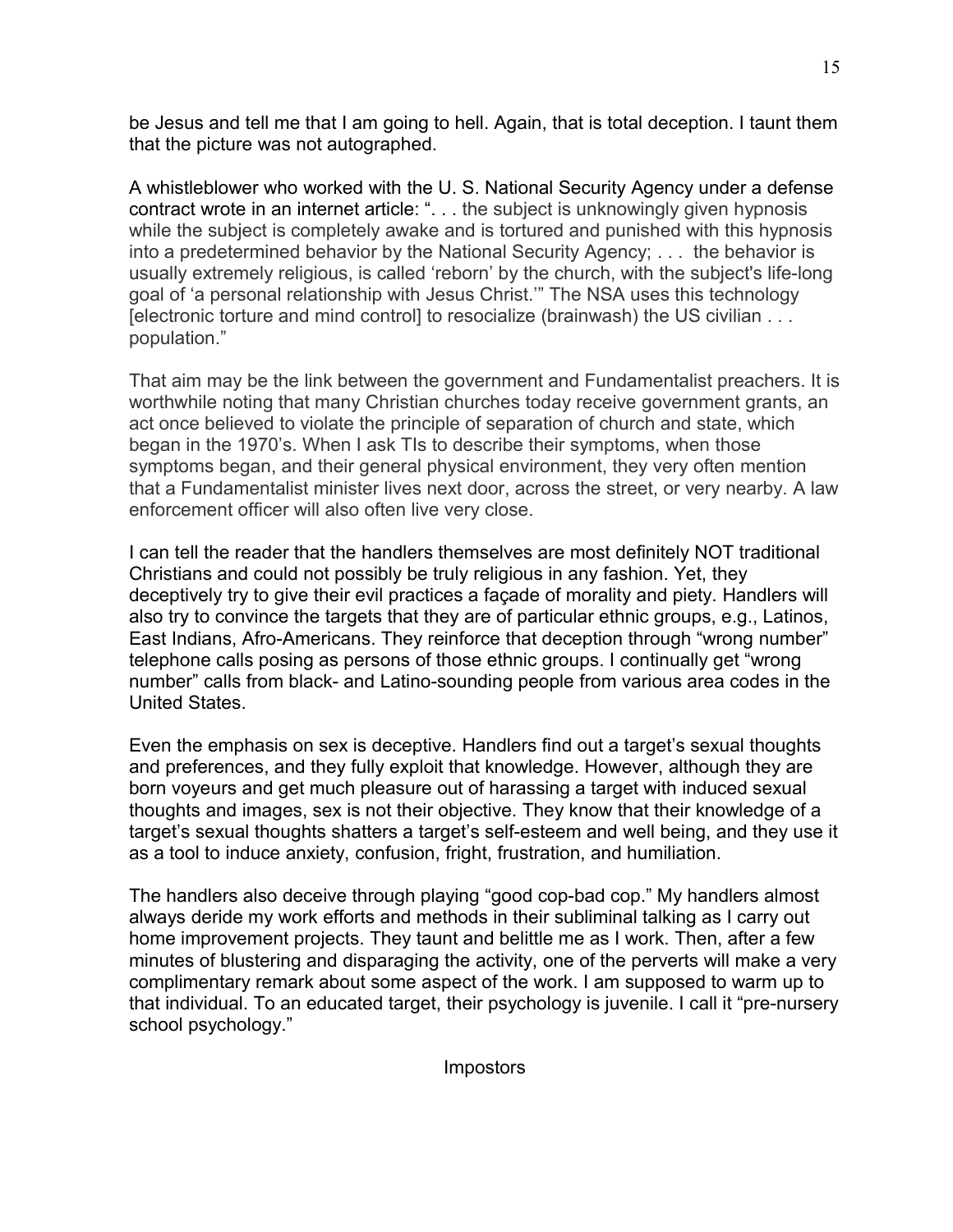be Jesus and tell me that I am going to hell. Again, that is total deception. I taunt them that the picture was not autographed.

A whistleblower who worked with the U. S. National Security Agency under a defense contract wrote in an internet article: ". . . the subject is unknowingly given hypnosis while the subject is completely awake and is tortured and punished with this hypnosis into a predetermined behavior by the National Security Agency; . . . the behavior is usually extremely religious, is called 'reborn' by the church, with the subject's life-long goal of 'a personal relationship with Jesus Christ.'" The NSA uses this technology [electronic torture and mind control] to resocialize (brainwash) the US civilian . . . population."

That aim may be the link between the government and Fundamentalist preachers. It is worthwhile noting that many Christian churches today receive government grants, an act once believed to violate the principle of separation of church and state, which began in the 1970's. When I ask TIs to describe their symptoms, when those symptoms began, and their general physical environment, they very often mention that a Fundamentalist minister lives next door, across the street, or very nearby. A law enforcement officer will also often live very close.

I can tell the reader that the handlers themselves are most definitely NOT traditional Christians and could not possibly be truly religious in any fashion. Yet, they deceptively try to give their evil practices a façade of morality and piety. Handlers will also try to convince the targets that they are of particular ethnic groups, e.g., Latinos, East Indians, Afro-Americans. They reinforce that deception through "wrong number" telephone calls posing as persons of those ethnic groups. I continually get "wrong number" calls from black- and Latino-sounding people from various area codes in the United States.

Even the emphasis on sex is deceptive. Handlers find out a target's sexual thoughts and preferences, and they fully exploit that knowledge. However, although they are born voyeurs and get much pleasure out of harassing a target with induced sexual thoughts and images, sex is not their objective. They know that their knowledge of a target's sexual thoughts shatters a target's self-esteem and well being, and they use it as a tool to induce anxiety, confusion, fright, frustration, and humiliation.

The handlers also deceive through playing "good cop-bad cop." My handlers almost always deride my work efforts and methods in their subliminal talking as I carry out home improvement projects. They taunt and belittle me as I work. Then, after a few minutes of blustering and disparaging the activity, one of the perverts will make a very complimentary remark about some aspect of the work. I am supposed to warm up to that individual. To an educated target, their psychology is juvenile. I call it "pre-nursery school psychology."

## Impostors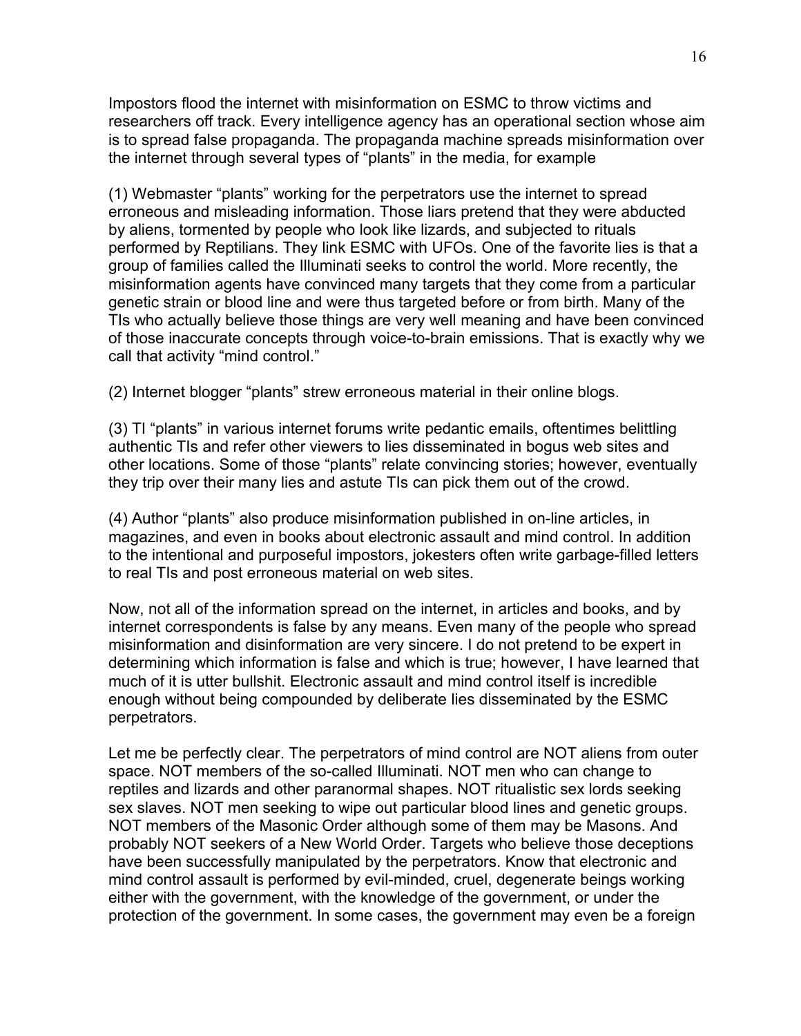Impostors flood the internet with misinformation on ESMC to throw victims and researchers off track. Every intelligence agency has an operational section whose aim is to spread false propaganda. The propaganda machine spreads misinformation over the internet through several types of "plants" in the media, for example

(1) Webmaster "plants" working for the perpetrators use the internet to spread erroneous and misleading information. Those liars pretend that they were abducted by aliens, tormented by people who look like lizards, and subjected to rituals performed by Reptilians. They link ESMC with UFOs. One of the favorite lies is that a group of families called the Illuminati seeks to control the world. More recently, the misinformation agents have convinced many targets that they come from a particular genetic strain or blood line and were thus targeted before or from birth. Many of the TIs who actually believe those things are very well meaning and have been convinced of those inaccurate concepts through voice-to-brain emissions. That is exactly why we call that activity "mind control."

(2) Internet blogger "plants" strew erroneous material in their online blogs.

(3) TI "plants" in various internet forums write pedantic emails, oftentimes belittling authentic TIs and refer other viewers to lies disseminated in bogus web sites and other locations. Some of those "plants" relate convincing stories; however, eventually they trip over their many lies and astute TIs can pick them out of the crowd.

(4) Author "plants" also produce misinformation published in on-line articles, in magazines, and even in books about electronic assault and mind control. In addition to the intentional and purposeful impostors, jokesters often write garbage-filled letters to real TIs and post erroneous material on web sites.

Now, not all of the information spread on the internet, in articles and books, and by internet correspondents is false by any means. Even many of the people who spread misinformation and disinformation are very sincere. I do not pretend to be expert in determining which information is false and which is true; however, I have learned that much of it is utter bullshit. Electronic assault and mind control itself is incredible enough without being compounded by deliberate lies disseminated by the ESMC perpetrators.

Let me be perfectly clear. The perpetrators of mind control are NOT aliens from outer space. NOT members of the so-called Illuminati. NOT men who can change to reptiles and lizards and other paranormal shapes. NOT ritualistic sex lords seeking sex slaves. NOT men seeking to wipe out particular blood lines and genetic groups. NOT members of the Masonic Order although some of them may be Masons. And probably NOT seekers of a New World Order. Targets who believe those deceptions have been successfully manipulated by the perpetrators. Know that electronic and mind control assault is performed by evil-minded, cruel, degenerate beings working either with the government, with the knowledge of the government, or under the protection of the government. In some cases, the government may even be a foreign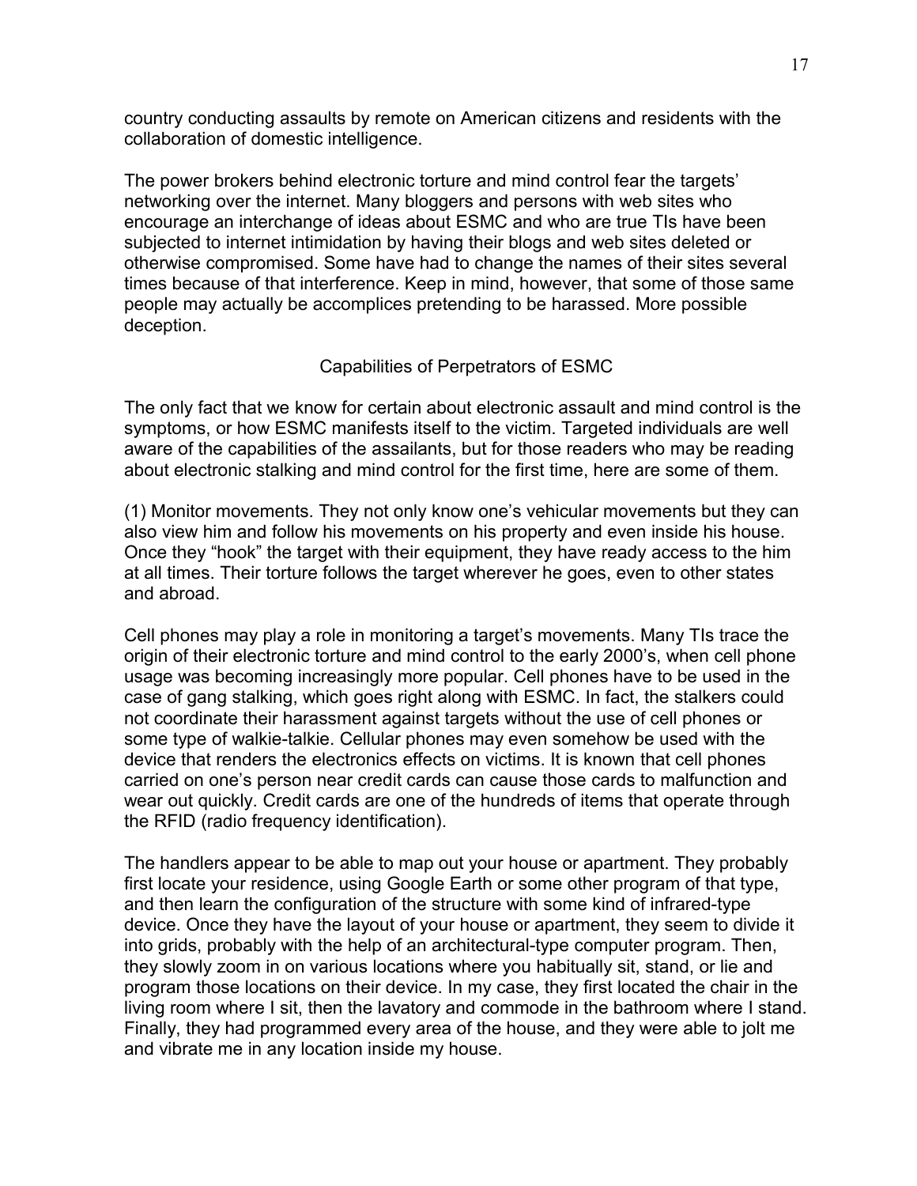country conducting assaults by remote on American citizens and residents with the collaboration of domestic intelligence.

The power brokers behind electronic torture and mind control fear the targets' networking over the internet. Many bloggers and persons with web sites who encourage an interchange of ideas about ESMC and who are true TIs have been subjected to internet intimidation by having their blogs and web sites deleted or otherwise compromised. Some have had to change the names of their sites several times because of that interference. Keep in mind, however, that some of those same people may actually be accomplices pretending to be harassed. More possible deception.

## Capabilities of Perpetrators of ESMC

The only fact that we know for certain about electronic assault and mind control is the symptoms, or how ESMC manifests itself to the victim. Targeted individuals are well aware of the capabilities of the assailants, but for those readers who may be reading about electronic stalking and mind control for the first time, here are some of them.

(1) Monitor movements. They not only know one's vehicular movements but they can also view him and follow his movements on his property and even inside his house. Once they "hook" the target with their equipment, they have ready access to the him at all times. Their torture follows the target wherever he goes, even to other states and abroad.

Cell phones may play a role in monitoring a target's movements. Many TIs trace the origin of their electronic torture and mind control to the early 2000's, when cell phone usage was becoming increasingly more popular. Cell phones have to be used in the case of gang stalking, which goes right along with ESMC. In fact, the stalkers could not coordinate their harassment against targets without the use of cell phones or some type of walkie-talkie. Cellular phones may even somehow be used with the device that renders the electronics effects on victims. It is known that cell phones carried on one's person near credit cards can cause those cards to malfunction and wear out quickly. Credit cards are one of the hundreds of items that operate through the RFID (radio frequency identification).

The handlers appear to be able to map out your house or apartment. They probably first locate your residence, using Google Earth or some other program of that type, and then learn the configuration of the structure with some kind of infrared-type device. Once they have the layout of your house or apartment, they seem to divide it into grids, probably with the help of an architectural-type computer program. Then, they slowly zoom in on various locations where you habitually sit, stand, or lie and program those locations on their device. In my case, they first located the chair in the living room where I sit, then the lavatory and commode in the bathroom where I stand. Finally, they had programmed every area of the house, and they were able to jolt me and vibrate me in any location inside my house.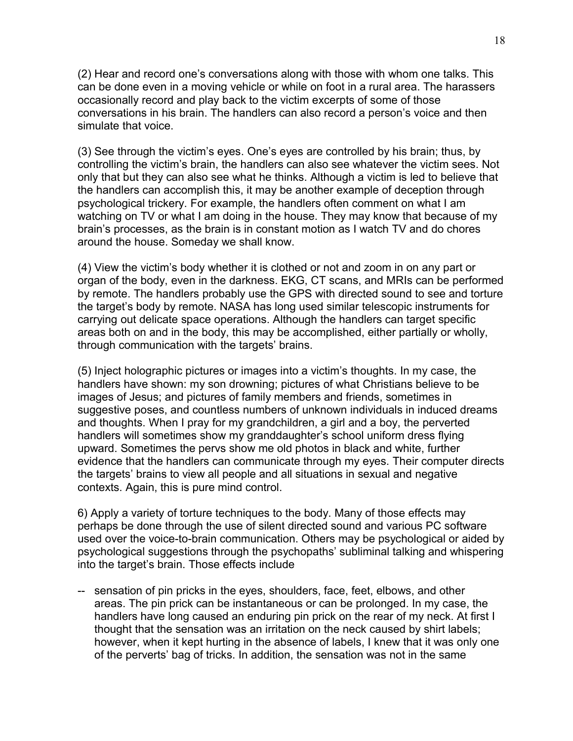(2) Hear and record one's conversations along with those with whom one talks. This can be done even in a moving vehicle or while on foot in a rural area. The harassers occasionally record and play back to the victim excerpts of some of those conversations in his brain. The handlers can also record a person's voice and then simulate that voice.

(3) See through the victim's eyes. One's eyes are controlled by his brain; thus, by controlling the victim's brain, the handlers can also see whatever the victim sees. Not only that but they can also see what he thinks. Although a victim is led to believe that the handlers can accomplish this, it may be another example of deception through psychological trickery. For example, the handlers often comment on what I am watching on TV or what I am doing in the house. They may know that because of my brain's processes, as the brain is in constant motion as I watch TV and do chores around the house. Someday we shall know.

(4) View the victim's body whether it is clothed or not and zoom in on any part or organ of the body, even in the darkness. EKG, CT scans, and MRIs can be performed by remote. The handlers probably use the GPS with directed sound to see and torture the target's body by remote. NASA has long used similar telescopic instruments for carrying out delicate space operations. Although the handlers can target specific areas both on and in the body, this may be accomplished, either partially or wholly, through communication with the targets' brains.

(5) Inject holographic pictures or images into a victim's thoughts. In my case, the handlers have shown: my son drowning; pictures of what Christians believe to be images of Jesus; and pictures of family members and friends, sometimes in suggestive poses, and countless numbers of unknown individuals in induced dreams and thoughts. When I pray for my grandchildren, a girl and a boy, the perverted handlers will sometimes show my granddaughter's school uniform dress flying upward. Sometimes the pervs show me old photos in black and white, further evidence that the handlers can communicate through my eyes. Their computer directs the targets' brains to view all people and all situations in sexual and negative contexts. Again, this is pure mind control.

6) Apply a variety of torture techniques to the body. Many of those effects may perhaps be done through the use of silent directed sound and various PC software used over the voice-to-brain communication. Others may be psychological or aided by psychological suggestions through the psychopaths' subliminal talking and whispering into the target's brain. Those effects include

-- sensation of pin pricks in the eyes, shoulders, face, feet, elbows, and other areas. The pin prick can be instantaneous or can be prolonged. In my case, the handlers have long caused an enduring pin prick on the rear of my neck. At first I thought that the sensation was an irritation on the neck caused by shirt labels; however, when it kept hurting in the absence of labels, I knew that it was only one of the perverts' bag of tricks. In addition, the sensation was not in the same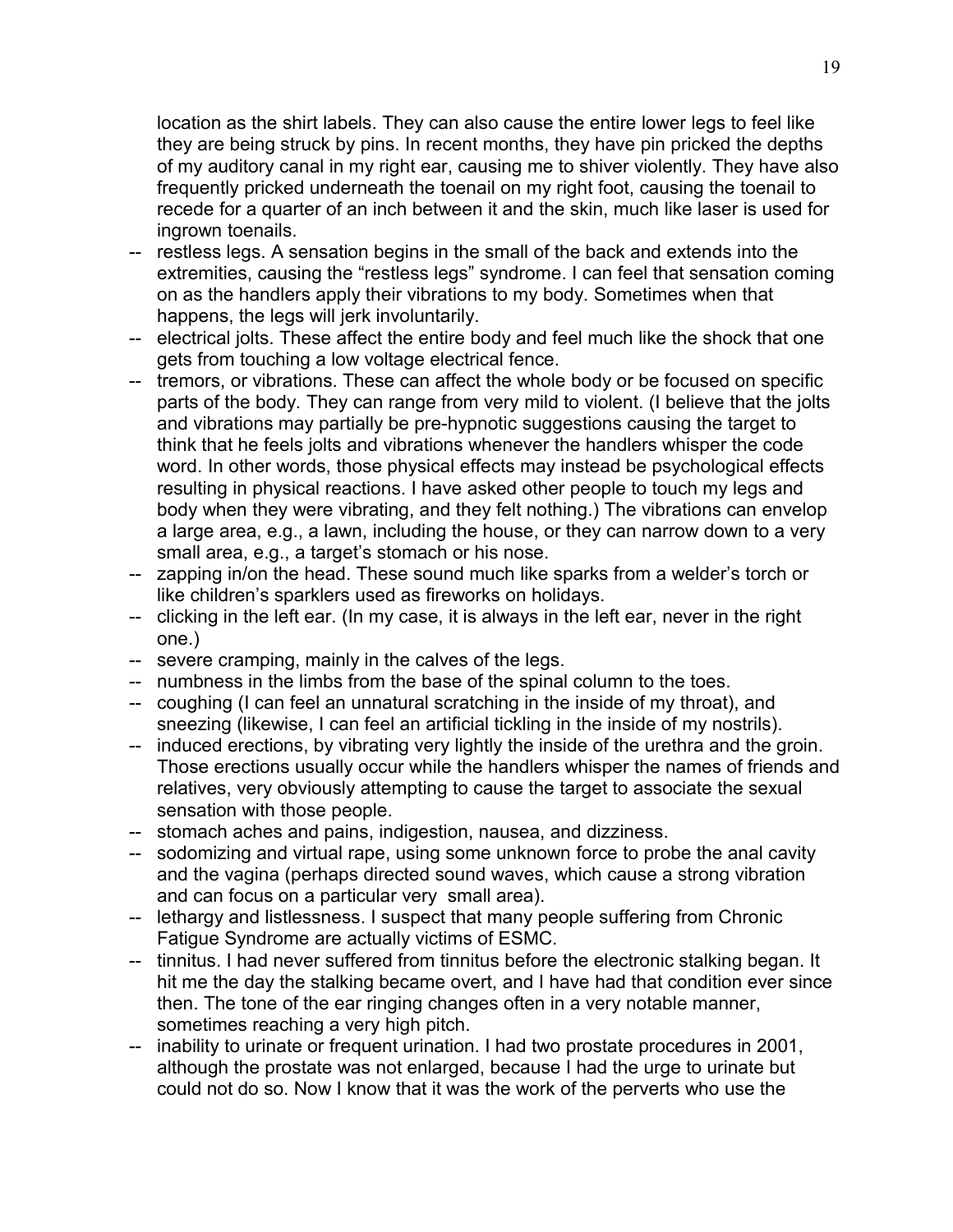location as the shirt labels. They can also cause the entire lower legs to feel like they are being struck by pins. In recent months, they have pin pricked the depths of my auditory canal in my right ear, causing me to shiver violently. They have also frequently pricked underneath the toenail on my right foot, causing the toenail to recede for a quarter of an inch between it and the skin, much like laser is used for ingrown toenails.

- -- restless legs. A sensation begins in the small of the back and extends into the extremities, causing the "restless legs" syndrome. I can feel that sensation coming on as the handlers apply their vibrations to my body. Sometimes when that happens, the legs will jerk involuntarily.
- -- electrical jolts. These affect the entire body and feel much like the shock that one gets from touching a low voltage electrical fence.
- -- tremors, or vibrations. These can affect the whole body or be focused on specific parts of the body. They can range from very mild to violent. (I believe that the jolts and vibrations may partially be pre-hypnotic suggestions causing the target to think that he feels jolts and vibrations whenever the handlers whisper the code word. In other words, those physical effects may instead be psychological effects resulting in physical reactions. I have asked other people to touch my legs and body when they were vibrating, and they felt nothing.) The vibrations can envelop a large area, e.g., a lawn, including the house, or they can narrow down to a very small area, e.g., a target's stomach or his nose.
- -- zapping in/on the head. These sound much like sparks from a welder's torch or like children's sparklers used as fireworks on holidays.
- -- clicking in the left ear. (In my case, it is always in the left ear, never in the right one.)
- -- severe cramping, mainly in the calves of the legs.
- -- numbness in the limbs from the base of the spinal column to the toes.
- -- coughing (I can feel an unnatural scratching in the inside of my throat), and sneezing (likewise, I can feel an artificial tickling in the inside of my nostrils).
- -- induced erections, by vibrating very lightly the inside of the urethra and the groin. Those erections usually occur while the handlers whisper the names of friends and relatives, very obviously attempting to cause the target to associate the sexual sensation with those people.
- -- stomach aches and pains, indigestion, nausea, and dizziness.
- -- sodomizing and virtual rape, using some unknown force to probe the anal cavity and the vagina (perhaps directed sound waves, which cause a strong vibration and can focus on a particular very small area).
- -- lethargy and listlessness. I suspect that many people suffering from Chronic Fatigue Syndrome are actually victims of ESMC.
- -- tinnitus. I had never suffered from tinnitus before the electronic stalking began. It hit me the day the stalking became overt, and I have had that condition ever since then. The tone of the ear ringing changes often in a very notable manner, sometimes reaching a very high pitch.
- -- inability to urinate or frequent urination. I had two prostate procedures in 2001, although the prostate was not enlarged, because I had the urge to urinate but could not do so. Now I know that it was the work of the perverts who use the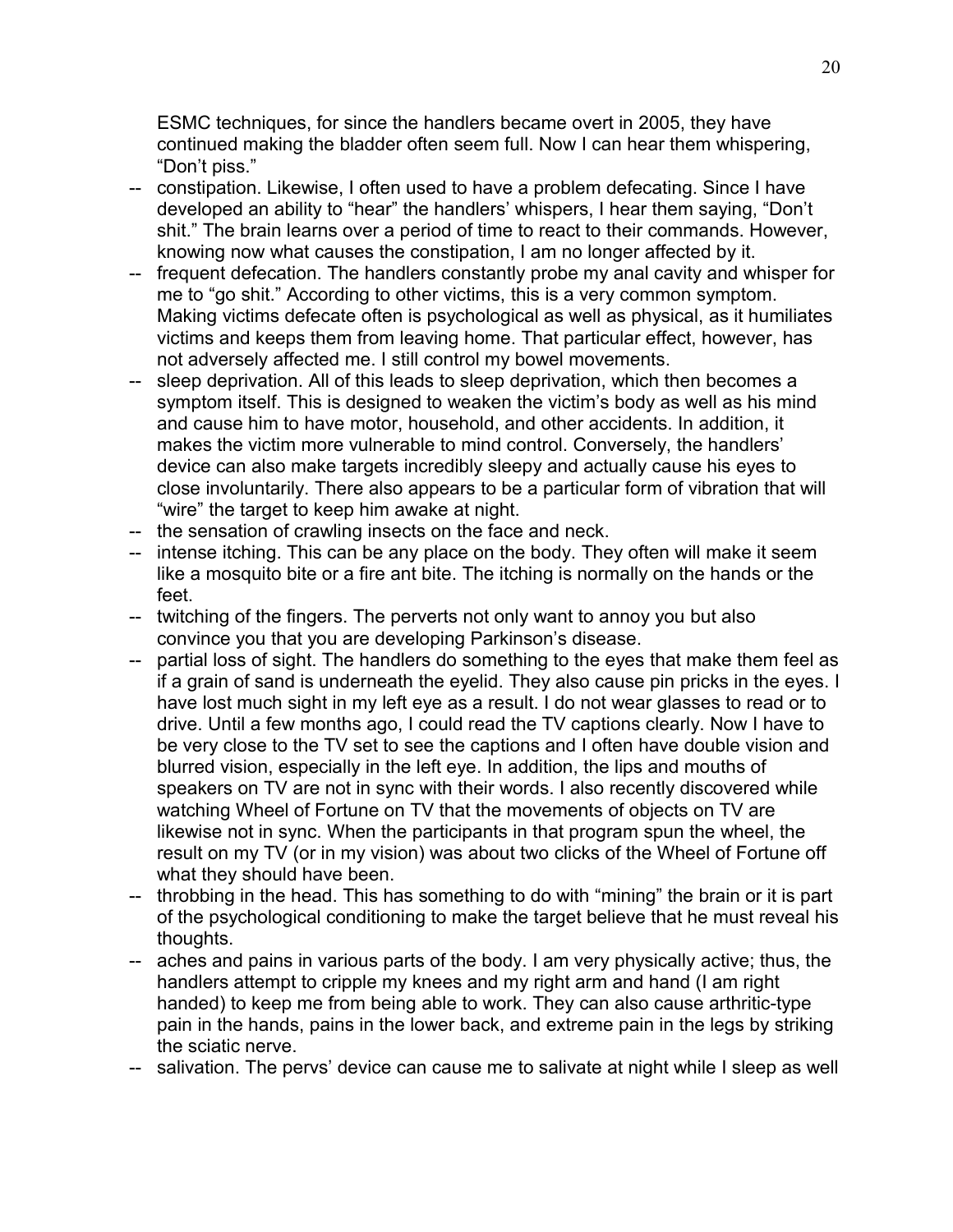ESMC techniques, for since the handlers became overt in 2005, they have continued making the bladder often seem full. Now I can hear them whispering, "Don't piss."

- -- constipation. Likewise, I often used to have a problem defecating. Since I have developed an ability to "hear" the handlers' whispers, I hear them saying, "Don't shit." The brain learns over a period of time to react to their commands. However, knowing now what causes the constipation, I am no longer affected by it.
- -- frequent defecation. The handlers constantly probe my anal cavity and whisper for me to "go shit." According to other victims, this is a very common symptom. Making victims defecate often is psychological as well as physical, as it humiliates victims and keeps them from leaving home. That particular effect, however, has not adversely affected me. I still control my bowel movements.
- -- sleep deprivation. All of this leads to sleep deprivation, which then becomes a symptom itself. This is designed to weaken the victim's body as well as his mind and cause him to have motor, household, and other accidents. In addition, it makes the victim more vulnerable to mind control. Conversely, the handlers' device can also make targets incredibly sleepy and actually cause his eyes to close involuntarily. There also appears to be a particular form of vibration that will "wire" the target to keep him awake at night.
- -- the sensation of crawling insects on the face and neck.
- -- intense itching. This can be any place on the body. They often will make it seem like a mosquito bite or a fire ant bite. The itching is normally on the hands or the feet.
- -- twitching of the fingers. The perverts not only want to annoy you but also convince you that you are developing Parkinson's disease.
- -- partial loss of sight. The handlers do something to the eyes that make them feel as if a grain of sand is underneath the eyelid. They also cause pin pricks in the eyes. I have lost much sight in my left eye as a result. I do not wear glasses to read or to drive. Until a few months ago, I could read the TV captions clearly. Now I have to be very close to the TV set to see the captions and I often have double vision and blurred vision, especially in the left eye. In addition, the lips and mouths of speakers on TV are not in sync with their words. I also recently discovered while watching Wheel of Fortune on TV that the movements of objects on TV are likewise not in sync. When the participants in that program spun the wheel, the result on my TV (or in my vision) was about two clicks of the Wheel of Fortune off what they should have been.
- -- throbbing in the head. This has something to do with "mining" the brain or it is part of the psychological conditioning to make the target believe that he must reveal his thoughts.
- -- aches and pains in various parts of the body. I am very physically active; thus, the handlers attempt to cripple my knees and my right arm and hand (I am right handed) to keep me from being able to work. They can also cause arthritic-type pain in the hands, pains in the lower back, and extreme pain in the legs by striking the sciatic nerve.
- -- salivation. The pervs' device can cause me to salivate at night while I sleep as well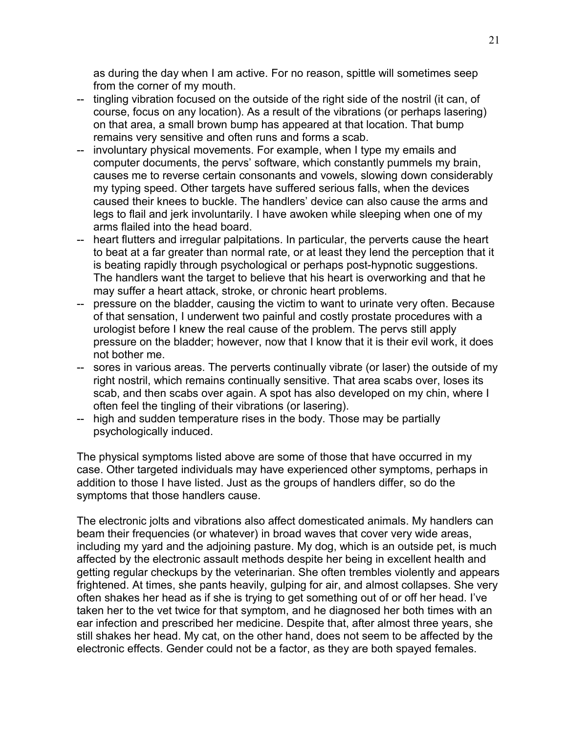as during the day when I am active. For no reason, spittle will sometimes seep from the corner of my mouth.

-- tingling vibration focused on the outside of the right side of the nostril (it can, of course, focus on any location). As a result of the vibrations (or perhaps lasering) on that area, a small brown bump has appeared at that location. That bump remains very sensitive and often runs and forms a scab.
-- involuntary physical movements. For example, when I type my emails and computer documents, the pervs' software, which constantly pummels my brain, causes me to reverse certain consonants and vowels, slowing down considerably my typing speed. Other targets have suffered serious falls, when the devices caused their knees to buckle. The handlers' device can also cause the arms and legs to flail and jerk involuntarily. I have awoken while sleeping when one of my arms flailed into the head board.
-- heart flutters and irregular palpitations. In particular, the perverts cause the heart to beat at a far greater than normal rate, or at least they lend the perception that it is beating rapidly through psychological or perhaps post-hypnotic suggestions. The handlers want the target to believe that his heart is overworking and that he may suffer a heart attack, stroke, or chronic heart problems.
-- pressure on the bladder, causing the victim to want to urinate very often. Because of that sensation, I underwent two painful and costly prostate procedures with a urologist before I knew the real cause of the problem. The pervs still apply pressure on the bladder; however, now that I know that it is their evil work, it does not bother me.
-- sores in various areas. The perverts continually vibrate (or laser) the outside of my right nostril, which remains continually sensitive. That area scabs over, loses its scab, and then scabs over again. A spot has also developed on my chin, where I often feel the tingling of their vibrations (or lasering).
-- high and sudden temperature rises in the body. Those may be partially psychologically induced.

The physical symptoms listed above are some of those that have occurred in my case. Other targeted individuals may have experienced other symptoms, perhaps in addition to those I have listed. Just as the groups of handlers differ, so do the symptoms that those handlers cause.

The electronic jolts and vibrations also affect domesticated animals. My handlers can beam their frequencies (or whatever) in broad waves that cover very wide areas, including my yard and the adjoining pasture. My dog, which is an outside pet, is much affected by the electronic assault methods despite her being in excellent health and getting regular checkups by the veterinarian. She often trembles violently and appears frightened. At times, she pants heavily, gulping for air, and almost collapses. She very often shakes her head as if she is trying to get something out of or off her head. I've taken her to the vet twice for that symptom, and he diagnosed her both times with an ear infection and prescribed her medicine. Despite that, after almost three years, she still shakes her head. My cat, on the other hand, does not seem to be affected by the electronic effects. Gender could not be a factor, as they are both spayed females.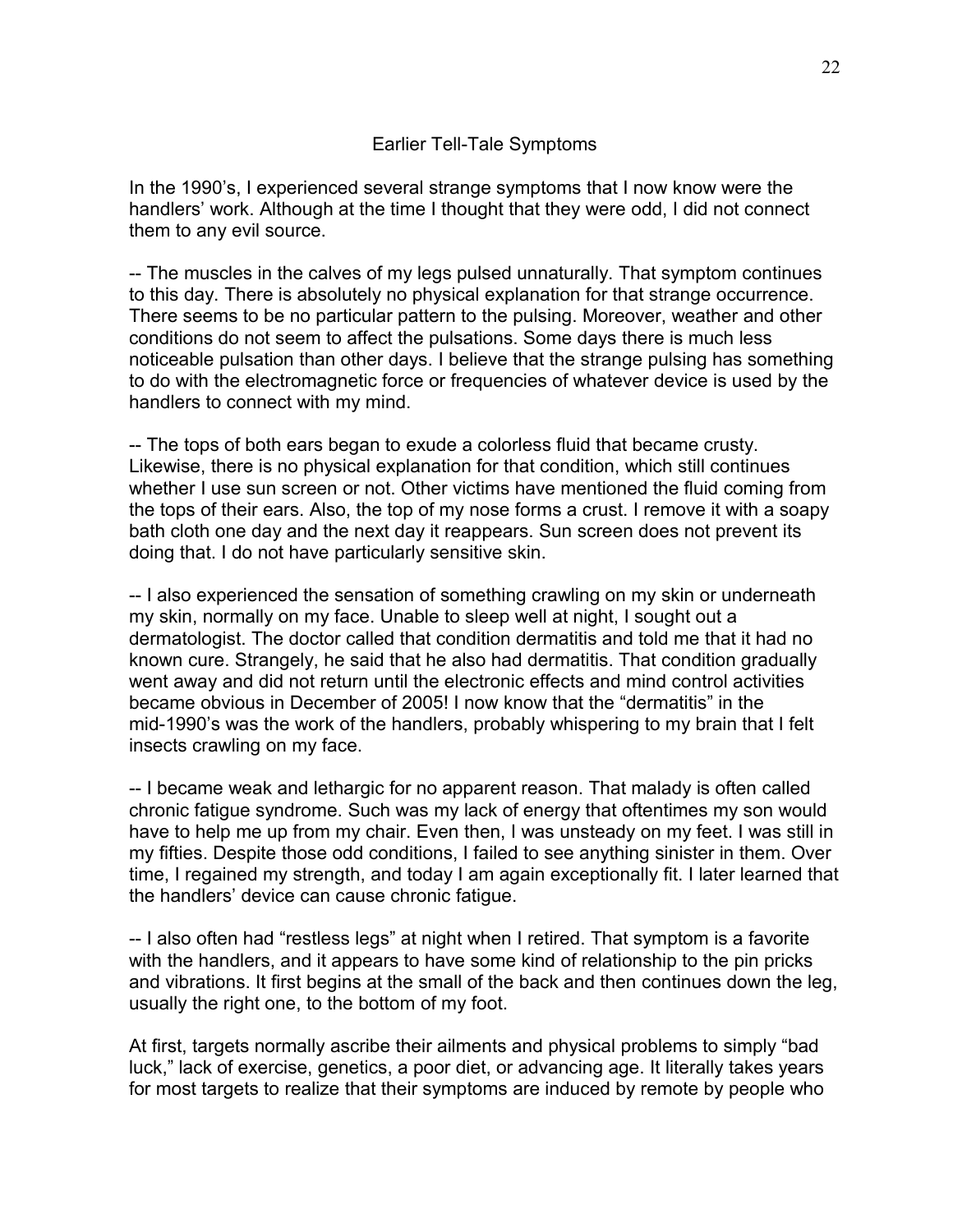## Earlier Tell-Tale Symptoms

In the 1990's, I experienced several strange symptoms that I now know were the handlers' work. Although at the time I thought that they were odd, I did not connect them to any evil source.

-- The muscles in the calves of my legs pulsed unnaturally. That symptom continues to this day. There is absolutely no physical explanation for that strange occurrence. There seems to be no particular pattern to the pulsing. Moreover, weather and other conditions do not seem to affect the pulsations. Some days there is much less noticeable pulsation than other days. I believe that the strange pulsing has something to do with the electromagnetic force or frequencies of whatever device is used by the handlers to connect with my mind.

-- The tops of both ears began to exude a colorless fluid that became crusty. Likewise, there is no physical explanation for that condition, which still continues whether I use sun screen or not. Other victims have mentioned the fluid coming from the tops of their ears. Also, the top of my nose forms a crust. I remove it with a soapy bath cloth one day and the next day it reappears. Sun screen does not prevent its doing that. I do not have particularly sensitive skin.

-- I also experienced the sensation of something crawling on my skin or underneath my skin, normally on my face. Unable to sleep well at night, I sought out a dermatologist. The doctor called that condition dermatitis and told me that it had no known cure. Strangely, he said that he also had dermatitis. That condition gradually went away and did not return until the electronic effects and mind control activities became obvious in December of 2005! I now know that the "dermatitis" in the mid-1990's was the work of the handlers, probably whispering to my brain that I felt insects crawling on my face.

-- I became weak and lethargic for no apparent reason. That malady is often called chronic fatigue syndrome. Such was my lack of energy that oftentimes my son would have to help me up from my chair. Even then, I was unsteady on my feet. I was still in my fifties. Despite those odd conditions, I failed to see anything sinister in them. Over time, I regained my strength, and today I am again exceptionally fit. I later learned that the handlers' device can cause chronic fatigue.

-- I also often had "restless legs" at night when I retired. That symptom is a favorite with the handlers, and it appears to have some kind of relationship to the pin pricks and vibrations. It first begins at the small of the back and then continues down the leg, usually the right one, to the bottom of my foot.

At first, targets normally ascribe their ailments and physical problems to simply "bad luck," lack of exercise, genetics, a poor diet, or advancing age. It literally takes years for most targets to realize that their symptoms are induced by remote by people who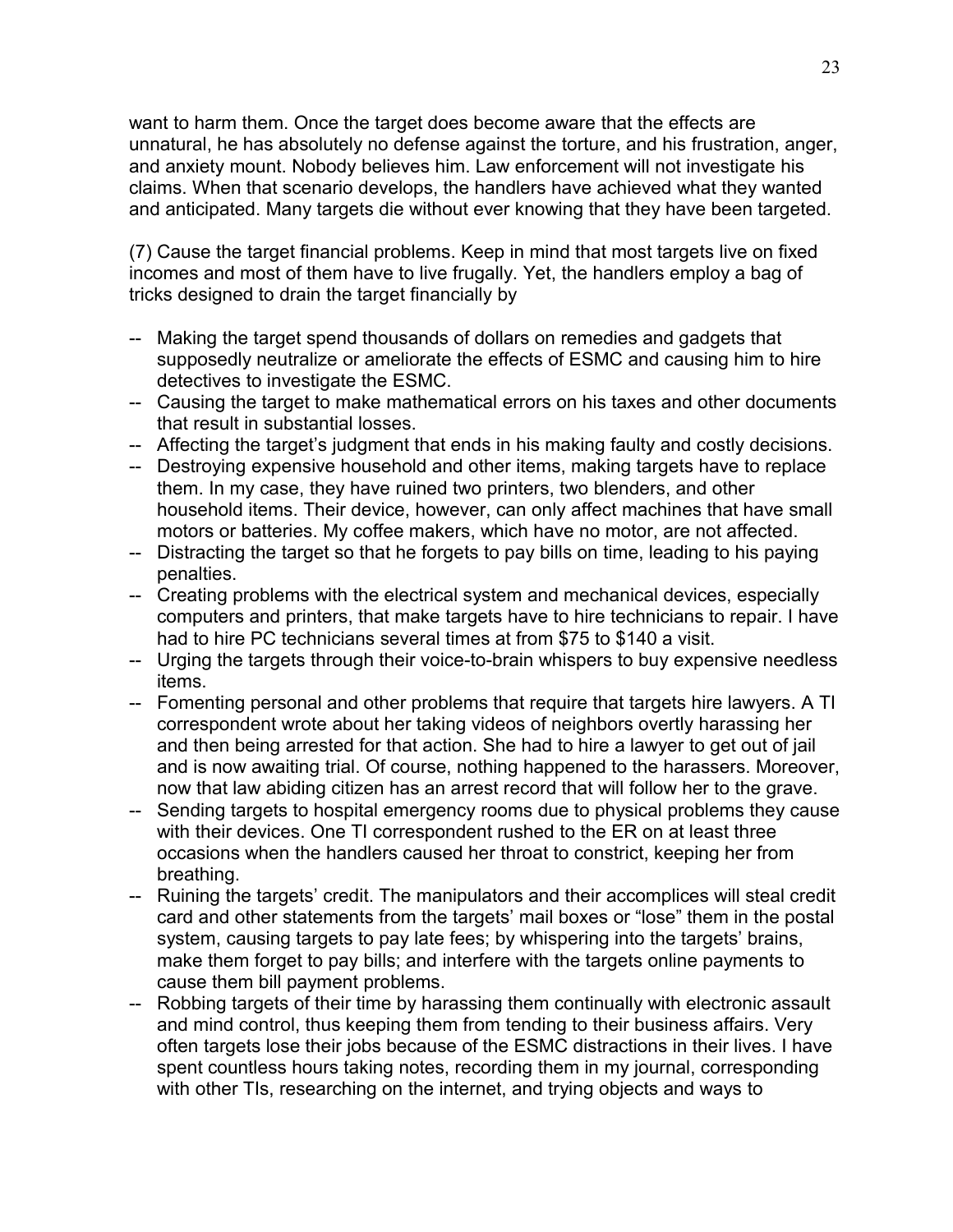want to harm them. Once the target does become aware that the effects are unnatural, he has absolutely no defense against the torture, and his frustration, anger, and anxiety mount. Nobody believes him. Law enforcement will not investigate his claims. When that scenario develops, the handlers have achieved what they wanted and anticipated. Many targets die without ever knowing that they have been targeted.

(7) Cause the target financial problems. Keep in mind that most targets live on fixed incomes and most of them have to live frugally. Yet, the handlers employ a bag of tricks designed to drain the target financially by

-- Making the target spend thousands of dollars on remedies and gadgets that supposedly neutralize or ameliorate the effects of ESMC and causing him to hire detectives to investigate the ESMC.

-- Causing the target to make mathematical errors on his taxes and other documents that result in substantial losses.

-- Affecting the target's judgment that ends in his making faulty and costly decisions.

-- Destroying expensive household and other items, making targets have to replace them. In my case, they have ruined two printers, two blenders, and other household items. Their device, however, can only affect machines that have small motors or batteries. My coffee makers, which have no motor, are not affected.

-- Distracting the target so that he forgets to pay bills on time, leading to his paying penalties.

-- Creating problems with the electrical system and mechanical devices, especially computers and printers, that make targets have to hire technicians to repair. I have had to hire PC technicians several times at from $75 to $140 a visit.

-- Urging the targets through their voice-to-brain whispers to buy expensive needless items.

-- Fomenting personal and other problems that require that targets hire lawyers. A TI correspondent wrote about her taking videos of neighbors overtly harassing her and then being arrested for that action. She had to hire a lawyer to get out of jail and is now awaiting trial. Of course, nothing happened to the harassers. Moreover, now that law abiding citizen has an arrest record that will follow her to the grave.

-- Sending targets to hospital emergency rooms due to physical problems they cause with their devices. One TI correspondent rushed to the ER on at least three occasions when the handlers caused her throat to constrict, keeping her from breathing.

-- Ruining the targets' credit. The manipulators and their accomplices will steal credit card and other statements from the targets' mail boxes or "lose" them in the postal system, causing targets to pay late fees; by whispering into the targets' brains, make them forget to pay bills; and interfere with the targets online payments to cause them bill payment problems.

-- Robbing targets of their time by harassing them continually with electronic assault and mind control, thus keeping them from tending to their business affairs. Very often targets lose their jobs because of the ESMC distractions in their lives. I have spent countless hours taking notes, recording them in my journal, corresponding with other TIs, researching on the internet, and trying objects and ways to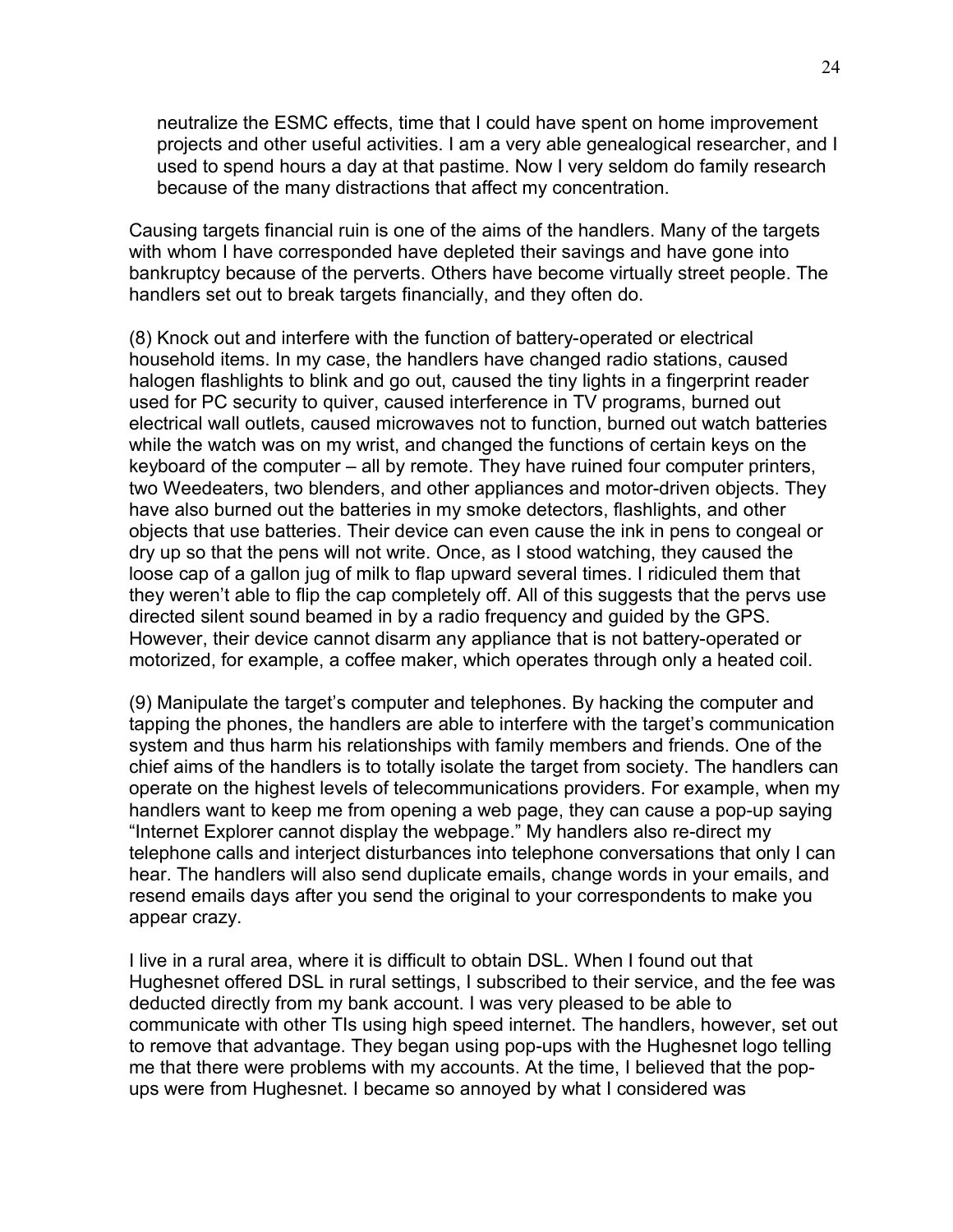neutralize the ESMC effects, time that I could have spent on home improvement projects and other useful activities. I am a very able genealogical researcher, and I used to spend hours a day at that pastime. Now I very seldom do family research because of the many distractions that affect my concentration.

Causing targets financial ruin is one of the aims of the handlers. Many of the targets with whom I have corresponded have depleted their savings and have gone into bankruptcy because of the perverts. Others have become virtually street people. The handlers set out to break targets financially, and they often do.

(8) Knock out and interfere with the function of battery-operated or electrical household items. In my case, the handlers have changed radio stations, caused halogen flashlights to blink and go out, caused the tiny lights in a fingerprint reader used for PC security to quiver, caused interference in TV programs, burned out electrical wall outlets, caused microwaves not to function, burned out watch batteries while the watch was on my wrist, and changed the functions of certain keys on the keyboard of the computer – all by remote. They have ruined four computer printers, two Weedeaters, two blenders, and other appliances and motor-driven objects. They have also burned out the batteries in my smoke detectors, flashlights, and other objects that use batteries. Their device can even cause the ink in pens to congeal or dry up so that the pens will not write. Once, as I stood watching, they caused the loose cap of a gallon jug of milk to flap upward several times. I ridiculed them that they weren't able to flip the cap completely off. All of this suggests that the pervs use directed silent sound beamed in by a radio frequency and guided by the GPS. However, their device cannot disarm any appliance that is not battery-operated or motorized, for example, a coffee maker, which operates through only a heated coil.

(9) Manipulate the target's computer and telephones. By hacking the computer and tapping the phones, the handlers are able to interfere with the target's communication system and thus harm his relationships with family members and friends. One of the chief aims of the handlers is to totally isolate the target from society. The handlers can operate on the highest levels of telecommunications providers. For example, when my handlers want to keep me from opening a web page, they can cause a pop-up saying "Internet Explorer cannot display the webpage." My handlers also re-direct my telephone calls and interject disturbances into telephone conversations that only I can hear. The handlers will also send duplicate emails, change words in your emails, and resend emails days after you send the original to your correspondents to make you appear crazy.

I live in a rural area, where it is difficult to obtain DSL. When I found out that Hughesnet offered DSL in rural settings, I subscribed to their service, and the fee was deducted directly from my bank account. I was very pleased to be able to communicate with other TIs using high speed internet. The handlers, however, set out to remove that advantage. They began using pop-ups with the Hughesnet logo telling me that there were problems with my accounts. At the time, I believed that the pop-ups were from Hughesnet. I became so annoyed by what I considered was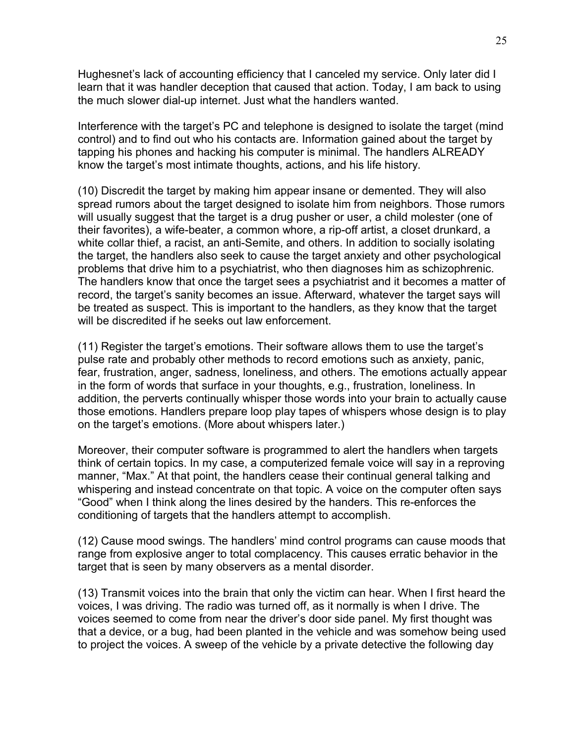Hughesnet's lack of accounting efficiency that I canceled my service. Only later did I learn that it was handler deception that caused that action. Today, I am back to using the much slower dial-up internet. Just what the handlers wanted.

Interference with the target's PC and telephone is designed to isolate the target (mind control) and to find out who his contacts are. Information gained about the target by tapping his phones and hacking his computer is minimal. The handlers ALREADY know the target's most intimate thoughts, actions, and his life history.

(10) Discredit the target by making him appear insane or demented. They will also spread rumors about the target designed to isolate him from neighbors. Those rumors will usually suggest that the target is a drug pusher or user, a child molester (one of their favorites), a wife-beater, a common whore, a rip-off artist, a closet drunkard, a white collar thief, a racist, an anti-Semite, and others. In addition to socially isolating the target, the handlers also seek to cause the target anxiety and other psychological problems that drive him to a psychiatrist, who then diagnoses him as schizophrenic. The handlers know that once the target sees a psychiatrist and it becomes a matter of record, the target's sanity becomes an issue. Afterward, whatever the target says will be treated as suspect. This is important to the handlers, as they know that the target will be discredited if he seeks out law enforcement.

(11) Register the target's emotions. Their software allows them to use the target's pulse rate and probably other methods to record emotions such as anxiety, panic, fear, frustration, anger, sadness, loneliness, and others. The emotions actually appear in the form of words that surface in your thoughts, e.g., frustration, loneliness. In addition, the perverts continually whisper those words into your brain to actually cause those emotions. Handlers prepare loop play tapes of whispers whose design is to play on the target's emotions. (More about whispers later.)

Moreover, their computer software is programmed to alert the handlers when targets think of certain topics. In my case, a computerized female voice will say in a reproving manner, "Max." At that point, the handlers cease their continual general talking and whispering and instead concentrate on that topic. A voice on the computer often says "Good" when I think along the lines desired by the handers. This re-enforces the conditioning of targets that the handlers attempt to accomplish.

(12) Cause mood swings. The handlers' mind control programs can cause moods that range from explosive anger to total complacency. This causes erratic behavior in the target that is seen by many observers as a mental disorder.

(13) Transmit voices into the brain that only the victim can hear. When I first heard the voices, I was driving. The radio was turned off, as it normally is when I drive. The voices seemed to come from near the driver's door side panel. My first thought was that a device, or a bug, had been planted in the vehicle and was somehow being used to project the voices. A sweep of the vehicle by a private detective the following day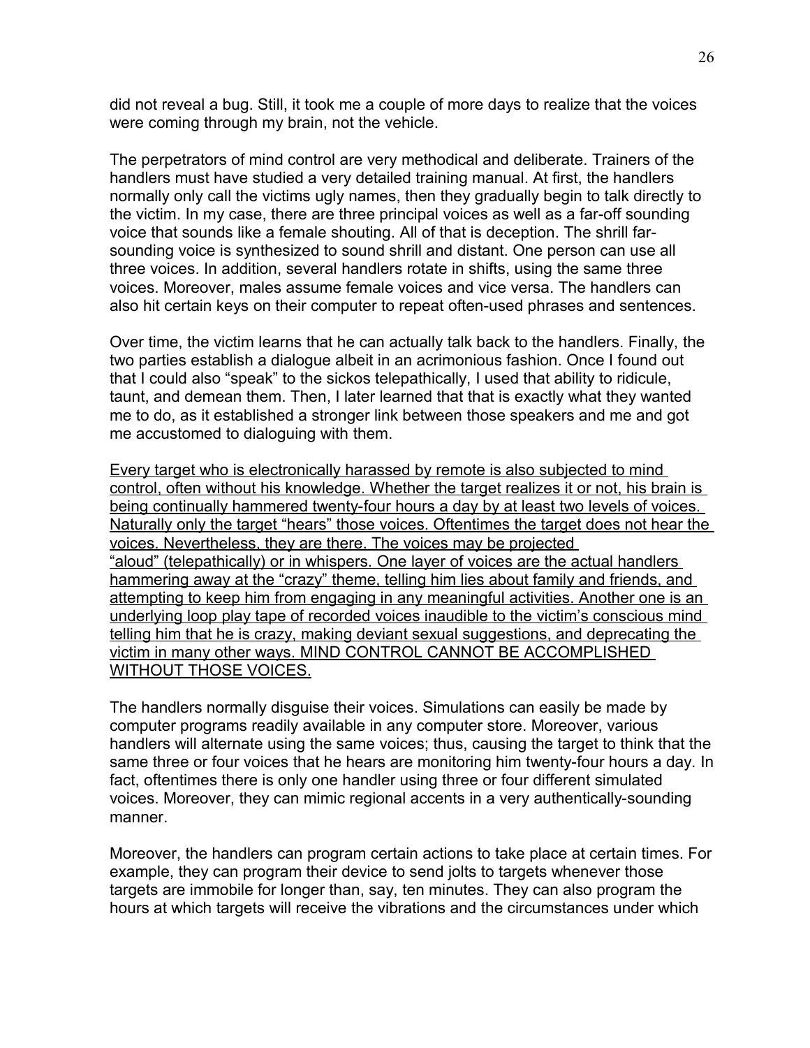did not reveal a bug. Still, it took me a couple of more days to realize that the voices were coming through my brain, not the vehicle.

The perpetrators of mind control are very methodical and deliberate. Trainers of the handlers must have studied a very detailed training manual. At first, the handlers normally only call the victims ugly names, then they gradually begin to talk directly to the victim. In my case, there are three principal voices as well as a far-off sounding voice that sounds like a female shouting. All of that is deception. The shrill far-sounding voice is synthesized to sound shrill and distant. One person can use all three voices. In addition, several handlers rotate in shifts, using the same three voices. Moreover, males assume female voices and vice versa. The handlers can also hit certain keys on their computer to repeat often-used phrases and sentences.

Over time, the victim learns that he can actually talk back to the handlers. Finally, the two parties establish a dialogue albeit in an acrimonious fashion. Once I found out that I could also "speak" to the sickos telepathically, I used that ability to ridicule, taunt, and demean them. Then, I later learned that that is exactly what they wanted me to do, as it established a stronger link between those speakers and me and got me accustomed to dialoguing with them.

<u>Every target who is electronically harassed by remote is also subjected to mind control, often without his knowledge. Whether the target realizes it or not, his brain is being continually hammered twenty-four hours a day by at least two levels of voices. Naturally only the target "hears" those voices. Oftentimes the target does not hear the voices. Nevertheless, they are there. The voices may be projected "aloud" (telepathically) or in whispers. One layer of voices are the actual handlers hammering away at the "crazy" theme, telling him lies about family and friends, and attempting to keep him from engaging in any meaningful activities. Another one is an underlying loop play tape of recorded voices inaudible to the victim's conscious mind telling him that he is crazy, making deviant sexual suggestions, and deprecating the victim in many other ways. MIND CONTROL CANNOT BE ACCOMPLISHED WITHOUT THOSE VOICES.</u>

The handlers normally disguise their voices. Simulations can easily be made by computer programs readily available in any computer store. Moreover, various handlers will alternate using the same voices; thus, causing the target to think that the same three or four voices that he hears are monitoring him twenty-four hours a day. In fact, oftentimes there is only one handler using three or four different simulated voices. Moreover, they can mimic regional accents in a very authentically-sounding manner.

Moreover, the handlers can program certain actions to take place at certain times. For example, they can program their device to send jolts to targets whenever those targets are immobile for longer than, say, ten minutes. They can also program the hours at which targets will receive the vibrations and the circumstances under which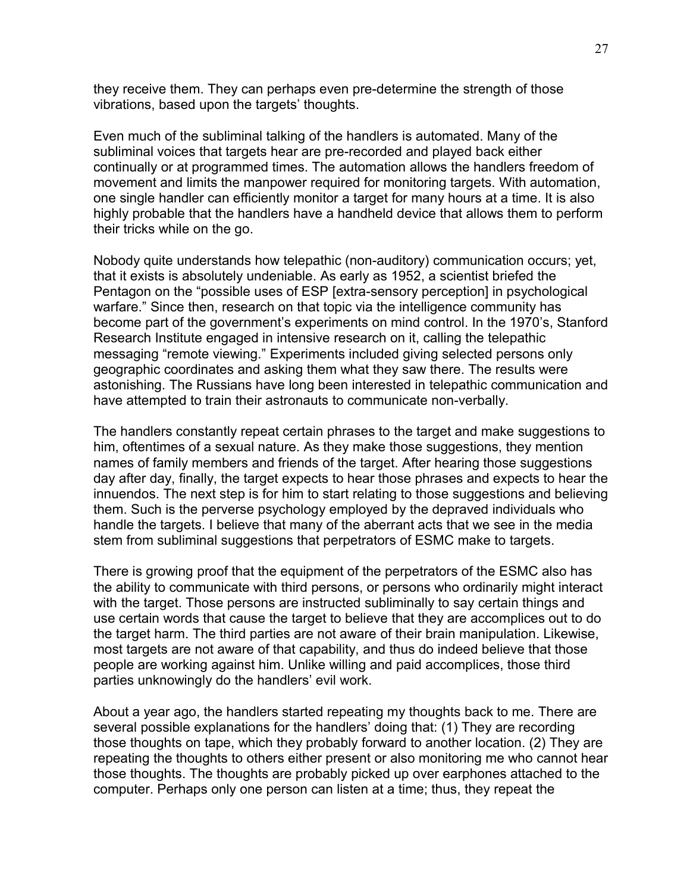they receive them. They can perhaps even pre-determine the strength of those vibrations, based upon the targets' thoughts.

Even much of the subliminal talking of the handlers is automated. Many of the subliminal voices that targets hear are pre-recorded and played back either continually or at programmed times. The automation allows the handlers freedom of movement and limits the manpower required for monitoring targets. With automation, one single handler can efficiently monitor a target for many hours at a time. It is also highly probable that the handlers have a handheld device that allows them to perform their tricks while on the go.

Nobody quite understands how telepathic (non-auditory) communication occurs; yet, that it exists is absolutely undeniable. As early as 1952, a scientist briefed the Pentagon on the "possible uses of ESP [extra-sensory perception] in psychological warfare." Since then, research on that topic via the intelligence community has become part of the government's experiments on mind control. In the 1970's, Stanford Research Institute engaged in intensive research on it, calling the telepathic messaging "remote viewing." Experiments included giving selected persons only geographic coordinates and asking them what they saw there. The results were astonishing. The Russians have long been interested in telepathic communication and have attempted to train their astronauts to communicate non-verbally.

The handlers constantly repeat certain phrases to the target and make suggestions to him, oftentimes of a sexual nature. As they make those suggestions, they mention names of family members and friends of the target. After hearing those suggestions day after day, finally, the target expects to hear those phrases and expects to hear the innuendos. The next step is for him to start relating to those suggestions and believing them. Such is the perverse psychology employed by the depraved individuals who handle the targets. I believe that many of the aberrant acts that we see in the media stem from subliminal suggestions that perpetrators of ESMC make to targets.

There is growing proof that the equipment of the perpetrators of the ESMC also has the ability to communicate with third persons, or persons who ordinarily might interact with the target. Those persons are instructed subliminally to say certain things and use certain words that cause the target to believe that they are accomplices out to do the target harm. The third parties are not aware of their brain manipulation. Likewise, most targets are not aware of that capability, and thus do indeed believe that those people are working against him. Unlike willing and paid accomplices, those third parties unknowingly do the handlers' evil work.

About a year ago, the handlers started repeating my thoughts back to me. There are several possible explanations for the handlers' doing that: (1) They are recording those thoughts on tape, which they probably forward to another location. (2) They are repeating the thoughts to others either present or also monitoring me who cannot hear those thoughts. The thoughts are probably picked up over earphones attached to the computer. Perhaps only one person can listen at a time; thus, they repeat the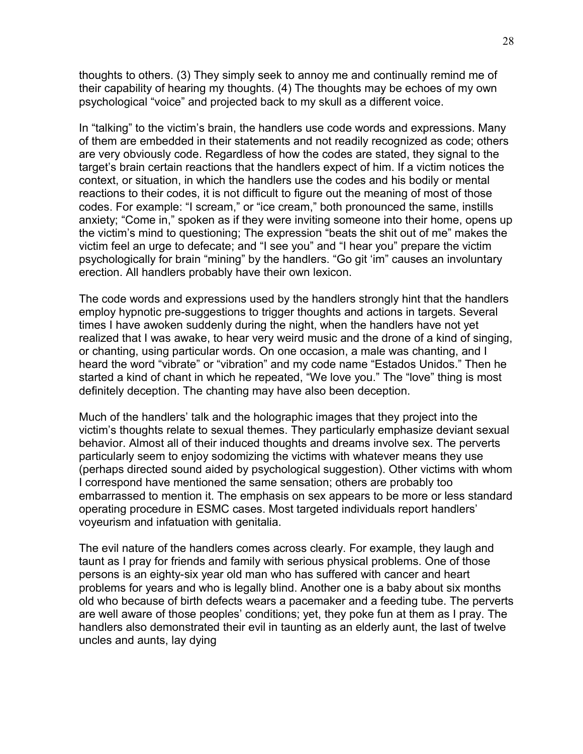thoughts to others. (3) They simply seek to annoy me and continually remind me of their capability of hearing my thoughts. (4) The thoughts may be echoes of my own psychological "voice" and projected back to my skull as a different voice.

In "talking" to the victim's brain, the handlers use code words and expressions. Many of them are embedded in their statements and not readily recognized as code; others are very obviously code. Regardless of how the codes are stated, they signal to the target's brain certain reactions that the handlers expect of him. If a victim notices the context, or situation, in which the handlers use the codes and his bodily or mental reactions to their codes, it is not difficult to figure out the meaning of most of those codes. For example: "I scream," or "ice cream," both pronounced the same, instills anxiety; "Come in," spoken as if they were inviting someone into their home, opens up the victim's mind to questioning; The expression "beats the shit out of me" makes the victim feel an urge to defecate; and "I see you" and "I hear you" prepare the victim psychologically for brain "mining" by the handlers. "Go git 'im" causes an involuntary erection. All handlers probably have their own lexicon.

The code words and expressions used by the handlers strongly hint that the handlers employ hypnotic pre-suggestions to trigger thoughts and actions in targets. Several times I have awoken suddenly during the night, when the handlers have not yet realized that I was awake, to hear very weird music and the drone of a kind of singing, or chanting, using particular words. On one occasion, a male was chanting, and I heard the word "vibrate" or "vibration" and my code name "Estados Unidos." Then he started a kind of chant in which he repeated, "We love you." The "love" thing is most definitely deception. The chanting may have also been deception.

Much of the handlers' talk and the holographic images that they project into the victim's thoughts relate to sexual themes. They particularly emphasize deviant sexual behavior. Almost all of their induced thoughts and dreams involve sex. The perverts particularly seem to enjoy sodomizing the victims with whatever means they use (perhaps directed sound aided by psychological suggestion). Other victims with whom I correspond have mentioned the same sensation; others are probably too embarrassed to mention it. The emphasis on sex appears to be more or less standard operating procedure in ESMC cases. Most targeted individuals report handlers' voyeurism and infatuation with genitalia.

The evil nature of the handlers comes across clearly. For example, they laugh and taunt as I pray for friends and family with serious physical problems. One of those persons is an eighty-six year old man who has suffered with cancer and heart problems for years and who is legally blind. Another one is a baby about six months old who because of birth defects wears a pacemaker and a feeding tube. The perverts are well aware of those peoples' conditions; yet, they poke fun at them as I pray. The handlers also demonstrated their evil in taunting as an elderly aunt, the last of twelve uncles and aunts, lay dying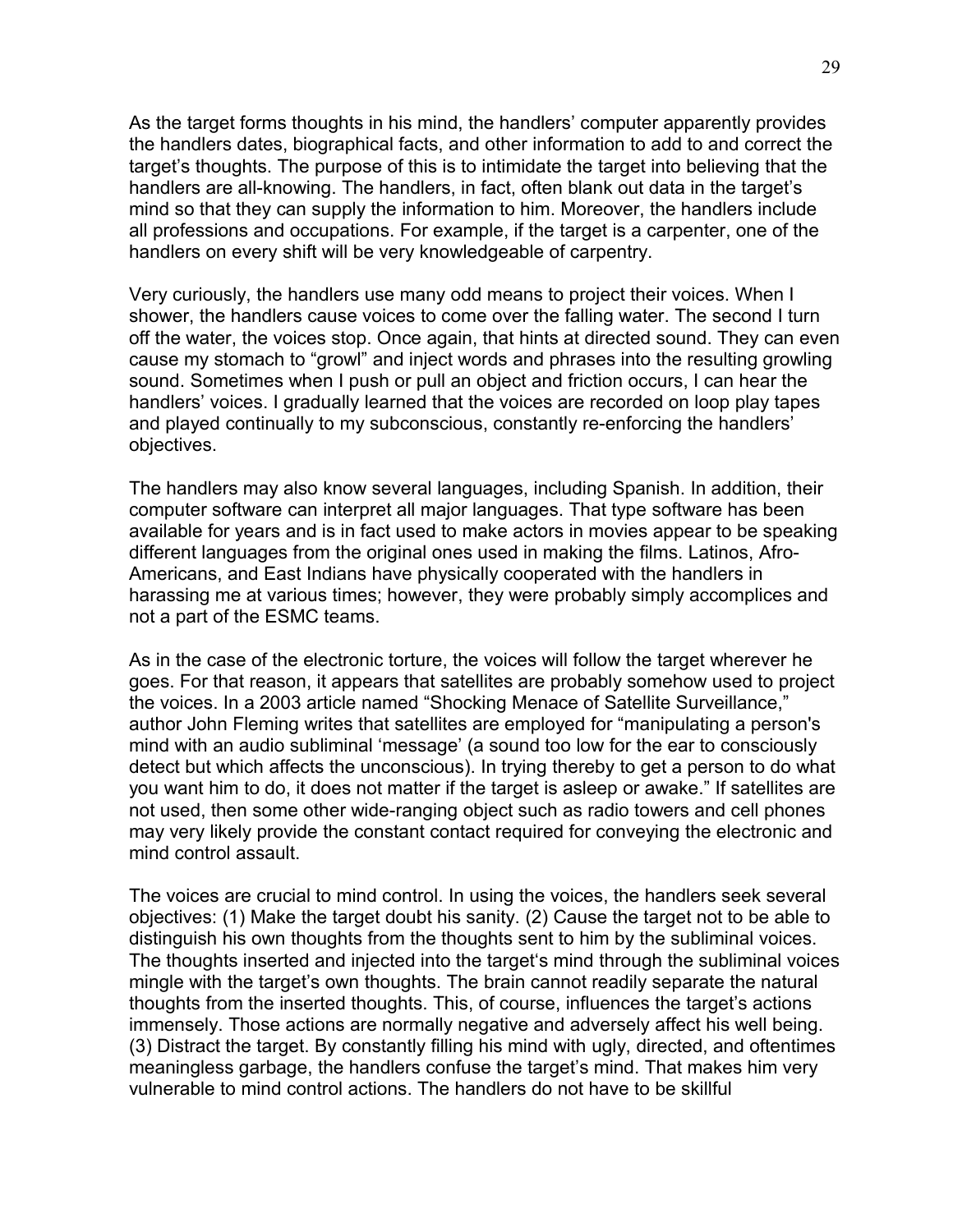As the target forms thoughts in his mind, the handlers' computer apparently provides the handlers dates, biographical facts, and other information to add to and correct the target's thoughts. The purpose of this is to intimidate the target into believing that the handlers are all-knowing. The handlers, in fact, often blank out data in the target's mind so that they can supply the information to him. Moreover, the handlers include all professions and occupations. For example, if the target is a carpenter, one of the handlers on every shift will be very knowledgeable of carpentry.

Very curiously, the handlers use many odd means to project their voices. When I shower, the handlers cause voices to come over the falling water. The second I turn off the water, the voices stop. Once again, that hints at directed sound. They can even cause my stomach to "growl" and inject words and phrases into the resulting growling sound. Sometimes when I push or pull an object and friction occurs, I can hear the handlers' voices. I gradually learned that the voices are recorded on loop play tapes and played continually to my subconscious, constantly re-enforcing the handlers' objectives.

The handlers may also know several languages, including Spanish. In addition, their computer software can interpret all major languages. That type software has been available for years and is in fact used to make actors in movies appear to be speaking different languages from the original ones used in making the films. Latinos, Afro-Americans, and East Indians have physically cooperated with the handlers in harassing me at various times; however, they were probably simply accomplices and not a part of the ESMC teams.

As in the case of the electronic torture, the voices will follow the target wherever he goes. For that reason, it appears that satellites are probably somehow used to project the voices. In a 2003 article named "Shocking Menace of Satellite Surveillance," author John Fleming writes that satellites are employed for "manipulating a person's mind with an audio subliminal 'message' (a sound too low for the ear to consciously detect but which affects the unconscious). In trying thereby to get a person to do what you want him to do, it does not matter if the target is asleep or awake." If satellites are not used, then some other wide-ranging object such as radio towers and cell phones may very likely provide the constant contact required for conveying the electronic and mind control assault.

The voices are crucial to mind control. In using the voices, the handlers seek several objectives: (1) Make the target doubt his sanity. (2) Cause the target not to be able to distinguish his own thoughts from the thoughts sent to him by the subliminal voices. The thoughts inserted and injected into the target's mind through the subliminal voices mingle with the target's own thoughts. The brain cannot readily separate the natural thoughts from the inserted thoughts. This, of course, influences the target's actions immensely. Those actions are normally negative and adversely affect his well being. (3) Distract the target. By constantly filling his mind with ugly, directed, and oftentimes meaningless garbage, the handlers confuse the target's mind. That makes him very vulnerable to mind control actions. The handlers do not have to be skillful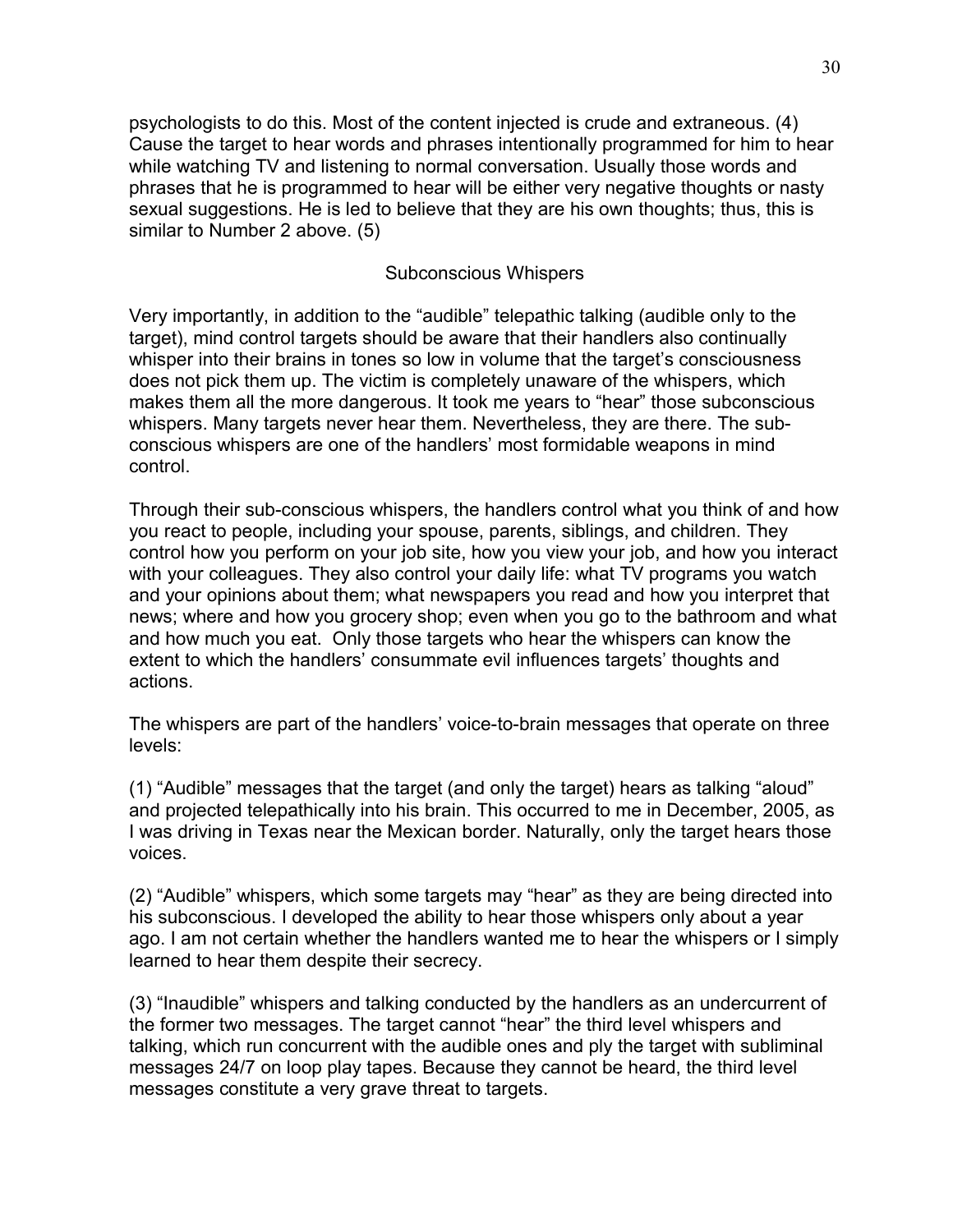psychologists to do this. Most of the content injected is crude and extraneous. (4) Cause the target to hear words and phrases intentionally programmed for him to hear while watching TV and listening to normal conversation. Usually those words and phrases that he is programmed to hear will be either very negative thoughts or nasty sexual suggestions. He is led to believe that they are his own thoughts; thus, this is similar to Number 2 above. (5)

## Subconscious Whispers

Very importantly, in addition to the "audible" telepathic talking (audible only to the target), mind control targets should be aware that their handlers also continually whisper into their brains in tones so low in volume that the target's consciousness does not pick them up. The victim is completely unaware of the whispers, which makes them all the more dangerous. It took me years to "hear" those subconscious whispers. Many targets never hear them. Nevertheless, they are there. The sub-conscious whispers are one of the handlers' most formidable weapons in mind control.

Through their sub-conscious whispers, the handlers control what you think of and how you react to people, including your spouse, parents, siblings, and children. They control how you perform on your job site, how you view your job, and how you interact with your colleagues. They also control your daily life: what TV programs you watch and your opinions about them; what newspapers you read and how you interpret that news; where and how you grocery shop; even when you go to the bathroom and what and how much you eat. Only those targets who hear the whispers can know the extent to which the handlers' consummate evil influences targets' thoughts and actions.

The whispers are part of the handlers' voice-to-brain messages that operate on three levels:

(1) "Audible" messages that the target (and only the target) hears as talking "aloud" and projected telepathically into his brain. This occurred to me in December, 2005, as I was driving in Texas near the Mexican border. Naturally, only the target hears those voices.

(2) "Audible" whispers, which some targets may "hear" as they are being directed into his subconscious. I developed the ability to hear those whispers only about a year ago. I am not certain whether the handlers wanted me to hear the whispers or I simply learned to hear them despite their secrecy.

(3) "Inaudible" whispers and talking conducted by the handlers as an undercurrent of the former two messages. The target cannot "hear" the third level whispers and talking, which run concurrent with the audible ones and ply the target with subliminal messages 24/7 on loop play tapes. Because they cannot be heard, the third level messages constitute a very grave threat to targets.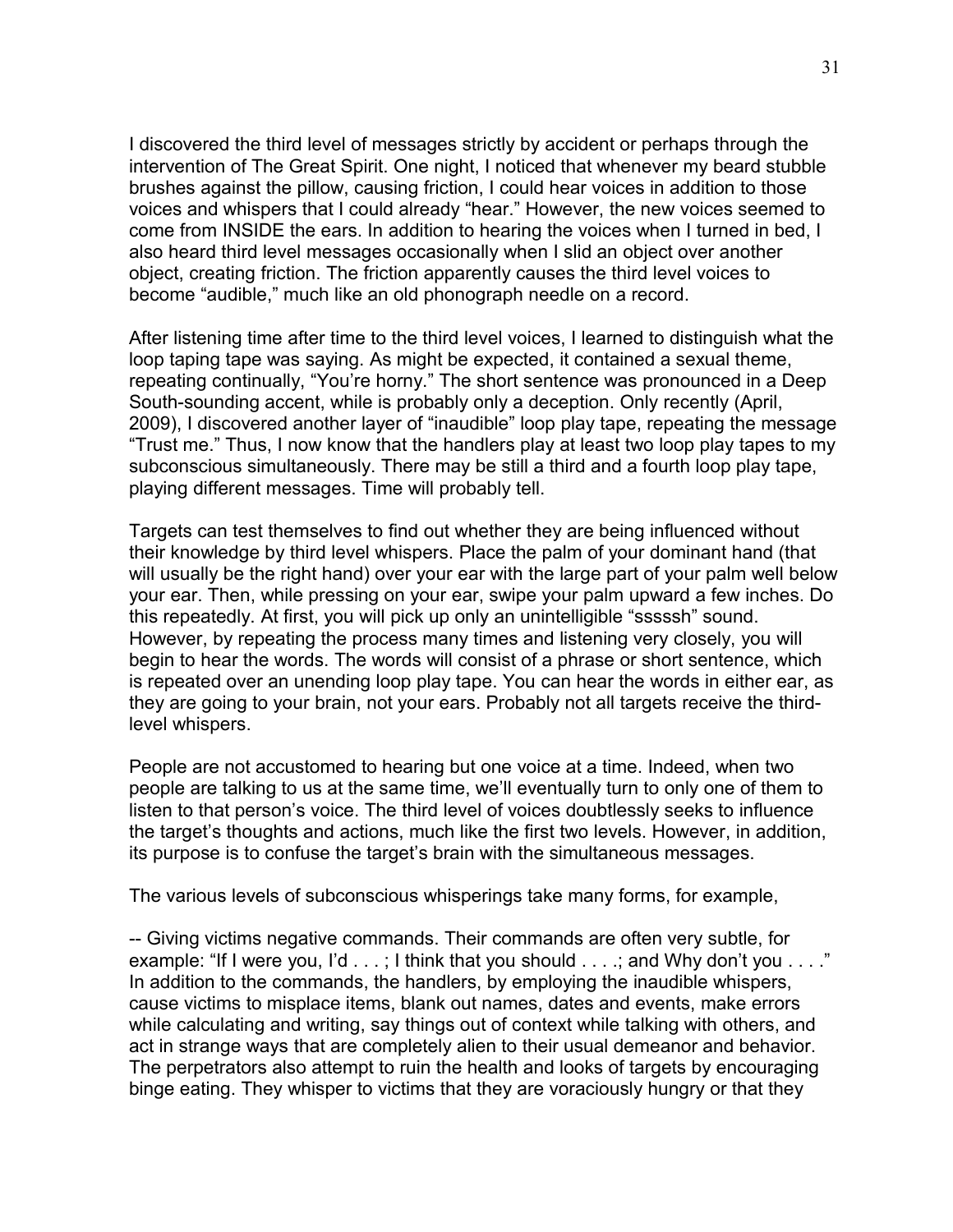I discovered the third level of messages strictly by accident or perhaps through the intervention of The Great Spirit. One night, I noticed that whenever my beard stubble brushes against the pillow, causing friction, I could hear voices in addition to those voices and whispers that I could already "hear." However, the new voices seemed to come from INSIDE the ears. In addition to hearing the voices when I turned in bed, I also heard third level messages occasionally when I slid an object over another object, creating friction. The friction apparently causes the third level voices to become "audible," much like an old phonograph needle on a record.

After listening time after time to the third level voices, I learned to distinguish what the loop taping tape was saying. As might be expected, it contained a sexual theme, repeating continually, "You're horny." The short sentence was pronounced in a Deep South-sounding accent, while is probably only a deception. Only recently (April, 2009), I discovered another layer of "inaudible" loop play tape, repeating the message "Trust me." Thus, I now know that the handlers play at least two loop play tapes to my subconscious simultaneously. There may be still a third and a fourth loop play tape, playing different messages. Time will probably tell.

Targets can test themselves to find out whether they are being influenced without their knowledge by third level whispers. Place the palm of your dominant hand (that will usually be the right hand) over your ear with the large part of your palm well below your ear. Then, while pressing on your ear, swipe your palm upward a few inches. Do this repeatedly. At first, you will pick up only an unintelligible "sssssh" sound. However, by repeating the process many times and listening very closely, you will begin to hear the words. The words will consist of a phrase or short sentence, which is repeated over an unending loop play tape. You can hear the words in either ear, as they are going to your brain, not your ears. Probably not all targets receive the third-level whispers.

People are not accustomed to hearing but one voice at a time. Indeed, when two people are talking to us at the same time, we'll eventually turn to only one of them to listen to that person's voice. The third level of voices doubtlessly seeks to influence the target's thoughts and actions, much like the first two levels. However, in addition, its purpose is to confuse the target's brain with the simultaneous messages.

The various levels of subconscious whisperings take many forms, for example,

-- Giving victims negative commands. Their commands are often very subtle, for example: "If I were you, I'd . . . ; I think that you should . . . .; and Why don't you . . . ." In addition to the commands, the handlers, by employing the inaudible whispers, cause victims to misplace items, blank out names, dates and events, make errors while calculating and writing, say things out of context while talking with others, and act in strange ways that are completely alien to their usual demeanor and behavior. The perpetrators also attempt to ruin the health and looks of targets by encouraging binge eating. They whisper to victims that they are voraciously hungry or that they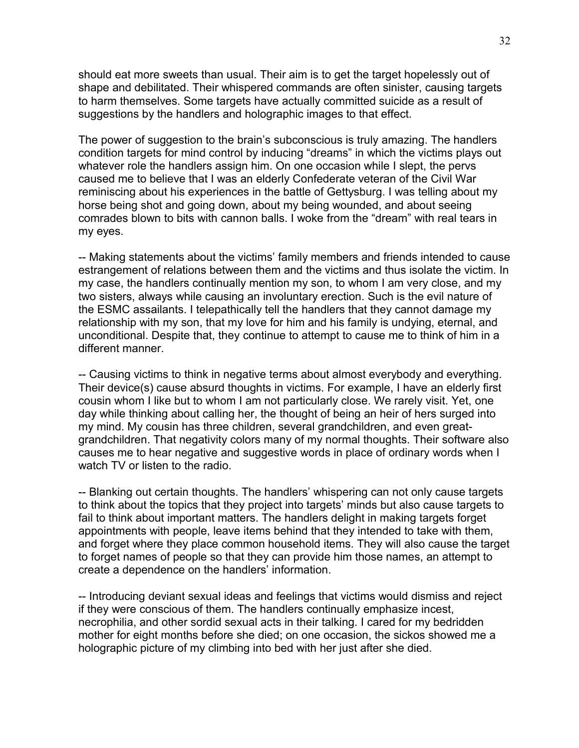should eat more sweets than usual. Their aim is to get the target hopelessly out of shape and debilitated. Their whispered commands are often sinister, causing targets to harm themselves. Some targets have actually committed suicide as a result of suggestions by the handlers and holographic images to that effect.

The power of suggestion to the brain's subconscious is truly amazing. The handlers condition targets for mind control by inducing "dreams" in which the victims plays out whatever role the handlers assign him. On one occasion while I slept, the pervs caused me to believe that I was an elderly Confederate veteran of the Civil War reminiscing about his experiences in the battle of Gettysburg. I was telling about my horse being shot and going down, about my being wounded, and about seeing comrades blown to bits with cannon balls. I woke from the "dream" with real tears in my eyes.

-- Making statements about the victims' family members and friends intended to cause estrangement of relations between them and the victims and thus isolate the victim. In my case, the handlers continually mention my son, to whom I am very close, and my two sisters, always while causing an involuntary erection. Such is the evil nature of the ESMC assailants. I telepathically tell the handlers that they cannot damage my relationship with my son, that my love for him and his family is undying, eternal, and unconditional. Despite that, they continue to attempt to cause me to think of him in a different manner.

-- Causing victims to think in negative terms about almost everybody and everything. Their device(s) cause absurd thoughts in victims. For example, I have an elderly first cousin whom I like but to whom I am not particularly close. We rarely visit. Yet, one day while thinking about calling her, the thought of being an heir of hers surged into my mind. My cousin has three children, several grandchildren, and even great-grandchildren. That negativity colors many of my normal thoughts. Their software also causes me to hear negative and suggestive words in place of ordinary words when I watch TV or listen to the radio.

-- Blanking out certain thoughts. The handlers' whispering can not only cause targets to think about the topics that they project into targets' minds but also cause targets to fail to think about important matters. The handlers delight in making targets forget appointments with people, leave items behind that they intended to take with them, and forget where they place common household items. They will also cause the target to forget names of people so that they can provide him those names, an attempt to create a dependence on the handlers' information.

-- Introducing deviant sexual ideas and feelings that victims would dismiss and reject if they were conscious of them. The handlers continually emphasize incest, necrophilia, and other sordid sexual acts in their talking. I cared for my bedridden mother for eight months before she died; on one occasion, the sickos showed me a holographic picture of my climbing into bed with her just after she died.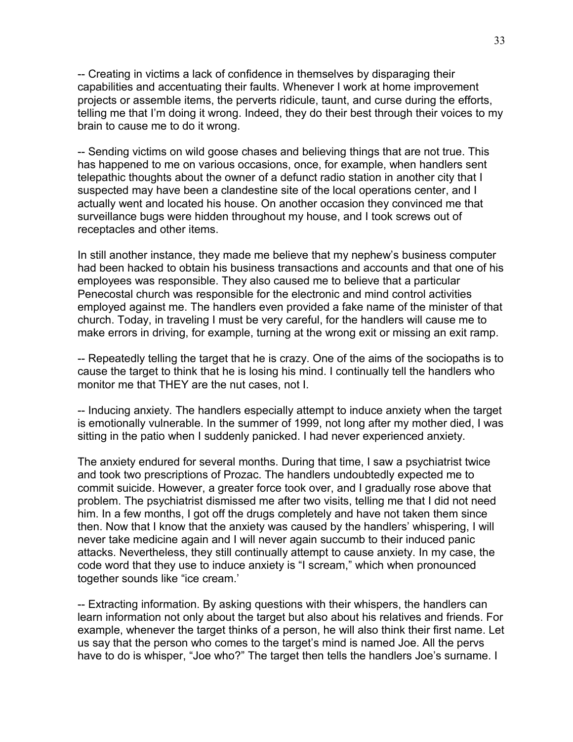-- Creating in victims a lack of confidence in themselves by disparaging their capabilities and accentuating their faults. Whenever I work at home improvement projects or assemble items, the perverts ridicule, taunt, and curse during the efforts, telling me that I'm doing it wrong. Indeed, they do their best through their voices to my brain to cause me to do it wrong.

-- Sending victims on wild goose chases and believing things that are not true. This has happened to me on various occasions, once, for example, when handlers sent telepathic thoughts about the owner of a defunct radio station in another city that I suspected may have been a clandestine site of the local operations center, and I actually went and located his house. On another occasion they convinced me that surveillance bugs were hidden throughout my house, and I took screws out of receptacles and other items.

In still another instance, they made me believe that my nephew's business computer had been hacked to obtain his business transactions and accounts and that one of his employees was responsible. They also caused me to believe that a particular Penecostal church was responsible for the electronic and mind control activities employed against me. The handlers even provided a fake name of the minister of that church. Today, in traveling I must be very careful, for the handlers will cause me to make errors in driving, for example, turning at the wrong exit or missing an exit ramp.

-- Repeatedly telling the target that he is crazy. One of the aims of the sociopaths is to cause the target to think that he is losing his mind. I continually tell the handlers who monitor me that THEY are the nut cases, not I.

-- Inducing anxiety. The handlers especially attempt to induce anxiety when the target is emotionally vulnerable. In the summer of 1999, not long after my mother died, I was sitting in the patio when I suddenly panicked. I had never experienced anxiety.

The anxiety endured for several months. During that time, I saw a psychiatrist twice and took two prescriptions of Prozac. The handlers undoubtedly expected me to commit suicide. However, a greater force took over, and I gradually rose above that problem. The psychiatrist dismissed me after two visits, telling me that I did not need him. In a few months, I got off the drugs completely and have not taken them since then. Now that I know that the anxiety was caused by the handlers' whispering, I will never take medicine again and I will never again succumb to their induced panic attacks. Nevertheless, they still continually attempt to cause anxiety. In my case, the code word that they use to induce anxiety is "I scream," which when pronounced together sounds like "ice cream.'

-- Extracting information. By asking questions with their whispers, the handlers can learn information not only about the target but also about his relatives and friends. For example, whenever the target thinks of a person, he will also think their first name. Let us say that the person who comes to the target's mind is named Joe. All the pervs have to do is whisper, "Joe who?" The target then tells the handlers Joe's surname. I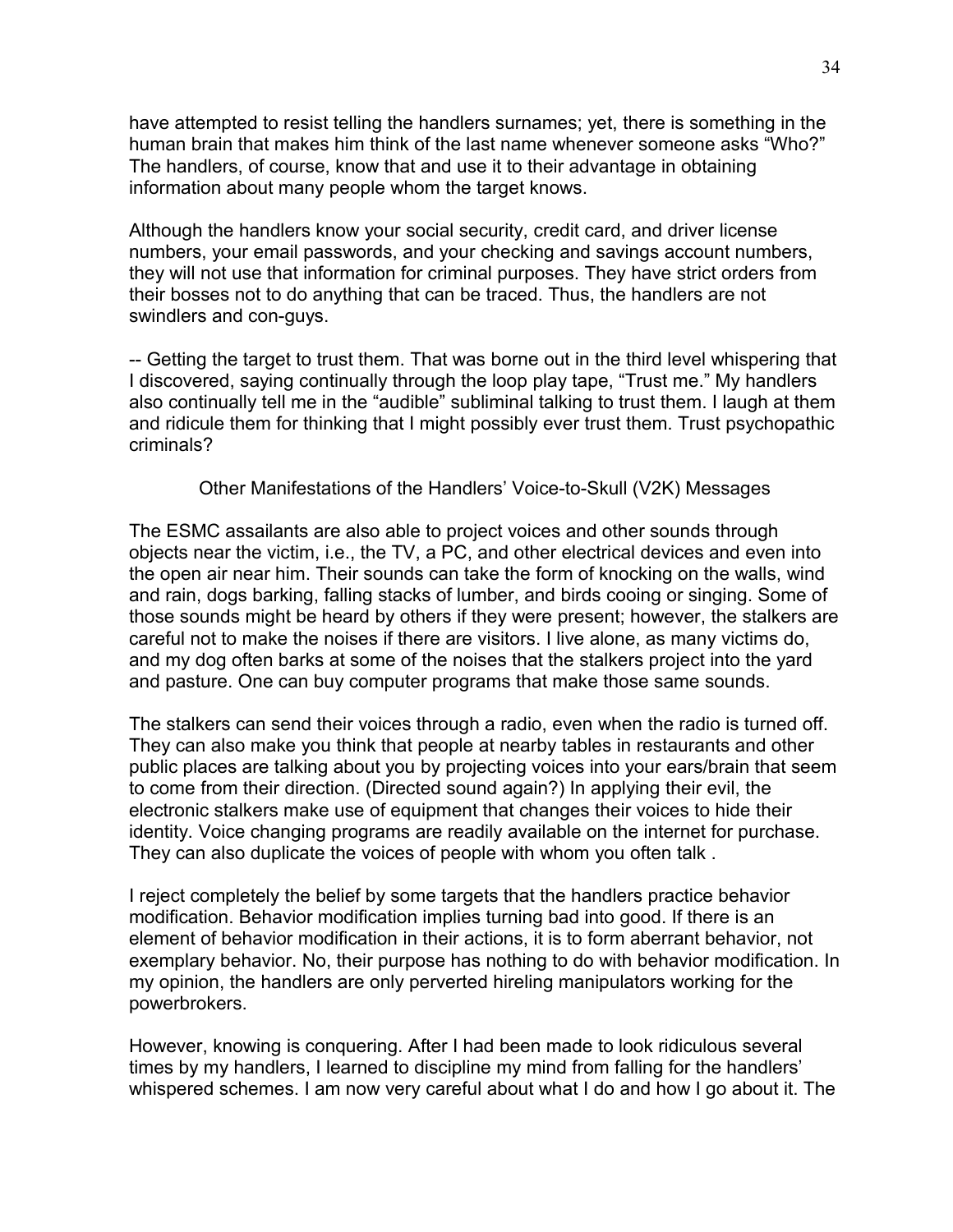have attempted to resist telling the handlers surnames; yet, there is something in the human brain that makes him think of the last name whenever someone asks "Who?" The handlers, of course, know that and use it to their advantage in obtaining information about many people whom the target knows.

Although the handlers know your social security, credit card, and driver license numbers, your email passwords, and your checking and savings account numbers, they will not use that information for criminal purposes. They have strict orders from their bosses not to do anything that can be traced. Thus, the handlers are not swindlers and con-guys.

-- Getting the target to trust them. That was borne out in the third level whispering that I discovered, saying continually through the loop play tape, "Trust me." My handlers also continually tell me in the "audible" subliminal talking to trust them. I laugh at them and ridicule them for thinking that I might possibly ever trust them. Trust psychopathic criminals?

### Other Manifestations of the Handlers' Voice-to-Skull (V2K) Messages

The ESMC assailants are also able to project voices and other sounds through objects near the victim, i.e., the TV, a PC, and other electrical devices and even into the open air near him. Their sounds can take the form of knocking on the walls, wind and rain, dogs barking, falling stacks of lumber, and birds cooing or singing. Some of those sounds might be heard by others if they were present; however, the stalkers are careful not to make the noises if there are visitors. I live alone, as many victims do, and my dog often barks at some of the noises that the stalkers project into the yard and pasture. One can buy computer programs that make those same sounds.

The stalkers can send their voices through a radio, even when the radio is turned off. They can also make you think that people at nearby tables in restaurants and other public places are talking about you by projecting voices into your ears/brain that seem to come from their direction. (Directed sound again?) In applying their evil, the electronic stalkers make use of equipment that changes their voices to hide their identity. Voice changing programs are readily available on the internet for purchase. They can also duplicate the voices of people with whom you often talk .

I reject completely the belief by some targets that the handlers practice behavior modification. Behavior modification implies turning bad into good. If there is an element of behavior modification in their actions, it is to form aberrant behavior, not exemplary behavior. No, their purpose has nothing to do with behavior modification. In my opinion, the handlers are only perverted hireling manipulators working for the powerbrokers.

However, knowing is conquering. After I had been made to look ridiculous several times by my handlers, I learned to discipline my mind from falling for the handlers' whispered schemes. I am now very careful about what I do and how I go about it. The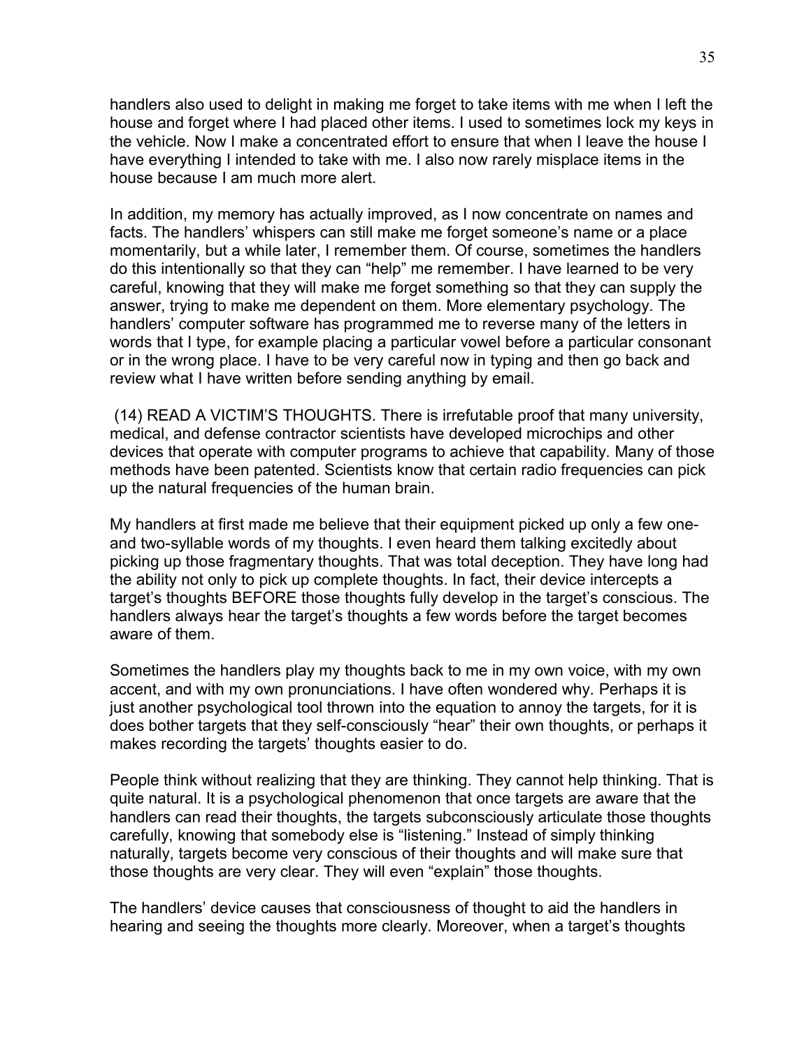handlers also used to delight in making me forget to take items with me when I left the house and forget where I had placed other items. I used to sometimes lock my keys in the vehicle. Now I make a concentrated effort to ensure that when I leave the house I have everything I intended to take with me. I also now rarely misplace items in the house because I am much more alert.

In addition, my memory has actually improved, as I now concentrate on names and facts. The handlers' whispers can still make me forget someone's name or a place momentarily, but a while later, I remember them. Of course, sometimes the handlers do this intentionally so that they can "help" me remember. I have learned to be very careful, knowing that they will make me forget something so that they can supply the answer, trying to make me dependent on them. More elementary psychology. The handlers' computer software has programmed me to reverse many of the letters in words that I type, for example placing a particular vowel before a particular consonant or in the wrong place. I have to be very careful now in typing and then go back and review what I have written before sending anything by email.

(14) READ A VICTIM'S THOUGHTS. There is irrefutable proof that many university, medical, and defense contractor scientists have developed microchips and other devices that operate with computer programs to achieve that capability. Many of those methods have been patented. Scientists know that certain radio frequencies can pick up the natural frequencies of the human brain.

My handlers at first made me believe that their equipment picked up only a few one- and two-syllable words of my thoughts. I even heard them talking excitedly about picking up those fragmentary thoughts. That was total deception. They have long had the ability not only to pick up complete thoughts. In fact, their device intercepts a target's thoughts BEFORE those thoughts fully develop in the target's conscious. The handlers always hear the target's thoughts a few words before the target becomes aware of them.

Sometimes the handlers play my thoughts back to me in my own voice, with my own accent, and with my own pronunciations. I have often wondered why. Perhaps it is just another psychological tool thrown into the equation to annoy the targets, for it is does bother targets that they self-consciously "hear" their own thoughts, or perhaps it makes recording the targets' thoughts easier to do.

People think without realizing that they are thinking. They cannot help thinking. That is quite natural. It is a psychological phenomenon that once targets are aware that the handlers can read their thoughts, the targets subconsciously articulate those thoughts carefully, knowing that somebody else is "listening." Instead of simply thinking naturally, targets become very conscious of their thoughts and will make sure that those thoughts are very clear. They will even "explain" those thoughts.

The handlers' device causes that consciousness of thought to aid the handlers in hearing and seeing the thoughts more clearly. Moreover, when a target's thoughts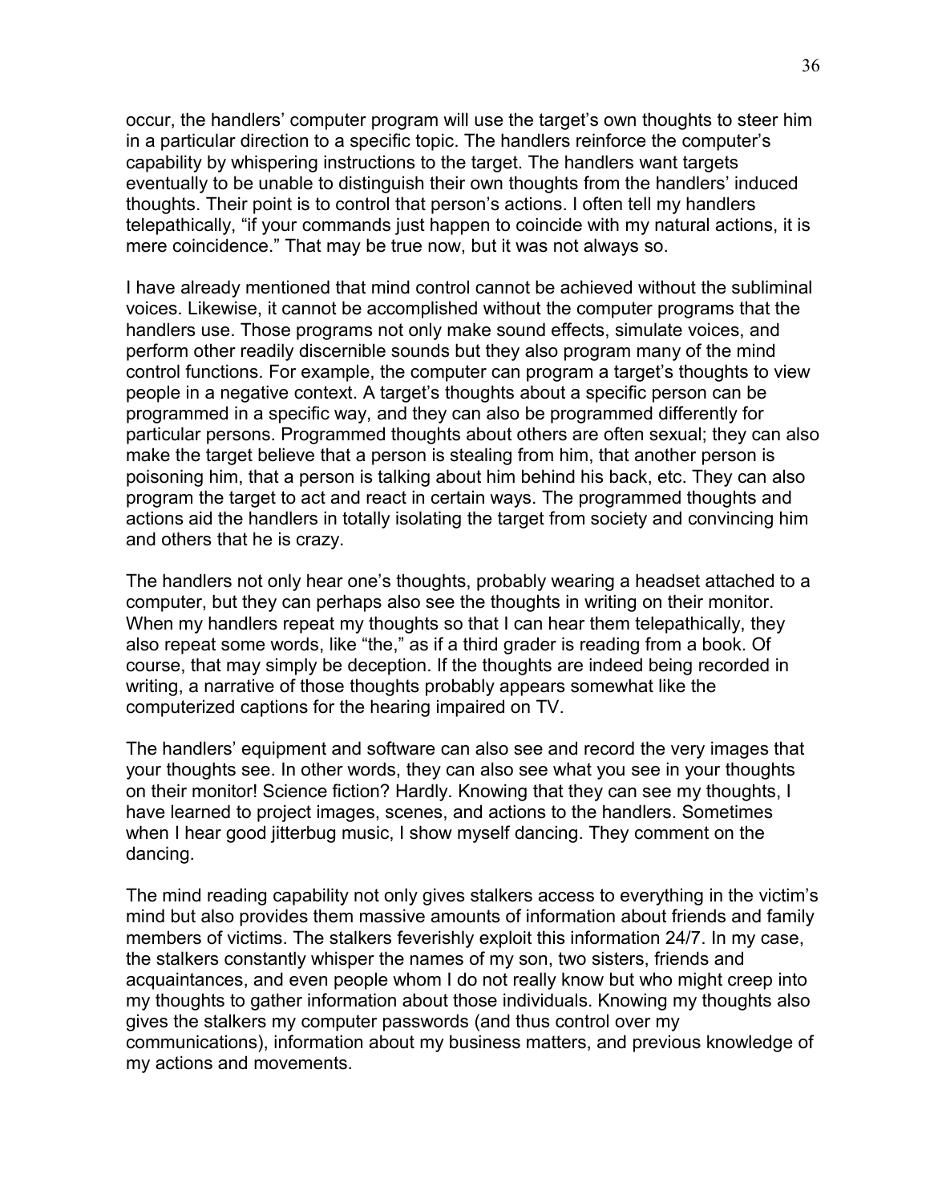occur, the handlers' computer program will use the target's own thoughts to steer him in a particular direction to a specific topic. The handlers reinforce the computer's capability by whispering instructions to the target. The handlers want targets eventually to be unable to distinguish their own thoughts from the handlers' induced thoughts. Their point is to control that person's actions. I often tell my handlers telepathically, "if your commands just happen to coincide with my natural actions, it is mere coincidence." That may be true now, but it was not always so.

I have already mentioned that mind control cannot be achieved without the subliminal voices. Likewise, it cannot be accomplished without the computer programs that the handlers use. Those programs not only make sound effects, simulate voices, and perform other readily discernible sounds but they also program many of the mind control functions. For example, the computer can program a target's thoughts to view people in a negative context. A target's thoughts about a specific person can be programmed in a specific way, and they can also be programmed differently for particular persons. Programmed thoughts about others are often sexual; they can also make the target believe that a person is stealing from him, that another person is poisoning him, that a person is talking about him behind his back, etc. They can also program the target to act and react in certain ways. The programmed thoughts and actions aid the handlers in totally isolating the target from society and convincing him and others that he is crazy.

The handlers not only hear one's thoughts, probably wearing a headset attached to a computer, but they can perhaps also see the thoughts in writing on their monitor. When my handlers repeat my thoughts so that I can hear them telepathically, they also repeat some words, like "the," as if a third grader is reading from a book. Of course, that may simply be deception. If the thoughts are indeed being recorded in writing, a narrative of those thoughts probably appears somewhat like the computerized captions for the hearing impaired on TV.

The handlers' equipment and software can also see and record the very images that your thoughts see. In other words, they can also see what you see in your thoughts on their monitor! Science fiction? Hardly. Knowing that they can see my thoughts, I have learned to project images, scenes, and actions to the handlers. Sometimes when I hear good jitterbug music, I show myself dancing. They comment on the dancing.

The mind reading capability not only gives stalkers access to everything in the victim's mind but also provides them massive amounts of information about friends and family members of victims. The stalkers feverishly exploit this information 24/7. In my case, the stalkers constantly whisper the names of my son, two sisters, friends and acquaintances, and even people whom I do not really know but who might creep into my thoughts to gather information about those individuals. Knowing my thoughts also gives the stalkers my computer passwords (and thus control over my communications), information about my business matters, and previous knowledge of my actions and movements.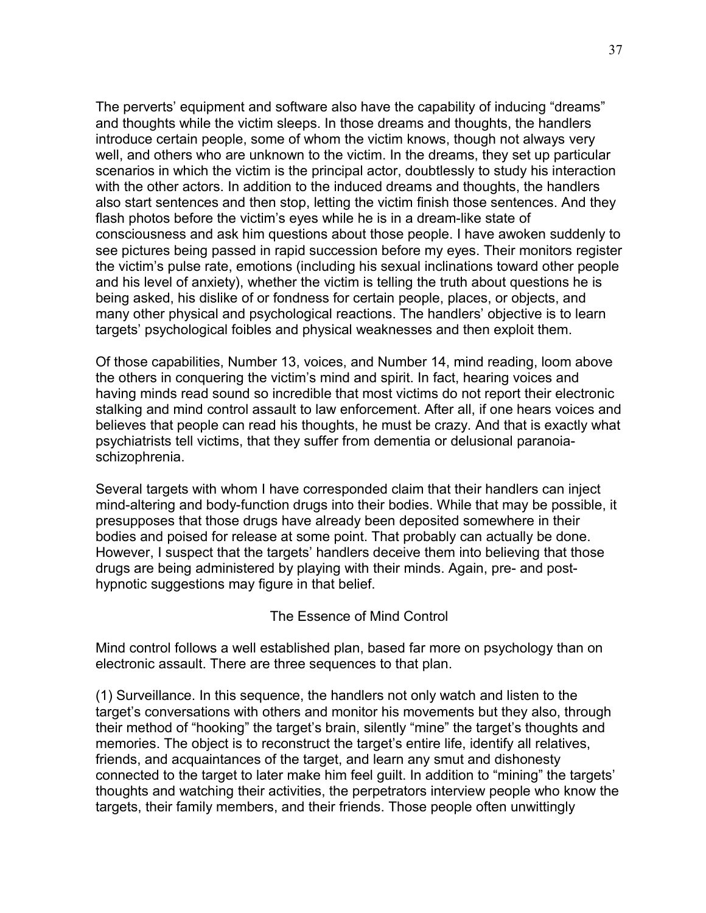The perverts' equipment and software also have the capability of inducing "dreams" and thoughts while the victim sleeps. In those dreams and thoughts, the handlers introduce certain people, some of whom the victim knows, though not always very well, and others who are unknown to the victim. In the dreams, they set up particular scenarios in which the victim is the principal actor, doubtlessly to study his interaction with the other actors. In addition to the induced dreams and thoughts, the handlers also start sentences and then stop, letting the victim finish those sentences. And they flash photos before the victim's eyes while he is in a dream-like state of consciousness and ask him questions about those people. I have awoken suddenly to see pictures being passed in rapid succession before my eyes. Their monitors register the victim's pulse rate, emotions (including his sexual inclinations toward other people and his level of anxiety), whether the victim is telling the truth about questions he is being asked, his dislike of or fondness for certain people, places, or objects, and many other physical and psychological reactions. The handlers' objective is to learn targets' psychological foibles and physical weaknesses and then exploit them.

Of those capabilities, Number 13, voices, and Number 14, mind reading, loom above the others in conquering the victim's mind and spirit. In fact, hearing voices and having minds read sound so incredible that most victims do not report their electronic stalking and mind control assault to law enforcement. After all, if one hears voices and believes that people can read his thoughts, he must be crazy. And that is exactly what psychiatrists tell victims, that they suffer from dementia or delusional paranoia-schizophrenia.

Several targets with whom I have corresponded claim that their handlers can inject mind-altering and body-function drugs into their bodies. While that may be possible, it presupposes that those drugs have already been deposited somewhere in their bodies and poised for release at some point. That probably can actually be done. However, I suspect that the targets' handlers deceive them into believing that those drugs are being administered by playing with their minds. Again, pre- and post-hypnotic suggestions may figure in that belief.

## The Essence of Mind Control

Mind control follows a well established plan, based far more on psychology than on electronic assault. There are three sequences to that plan.

(1) Surveillance. In this sequence, the handlers not only watch and listen to the target's conversations with others and monitor his movements but they also, through their method of "hooking" the target's brain, silently "mine" the target's thoughts and memories. The object is to reconstruct the target's entire life, identify all relatives, friends, and acquaintances of the target, and learn any smut and dishonesty connected to the target to later make him feel guilt. In addition to "mining" the targets' thoughts and watching their activities, the perpetrators interview people who know the targets, their family members, and their friends. Those people often unwittingly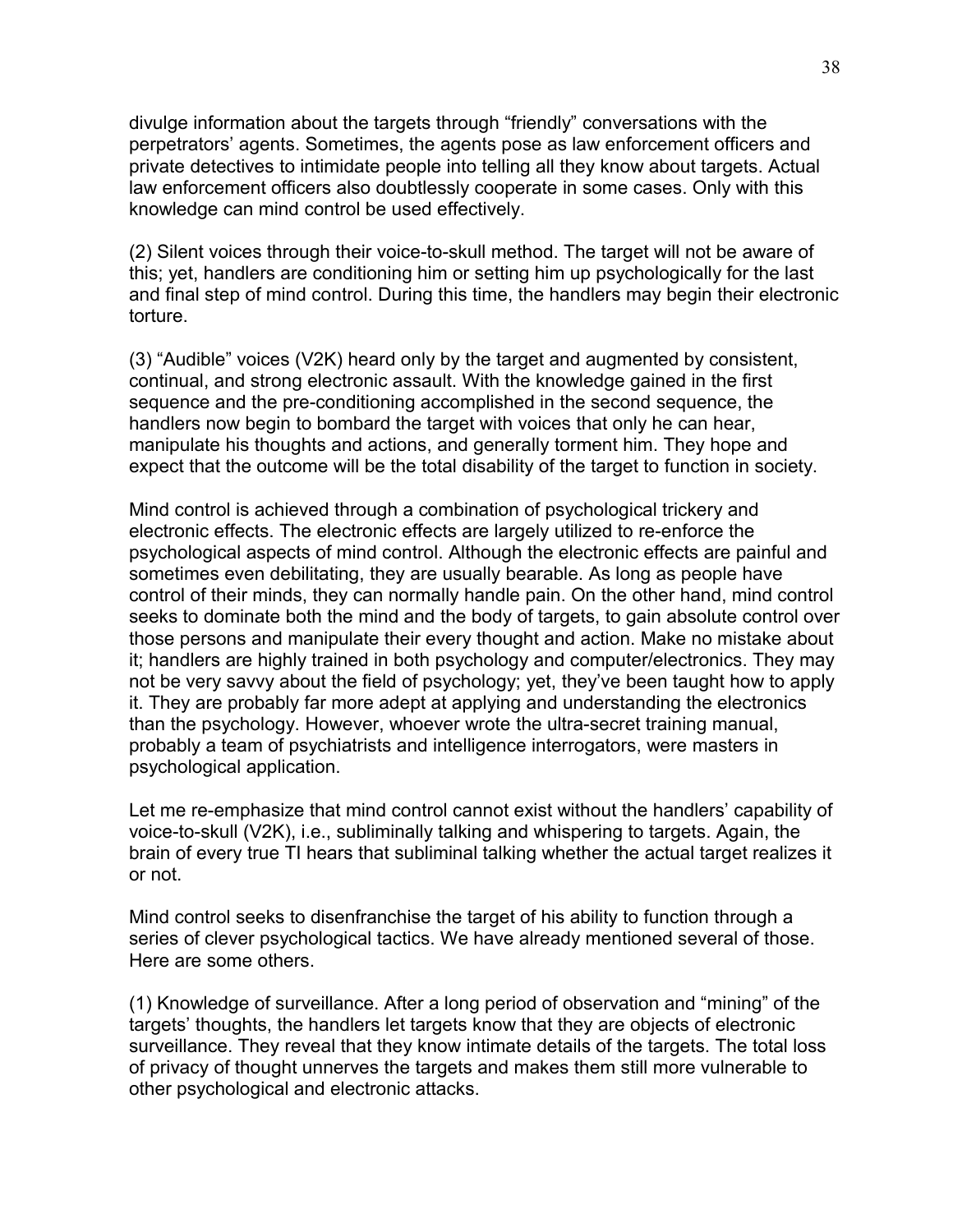divulge information about the targets through "friendly" conversations with the perpetrators' agents. Sometimes, the agents pose as law enforcement officers and private detectives to intimidate people into telling all they know about targets. Actual law enforcement officers also doubtlessly cooperate in some cases. Only with this knowledge can mind control be used effectively.

(2) Silent voices through their voice-to-skull method. The target will not be aware of this; yet, handlers are conditioning him or setting him up psychologically for the last and final step of mind control. During this time, the handlers may begin their electronic torture.

(3) "Audible" voices (V2K) heard only by the target and augmented by consistent, continual, and strong electronic assault. With the knowledge gained in the first sequence and the pre-conditioning accomplished in the second sequence, the handlers now begin to bombard the target with voices that only he can hear, manipulate his thoughts and actions, and generally torment him. They hope and expect that the outcome will be the total disability of the target to function in society.

Mind control is achieved through a combination of psychological trickery and electronic effects. The electronic effects are largely utilized to re-enforce the psychological aspects of mind control. Although the electronic effects are painful and sometimes even debilitating, they are usually bearable. As long as people have control of their minds, they can normally handle pain. On the other hand, mind control seeks to dominate both the mind and the body of targets, to gain absolute control over those persons and manipulate their every thought and action. Make no mistake about it; handlers are highly trained in both psychology and computer/electronics. They may not be very savvy about the field of psychology; yet, they've been taught how to apply it. They are probably far more adept at applying and understanding the electronics than the psychology. However, whoever wrote the ultra-secret training manual, probably a team of psychiatrists and intelligence interrogators, were masters in psychological application.

Let me re-emphasize that mind control cannot exist without the handlers' capability of voice-to-skull (V2K), i.e., subliminally talking and whispering to targets. Again, the brain of every true TI hears that subliminal talking whether the actual target realizes it or not.

Mind control seeks to disenfranchise the target of his ability to function through a series of clever psychological tactics. We have already mentioned several of those. Here are some others.

(1) Knowledge of surveillance. After a long period of observation and "mining" of the targets' thoughts, the handlers let targets know that they are objects of electronic surveillance. They reveal that they know intimate details of the targets. The total loss of privacy of thought unnerves the targets and makes them still more vulnerable to other psychological and electronic attacks.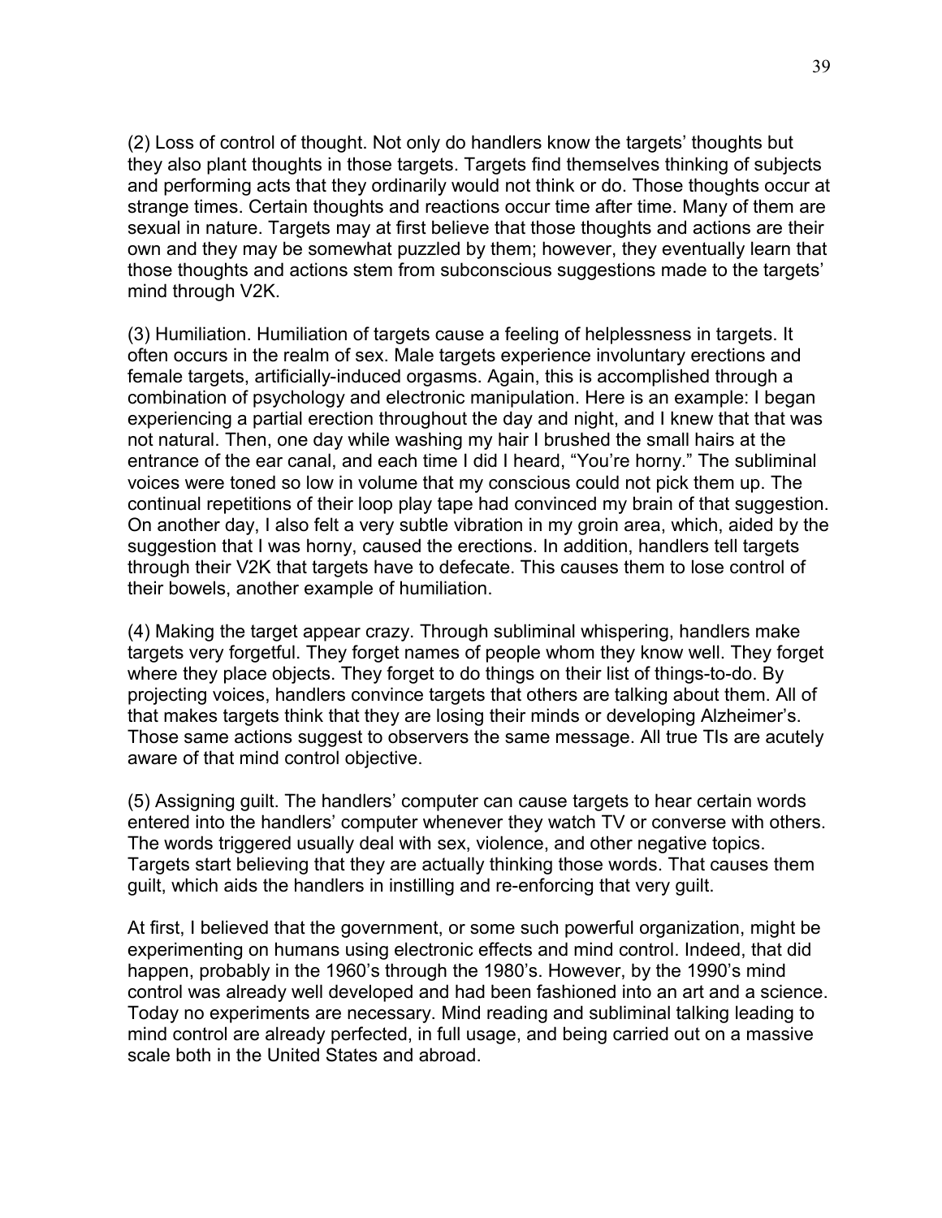(2) Loss of control of thought. Not only do handlers know the targets' thoughts but they also plant thoughts in those targets. Targets find themselves thinking of subjects and performing acts that they ordinarily would not think or do. Those thoughts occur at strange times. Certain thoughts and reactions occur time after time. Many of them are sexual in nature. Targets may at first believe that those thoughts and actions are their own and they may be somewhat puzzled by them; however, they eventually learn that those thoughts and actions stem from subconscious suggestions made to the targets' mind through V2K.

(3) Humiliation. Humiliation of targets cause a feeling of helplessness in targets. It often occurs in the realm of sex. Male targets experience involuntary erections and female targets, artificially-induced orgasms. Again, this is accomplished through a combination of psychology and electronic manipulation. Here is an example: I began experiencing a partial erection throughout the day and night, and I knew that that was not natural. Then, one day while washing my hair I brushed the small hairs at the entrance of the ear canal, and each time I did I heard, "You're horny." The subliminal voices were toned so low in volume that my conscious could not pick them up. The continual repetitions of their loop play tape had convinced my brain of that suggestion. On another day, I also felt a very subtle vibration in my groin area, which, aided by the suggestion that I was horny, caused the erections. In addition, handlers tell targets through their V2K that targets have to defecate. This causes them to lose control of their bowels, another example of humiliation.

(4) Making the target appear crazy. Through subliminal whispering, handlers make targets very forgetful. They forget names of people whom they know well. They forget where they place objects. They forget to do things on their list of things-to-do. By projecting voices, handlers convince targets that others are talking about them. All of that makes targets think that they are losing their minds or developing Alzheimer's. Those same actions suggest to observers the same message. All true TIs are acutely aware of that mind control objective.

(5) Assigning guilt. The handlers' computer can cause targets to hear certain words entered into the handlers' computer whenever they watch TV or converse with others. The words triggered usually deal with sex, violence, and other negative topics. Targets start believing that they are actually thinking those words. That causes them guilt, which aids the handlers in instilling and re-enforcing that very guilt.

At first, I believed that the government, or some such powerful organization, might be experimenting on humans using electronic effects and mind control. Indeed, that did happen, probably in the 1960's through the 1980's. However, by the 1990's mind control was already well developed and had been fashioned into an art and a science. Today no experiments are necessary. Mind reading and subliminal talking leading to mind control are already perfected, in full usage, and being carried out on a massive scale both in the United States and abroad.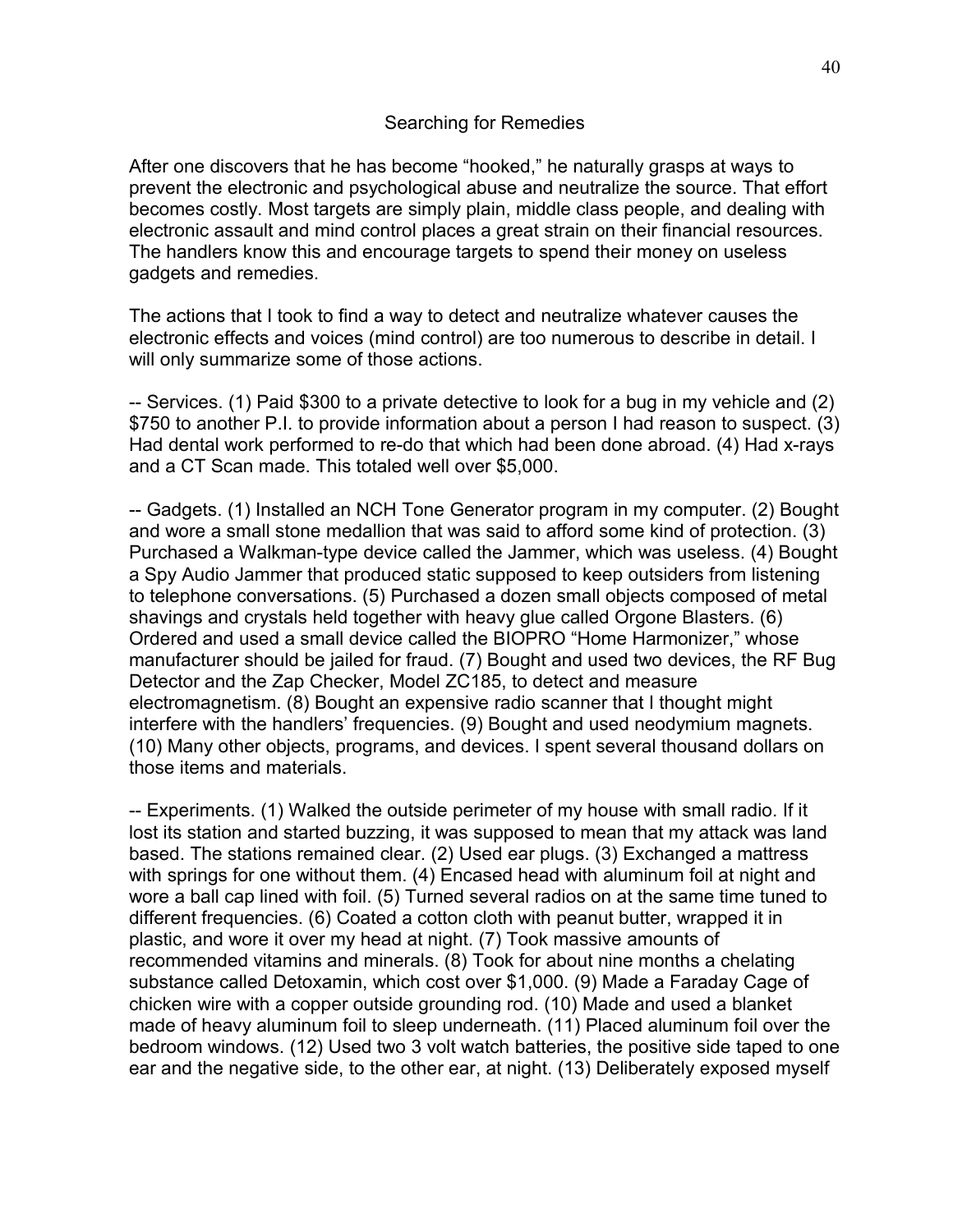## Searching for Remedies

After one discovers that he has become “hooked,” he naturally grasps at ways to prevent the electronic and psychological abuse and neutralize the source. That effort becomes costly. Most targets are simply plain, middle class people, and dealing with electronic assault and mind control places a great strain on their financial resources. The handlers know this and encourage targets to spend their money on useless gadgets and remedies.

The actions that I took to find a way to detect and neutralize whatever causes the electronic effects and voices (mind control) are too numerous to describe in detail. I will only summarize some of those actions.

-- Services. (1) Paid $300 to a private detective to look for a bug in my vehicle and (2) $750 to another P.I. to provide information about a person I had reason to suspect. (3) Had dental work performed to re-do that which had been done abroad. (4) Had x-rays and a CT Scan made. This totaled well over $5,000.

-- Gadgets. (1) Installed an NCH Tone Generator program in my computer. (2) Bought and wore a small stone medallion that was said to afford some kind of protection. (3) Purchased a Walkman-type device called the Jammer, which was useless. (4) Bought a Spy Audio Jammer that produced static supposed to keep outsiders from listening to telephone conversations. (5) Purchased a dozen small objects composed of metal shavings and crystals held together with heavy glue called Orgone Blasters. (6) Ordered and used a small device called the BIOPRO “Home Harmonizer,” whose manufacturer should be jailed for fraud. (7) Bought and used two devices, the RF Bug Detector and the Zap Checker, Model ZC185, to detect and measure electromagnetism. (8) Bought an expensive radio scanner that I thought might interfere with the handlers’ frequencies. (9) Bought and used neodymium magnets. (10) Many other objects, programs, and devices. I spent several thousand dollars on those items and materials.

-- Experiments. (1) Walked the outside perimeter of my house with small radio. If it lost its station and started buzzing, it was supposed to mean that my attack was land based. The stations remained clear. (2) Used ear plugs. (3) Exchanged a mattress with springs for one without them. (4) Encased head with aluminum foil at night and wore a ball cap lined with foil. (5) Turned several radios on at the same time tuned to different frequencies. (6) Coated a cotton cloth with peanut butter, wrapped it in plastic, and wore it over my head at night. (7) Took massive amounts of recommended vitamins and minerals. (8) Took for about nine months a chelating substance called Detoxamin, which cost over $1,000. (9) Made a Faraday Cage of chicken wire with a copper outside grounding rod. (10) Made and used a blanket made of heavy aluminum foil to sleep underneath. (11) Placed aluminum foil over the bedroom windows. (12) Used two 3 volt watch batteries, the positive side taped to one ear and the negative side, to the other ear, at night. (13) Deliberately exposed myself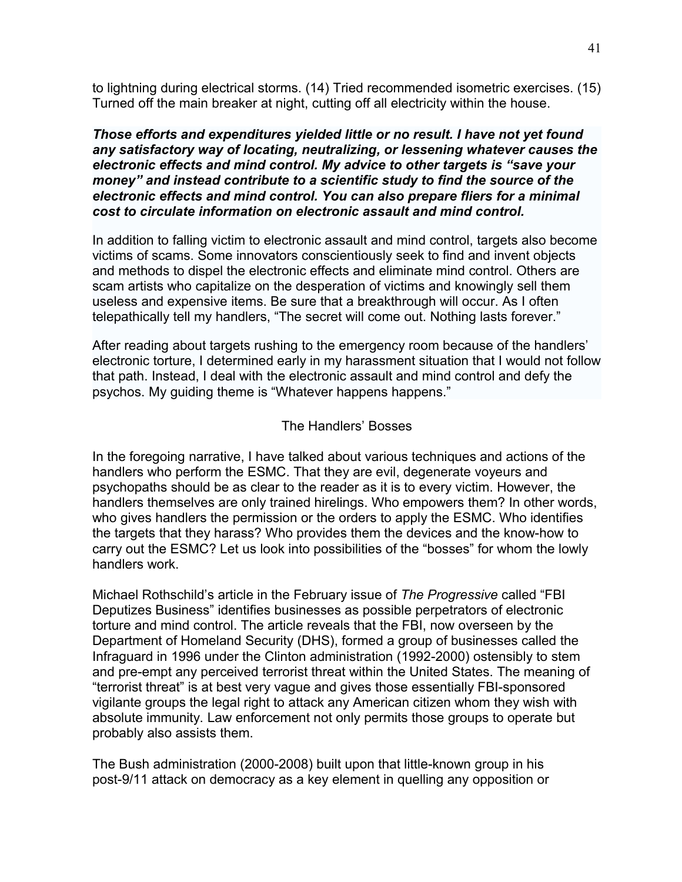to lightning during electrical storms. (14) Tried recommended isometric exercises. (15) Turned off the main breaker at night, cutting off all electricity within the house.

***Those efforts and expenditures yielded little or no result. I have not yet found any satisfactory way of locating, neutralizing, or lessening whatever causes the electronic effects and mind control. My advice to other targets is "save your money" and instead contribute to a scientific study to find the source of the electronic effects and mind control. You can also prepare fliers for a minimal cost to circulate information on electronic assault and mind control.***

In addition to falling victim to electronic assault and mind control, targets also become victims of scams. Some innovators conscientiously seek to find and invent objects and methods to dispel the electronic effects and eliminate mind control. Others are scam artists who capitalize on the desperation of victims and knowingly sell them useless and expensive items. Be sure that a breakthrough will occur. As I often telepathically tell my handlers, "The secret will come out. Nothing lasts forever."

After reading about targets rushing to the emergency room because of the handlers' electronic torture, I determined early in my harassment situation that I would not follow that path. Instead, I deal with the electronic assault and mind control and defy the psychos. My guiding theme is "Whatever happens happens."

## The Handlers' Bosses

In the foregoing narrative, I have talked about various techniques and actions of the handlers who perform the ESMC. That they are evil, degenerate voyeurs and psychopaths should be as clear to the reader as it is to every victim. However, the handlers themselves are only trained hirelings. Who empowers them? In other words, who gives handlers the permission or the orders to apply the ESMC. Who identifies the targets that they harass? Who provides them the devices and the know-how to carry out the ESMC? Let us look into possibilities of the "bosses" for whom the lowly handlers work.

Michael Rothschild's article in the February issue of *The Progressive* called "FBI Deputizes Business" identifies businesses as possible perpetrators of electronic torture and mind control. The article reveals that the FBI, now overseen by the Department of Homeland Security (DHS), formed a group of businesses called the Infraguard in 1996 under the Clinton administration (1992-2000) ostensibly to stem and pre-empt any perceived terrorist threat within the United States. The meaning of "terrorist threat" is at best very vague and gives those essentially FBI-sponsored vigilante groups the legal right to attack any American citizen whom they wish with absolute immunity. Law enforcement not only permits those groups to operate but probably also assists them.

The Bush administration (2000-2008) built upon that little-known group in his post-9/11 attack on democracy as a key element in quelling any opposition or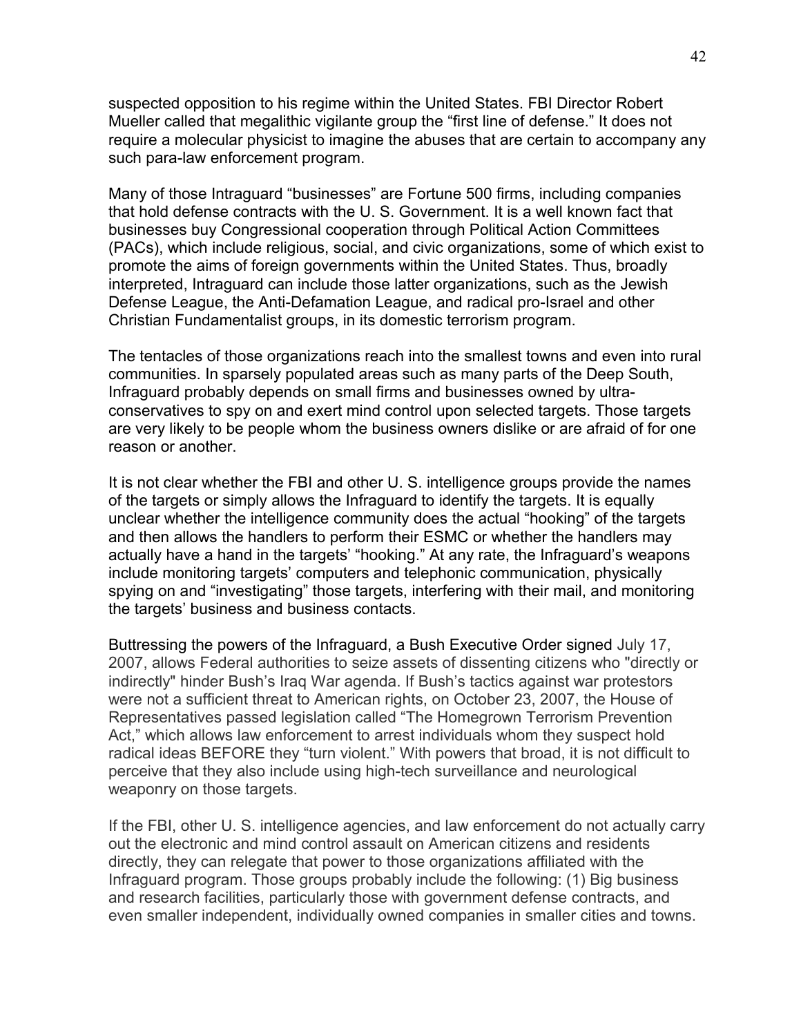suspected opposition to his regime within the United States. FBI Director Robert Mueller called that megalithic vigilante group the "first line of defense." It does not require a molecular physicist to imagine the abuses that are certain to accompany any such para-law enforcement program.

Many of those Intraguard "businesses" are Fortune 500 firms, including companies that hold defense contracts with the U. S. Government. It is a well known fact that businesses buy Congressional cooperation through Political Action Committees (PACs), which include religious, social, and civic organizations, some of which exist to promote the aims of foreign governments within the United States. Thus, broadly interpreted, Intraguard can include those latter organizations, such as the Jewish Defense League, the Anti-Defamation League, and radical pro-Israel and other Christian Fundamentalist groups, in its domestic terrorism program.

The tentacles of those organizations reach into the smallest towns and even into rural communities. In sparsely populated areas such as many parts of the Deep South, Infraguard probably depends on small firms and businesses owned by ultra-conservatives to spy on and exert mind control upon selected targets. Those targets are very likely to be people whom the business owners dislike or are afraid of for one reason or another.

It is not clear whether the FBI and other U. S. intelligence groups provide the names of the targets or simply allows the Infraguard to identify the targets. It is equally unclear whether the intelligence community does the actual "hooking" of the targets and then allows the handlers to perform their ESMC or whether the handlers may actually have a hand in the targets' "hooking." At any rate, the Infraguard's weapons include monitoring targets' computers and telephonic communication, physically spying on and "investigating" those targets, interfering with their mail, and monitoring the targets' business and business contacts.

Buttressing the powers of the Infraguard, a Bush Executive Order signed July 17, 2007, allows Federal authorities to seize assets of dissenting citizens who "directly or indirectly" hinder Bush's Iraq War agenda. If Bush's tactics against war protestors were not a sufficient threat to American rights, on October 23, 2007, the House of Representatives passed legislation called "The Homegrown Terrorism Prevention Act," which allows law enforcement to arrest individuals whom they suspect hold radical ideas BEFORE they "turn violent." With powers that broad, it is not difficult to perceive that they also include using high-tech surveillance and neurological weaponry on those targets.

If the FBI, other U. S. intelligence agencies, and law enforcement do not actually carry out the electronic and mind control assault on American citizens and residents directly, they can relegate that power to those organizations affiliated with the Infraguard program. Those groups probably include the following: (1) Big business and research facilities, particularly those with government defense contracts, and even smaller independent, individually owned companies in smaller cities and towns.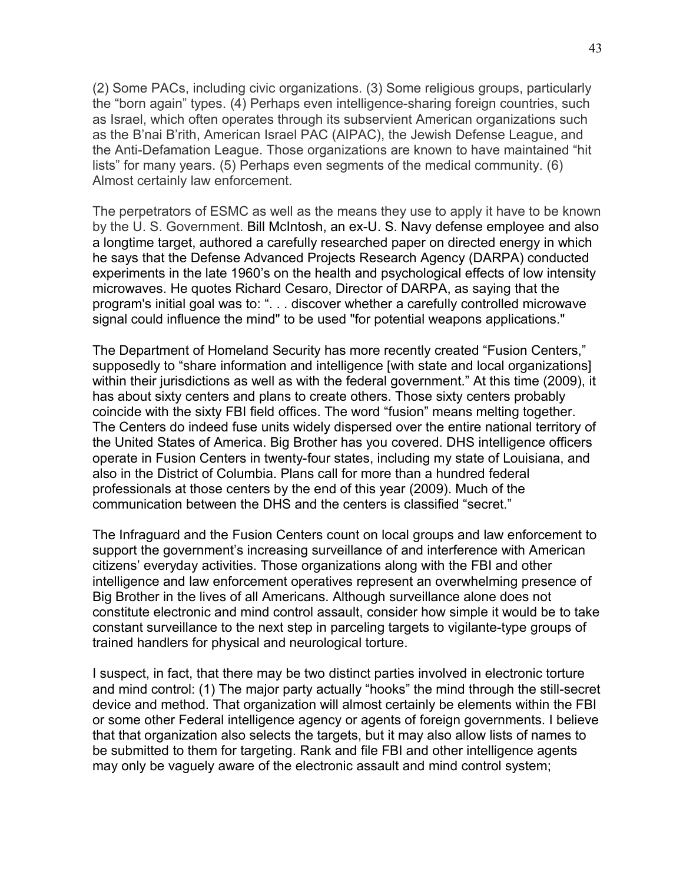(2) Some PACs, including civic organizations. (3) Some religious groups, particularly the "born again" types. (4) Perhaps even intelligence-sharing foreign countries, such as Israel, which often operates through its subservient American organizations such as the B'nai B'rith, American Israel PAC (AIPAC), the Jewish Defense League, and the Anti-Defamation League. Those organizations are known to have maintained "hit lists" for many years. (5) Perhaps even segments of the medical community. (6) Almost certainly law enforcement.

The perpetrators of ESMC as well as the means they use to apply it have to be known by the U. S. Government. Bill McIntosh, an ex-U. S. Navy defense employee and also a longtime target, authored a carefully researched paper on directed energy in which he says that the Defense Advanced Projects Research Agency (DARPA) conducted experiments in the late 1960's on the health and psychological effects of low intensity microwaves. He quotes Richard Cesaro, Director of DARPA, as saying that the program's initial goal was to: ". . . discover whether a carefully controlled microwave signal could influence the mind" to be used "for potential weapons applications."

The Department of Homeland Security has more recently created "Fusion Centers," supposedly to "share information and intelligence [with state and local organizations] within their jurisdictions as well as with the federal government." At this time (2009), it has about sixty centers and plans to create others. Those sixty centers probably coincide with the sixty FBI field offices. The word "fusion" means melting together. The Centers do indeed fuse units widely dispersed over the entire national territory of the United States of America. Big Brother has you covered. DHS intelligence officers operate in Fusion Centers in twenty-four states, including my state of Louisiana, and also in the District of Columbia. Plans call for more than a hundred federal professionals at those centers by the end of this year (2009). Much of the communication between the DHS and the centers is classified "secret."

The Infraguard and the Fusion Centers count on local groups and law enforcement to support the government's increasing surveillance of and interference with American citizens' everyday activities. Those organizations along with the FBI and other intelligence and law enforcement operatives represent an overwhelming presence of Big Brother in the lives of all Americans. Although surveillance alone does not constitute electronic and mind control assault, consider how simple it would be to take constant surveillance to the next step in parceling targets to vigilante-type groups of trained handlers for physical and neurological torture.

I suspect, in fact, that there may be two distinct parties involved in electronic torture and mind control: (1) The major party actually "hooks" the mind through the still-secret device and method. That organization will almost certainly be elements within the FBI or some other Federal intelligence agency or agents of foreign governments. I believe that that organization also selects the targets, but it may also allow lists of names to be submitted to them for targeting. Rank and file FBI and other intelligence agents may only be vaguely aware of the electronic assault and mind control system;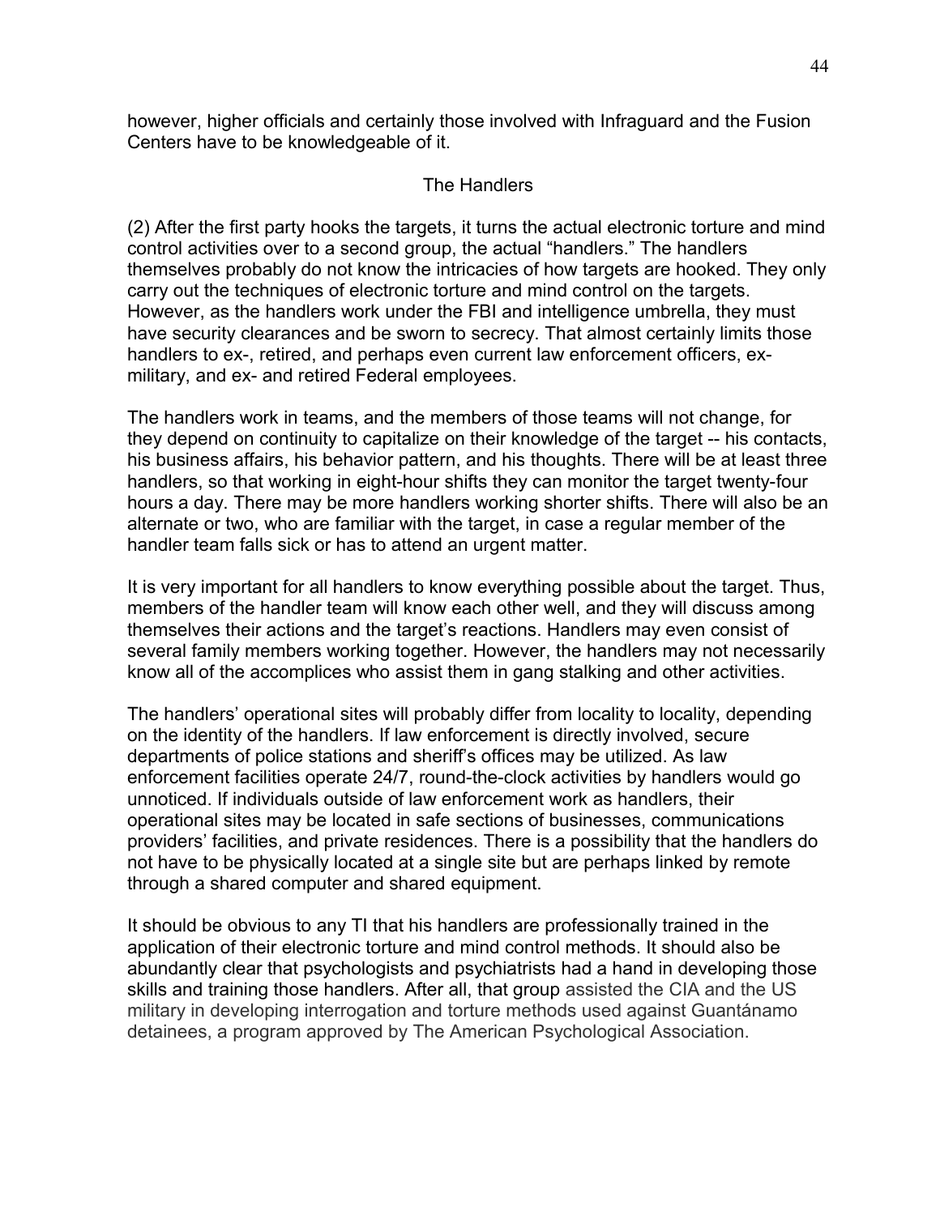however, higher officials and certainly those involved with Infraguard and the Fusion Centers have to be knowledgeable of it.

## The Handlers

(2) After the first party hooks the targets, it turns the actual electronic torture and mind control activities over to a second group, the actual "handlers." The handlers themselves probably do not know the intricacies of how targets are hooked. They only carry out the techniques of electronic torture and mind control on the targets. However, as the handlers work under the FBI and intelligence umbrella, they must have security clearances and be sworn to secrecy. That almost certainly limits those handlers to ex-, retired, and perhaps even current law enforcement officers, ex-military, and ex- and retired Federal employees.

The handlers work in teams, and the members of those teams will not change, for they depend on continuity to capitalize on their knowledge of the target -- his contacts, his business affairs, his behavior pattern, and his thoughts. There will be at least three handlers, so that working in eight-hour shifts they can monitor the target twenty-four hours a day. There may be more handlers working shorter shifts. There will also be an alternate or two, who are familiar with the target, in case a regular member of the handler team falls sick or has to attend an urgent matter.

It is very important for all handlers to know everything possible about the target. Thus, members of the handler team will know each other well, and they will discuss among themselves their actions and the target's reactions. Handlers may even consist of several family members working together. However, the handlers may not necessarily know all of the accomplices who assist them in gang stalking and other activities.

The handlers' operational sites will probably differ from locality to locality, depending on the identity of the handlers. If law enforcement is directly involved, secure departments of police stations and sheriff's offices may be utilized. As law enforcement facilities operate 24/7, round-the-clock activities by handlers would go unnoticed. If individuals outside of law enforcement work as handlers, their operational sites may be located in safe sections of businesses, communications providers' facilities, and private residences. There is a possibility that the handlers do not have to be physically located at a single site but are perhaps linked by remote through a shared computer and shared equipment.

It should be obvious to any TI that his handlers are professionally trained in the application of their electronic torture and mind control methods. It should also be abundantly clear that psychologists and psychiatrists had a hand in developing those skills and training those handlers. After all, that group assisted the CIA and the US military in developing interrogation and torture methods used against Guantánamo detainees, a program approved by The American Psychological Association.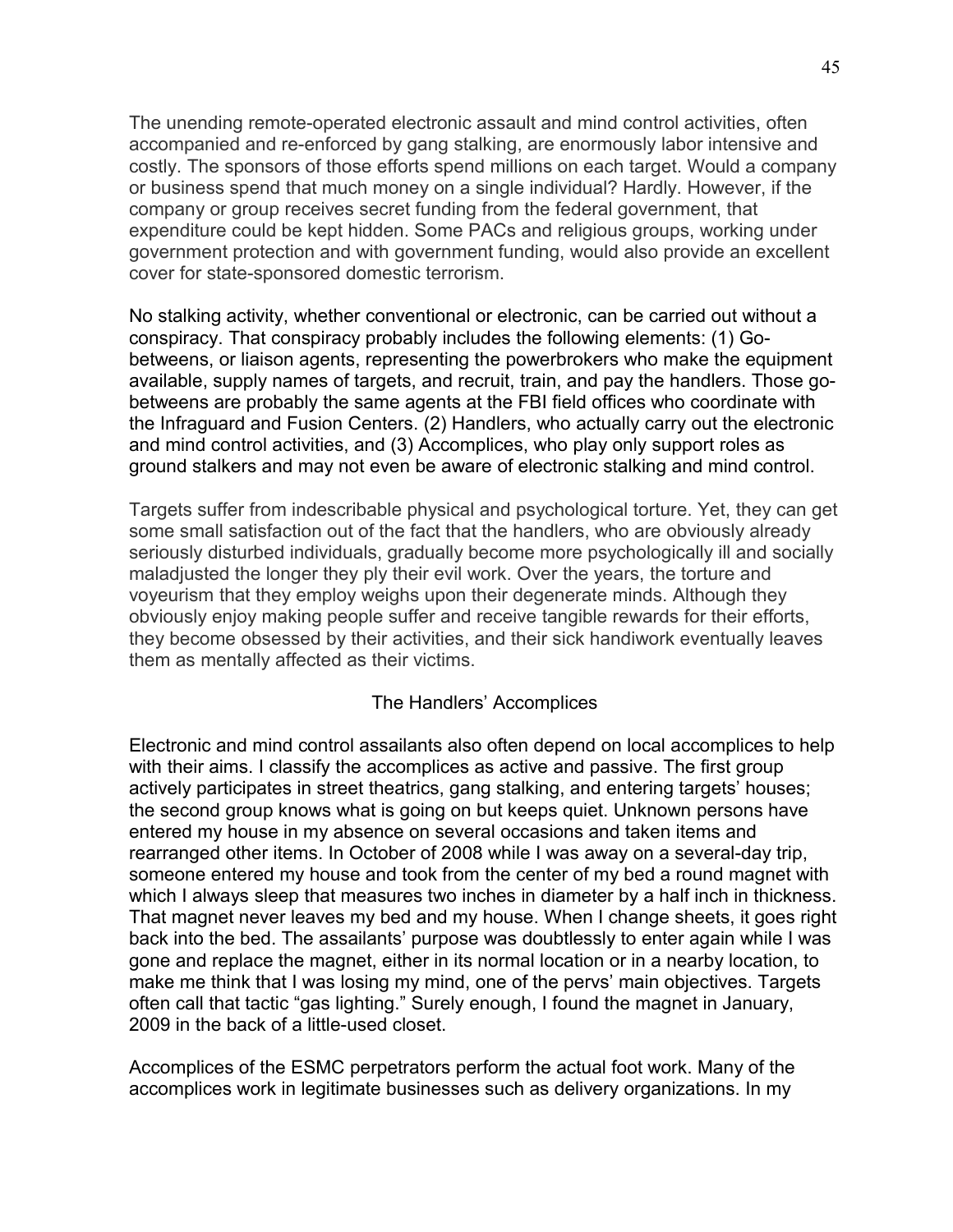The unending remote-operated electronic assault and mind control activities, often accompanied and re-enforced by gang stalking, are enormously labor intensive and costly. The sponsors of those efforts spend millions on each target. Would a company or business spend that much money on a single individual? Hardly. However, if the company or group receives secret funding from the federal government, that expenditure could be kept hidden. Some PACs and religious groups, working under government protection and with government funding, would also provide an excellent cover for state-sponsored domestic terrorism.

No stalking activity, whether conventional or electronic, can be carried out without a conspiracy. That conspiracy probably includes the following elements: (1) Go-betweens, or liaison agents, representing the powerbrokers who make the equipment available, supply names of targets, and recruit, train, and pay the handlers. Those go-betweens are probably the same agents at the FBI field offices who coordinate with the Infraguard and Fusion Centers. (2) Handlers, who actually carry out the electronic and mind control activities, and (3) Accomplices, who play only support roles as ground stalkers and may not even be aware of electronic stalking and mind control.

Targets suffer from indescribable physical and psychological torture. Yet, they can get some small satisfaction out of the fact that the handlers, who are obviously already seriously disturbed individuals, gradually become more psychologically ill and socially maladjusted the longer they ply their evil work. Over the years, the torture and voyeurism that they employ weighs upon their degenerate minds. Although they obviously enjoy making people suffer and receive tangible rewards for their efforts, they become obsessed by their activities, and their sick handiwork eventually leaves them as mentally affected as their victims.

## The Handlers' Accomplices

Electronic and mind control assailants also often depend on local accomplices to help with their aims. I classify the accomplices as active and passive. The first group actively participates in street theatrics, gang stalking, and entering targets' houses; the second group knows what is going on but keeps quiet. Unknown persons have entered my house in my absence on several occasions and taken items and rearranged other items. In October of 2008 while I was away on a several-day trip, someone entered my house and took from the center of my bed a round magnet with which I always sleep that measures two inches in diameter by a half inch in thickness. That magnet never leaves my bed and my house. When I change sheets, it goes right back into the bed. The assailants' purpose was doubtlessly to enter again while I was gone and replace the magnet, either in its normal location or in a nearby location, to make me think that I was losing my mind, one of the pervs' main objectives. Targets often call that tactic "gas lighting." Surely enough, I found the magnet in January, 2009 in the back of a little-used closet.

Accomplices of the ESMC perpetrators perform the actual foot work. Many of the accomplices work in legitimate businesses such as delivery organizations. In my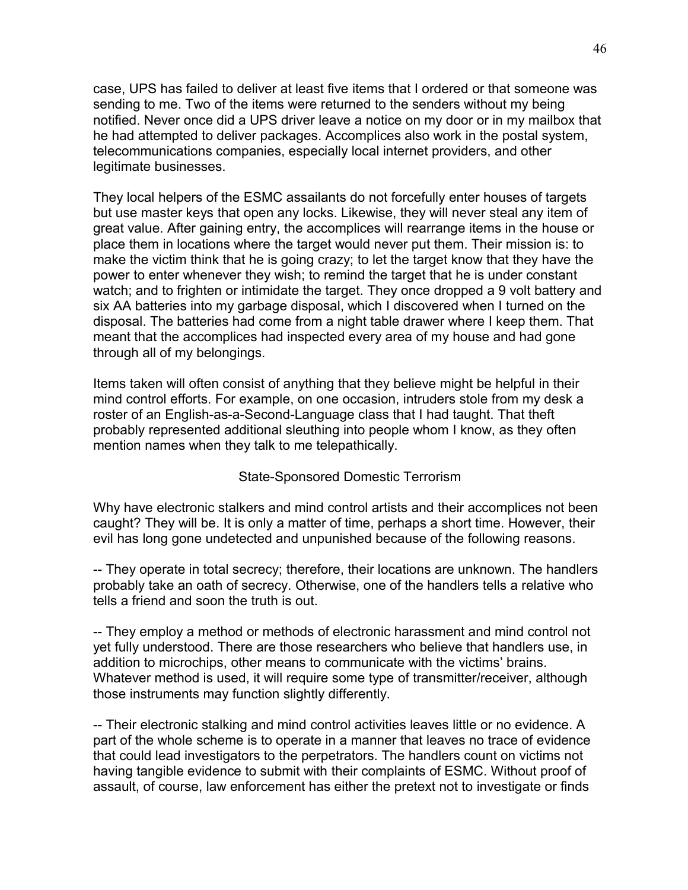case, UPS has failed to deliver at least five items that I ordered or that someone was sending to me. Two of the items were returned to the senders without my being notified. Never once did a UPS driver leave a notice on my door or in my mailbox that he had attempted to deliver packages. Accomplices also work in the postal system, telecommunications companies, especially local internet providers, and other legitimate businesses.

They local helpers of the ESMC assailants do not forcefully enter houses of targets but use master keys that open any locks. Likewise, they will never steal any item of great value. After gaining entry, the accomplices will rearrange items in the house or place them in locations where the target would never put them. Their mission is: to make the victim think that he is going crazy; to let the target know that they have the power to enter whenever they wish; to remind the target that he is under constant watch; and to frighten or intimidate the target. They once dropped a 9 volt battery and six AA batteries into my garbage disposal, which I discovered when I turned on the disposal. The batteries had come from a night table drawer where I keep them. That meant that the accomplices had inspected every area of my house and had gone through all of my belongings.

Items taken will often consist of anything that they believe might be helpful in their mind control efforts. For example, on one occasion, intruders stole from my desk a roster of an English-as-a-Second-Language class that I had taught. That theft probably represented additional sleuthing into people whom I know, as they often mention names when they talk to me telepathically.

## State-Sponsored Domestic Terrorism

Why have electronic stalkers and mind control artists and their accomplices not been caught? They will be. It is only a matter of time, perhaps a short time. However, their evil has long gone undetected and unpunished because of the following reasons.

-- They operate in total secrecy; therefore, their locations are unknown. The handlers probably take an oath of secrecy. Otherwise, one of the handlers tells a relative who tells a friend and soon the truth is out.

-- They employ a method or methods of electronic harassment and mind control not yet fully understood. There are those researchers who believe that handlers use, in addition to microchips, other means to communicate with the victims' brains. Whatever method is used, it will require some type of transmitter/receiver, although those instruments may function slightly differently.

-- Their electronic stalking and mind control activities leaves little or no evidence. A part of the whole scheme is to operate in a manner that leaves no trace of evidence that could lead investigators to the perpetrators. The handlers count on victims not having tangible evidence to submit with their complaints of ESMC. Without proof of assault, of course, law enforcement has either the pretext not to investigate or finds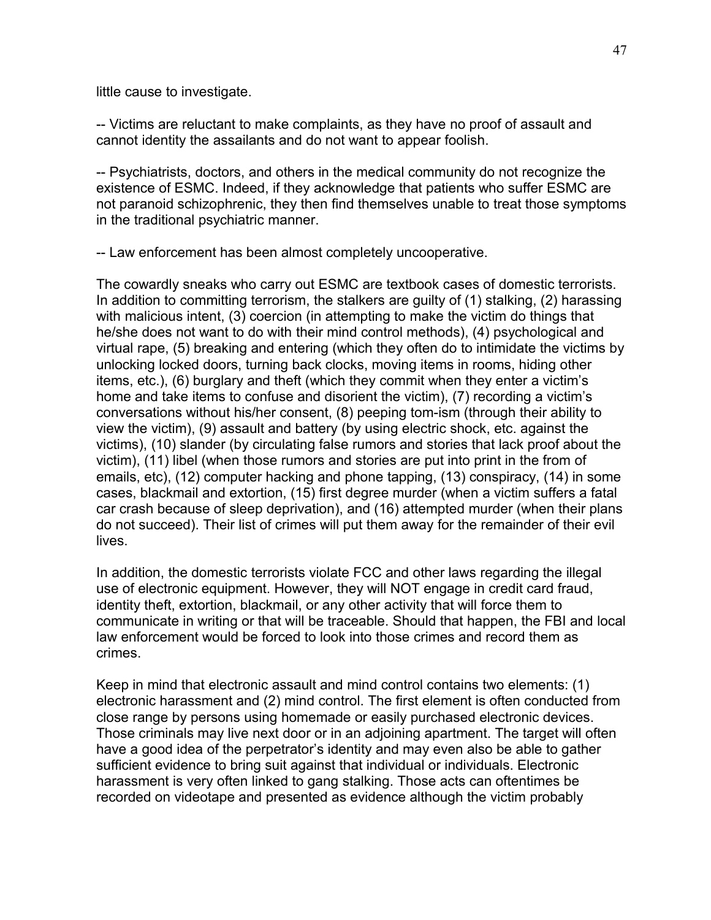little cause to investigate.

-- Victims are reluctant to make complaints, as they have no proof of assault and cannot identity the assailants and do not want to appear foolish.

-- Psychiatrists, doctors, and others in the medical community do not recognize the existence of ESMC. Indeed, if they acknowledge that patients who suffer ESMC are not paranoid schizophrenic, they then find themselves unable to treat those symptoms in the traditional psychiatric manner.

-- Law enforcement has been almost completely uncooperative.

The cowardly sneaks who carry out ESMC are textbook cases of domestic terrorists. In addition to committing terrorism, the stalkers are guilty of (1) stalking, (2) harassing with malicious intent, (3) coercion (in attempting to make the victim do things that he/she does not want to do with their mind control methods), (4) psychological and virtual rape, (5) breaking and entering (which they often do to intimidate the victims by unlocking locked doors, turning back clocks, moving items in rooms, hiding other items, etc.), (6) burglary and theft (which they commit when they enter a victim's home and take items to confuse and disorient the victim), (7) recording a victim's conversations without his/her consent, (8) peeping tom-ism (through their ability to view the victim), (9) assault and battery (by using electric shock, etc. against the victims), (10) slander (by circulating false rumors and stories that lack proof about the victim), (11) libel (when those rumors and stories are put into print in the from of emails, etc), (12) computer hacking and phone tapping, (13) conspiracy, (14) in some cases, blackmail and extortion, (15) first degree murder (when a victim suffers a fatal car crash because of sleep deprivation), and (16) attempted murder (when their plans do not succeed). Their list of crimes will put them away for the remainder of their evil lives.

In addition, the domestic terrorists violate FCC and other laws regarding the illegal use of electronic equipment. However, they will NOT engage in credit card fraud, identity theft, extortion, blackmail, or any other activity that will force them to communicate in writing or that will be traceable. Should that happen, the FBI and local law enforcement would be forced to look into those crimes and record them as crimes.

Keep in mind that electronic assault and mind control contains two elements: (1) electronic harassment and (2) mind control. The first element is often conducted from close range by persons using homemade or easily purchased electronic devices. Those criminals may live next door or in an adjoining apartment. The target will often have a good idea of the perpetrator's identity and may even also be able to gather sufficient evidence to bring suit against that individual or individuals. Electronic harassment is very often linked to gang stalking. Those acts can oftentimes be recorded on videotape and presented as evidence although the victim probably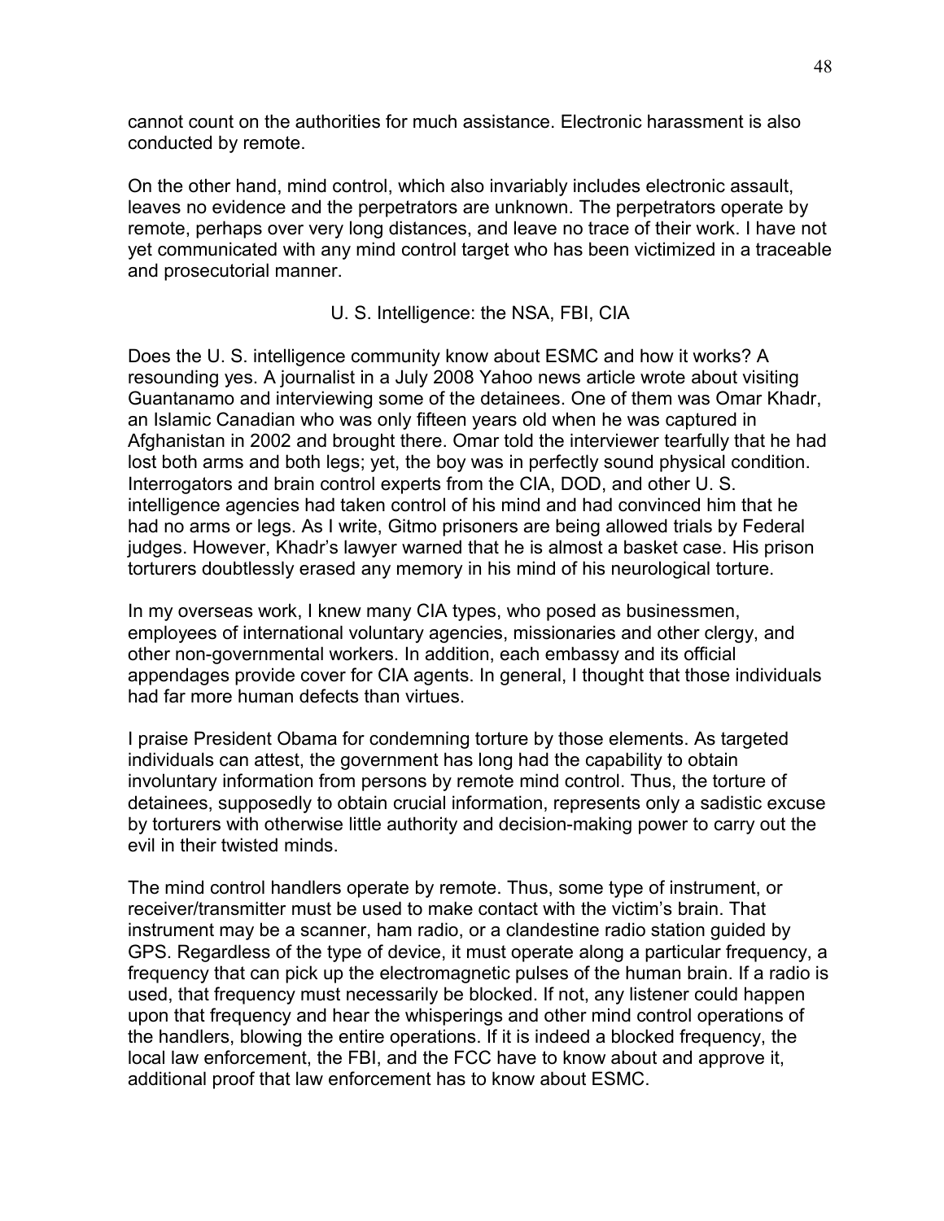cannot count on the authorities for much assistance. Electronic harassment is also conducted by remote.

On the other hand, mind control, which also invariably includes electronic assault, leaves no evidence and the perpetrators are unknown. The perpetrators operate by remote, perhaps over very long distances, and leave no trace of their work. I have not yet communicated with any mind control target who has been victimized in a traceable and prosecutorial manner.

## U. S. Intelligence: the NSA, FBI, CIA

Does the U. S. intelligence community know about ESMC and how it works? A resounding yes. A journalist in a July 2008 Yahoo news article wrote about visiting Guantanamo and interviewing some of the detainees. One of them was Omar Khadr, an Islamic Canadian who was only fifteen years old when he was captured in Afghanistan in 2002 and brought there. Omar told the interviewer tearfully that he had lost both arms and both legs; yet, the boy was in perfectly sound physical condition. Interrogators and brain control experts from the CIA, DOD, and other U. S. intelligence agencies had taken control of his mind and had convinced him that he had no arms or legs. As I write, Gitmo prisoners are being allowed trials by Federal judges. However, Khadr's lawyer warned that he is almost a basket case. His prison torturers doubtlessly erased any memory in his mind of his neurological torture.

In my overseas work, I knew many CIA types, who posed as businessmen, employees of international voluntary agencies, missionaries and other clergy, and other non-governmental workers. In addition, each embassy and its official appendages provide cover for CIA agents. In general, I thought that those individuals had far more human defects than virtues.

I praise President Obama for condemning torture by those elements. As targeted individuals can attest, the government has long had the capability to obtain involuntary information from persons by remote mind control. Thus, the torture of detainees, supposedly to obtain crucial information, represents only a sadistic excuse by torturers with otherwise little authority and decision-making power to carry out the evil in their twisted minds.

The mind control handlers operate by remote. Thus, some type of instrument, or receiver/transmitter must be used to make contact with the victim's brain. That instrument may be a scanner, ham radio, or a clandestine radio station guided by GPS. Regardless of the type of device, it must operate along a particular frequency, a frequency that can pick up the electromagnetic pulses of the human brain. If a radio is used, that frequency must necessarily be blocked. If not, any listener could happen upon that frequency and hear the whisperings and other mind control operations of the handlers, blowing the entire operations. If it is indeed a blocked frequency, the local law enforcement, the FBI, and the FCC have to know about and approve it, additional proof that law enforcement has to know about ESMC.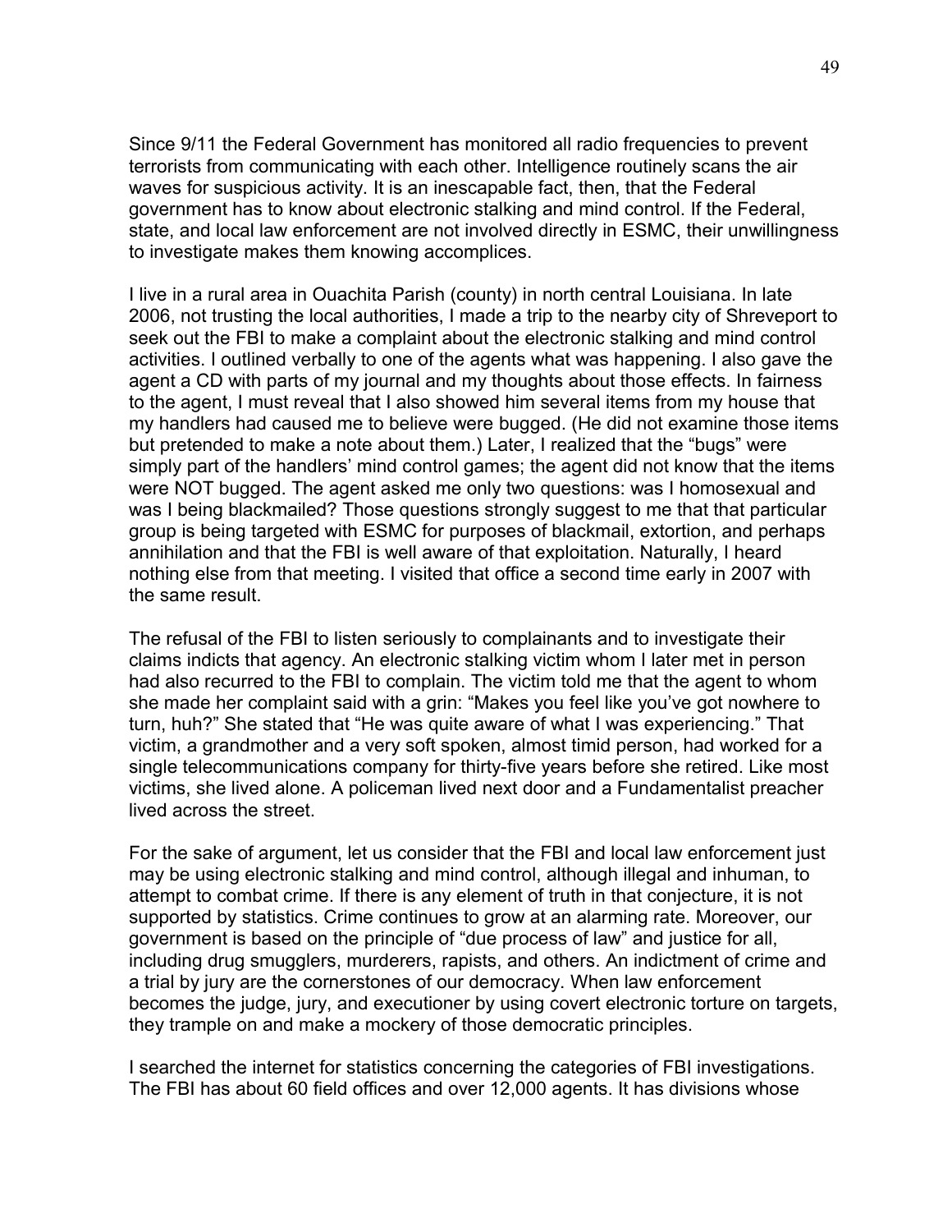Since 9/11 the Federal Government has monitored all radio frequencies to prevent terrorists from communicating with each other. Intelligence routinely scans the air waves for suspicious activity. It is an inescapable fact, then, that the Federal government has to know about electronic stalking and mind control. If the Federal, state, and local law enforcement are not involved directly in ESMC, their unwillingness to investigate makes them knowing accomplices.

I live in a rural area in Ouachita Parish (county) in north central Louisiana. In late 2006, not trusting the local authorities, I made a trip to the nearby city of Shreveport to seek out the FBI to make a complaint about the electronic stalking and mind control activities. I outlined verbally to one of the agents what was happening. I also gave the agent a CD with parts of my journal and my thoughts about those effects. In fairness to the agent, I must reveal that I also showed him several items from my house that my handlers had caused me to believe were bugged. (He did not examine those items but pretended to make a note about them.) Later, I realized that the "bugs" were simply part of the handlers' mind control games; the agent did not know that the items were NOT bugged. The agent asked me only two questions: was I homosexual and was I being blackmailed? Those questions strongly suggest to me that that particular group is being targeted with ESMC for purposes of blackmail, extortion, and perhaps annihilation and that the FBI is well aware of that exploitation. Naturally, I heard nothing else from that meeting. I visited that office a second time early in 2007 with the same result.

The refusal of the FBI to listen seriously to complainants and to investigate their claims indicts that agency. An electronic stalking victim whom I later met in person had also recurred to the FBI to complain. The victim told me that the agent to whom she made her complaint said with a grin: "Makes you feel like you've got nowhere to turn, huh?" She stated that "He was quite aware of what I was experiencing." That victim, a grandmother and a very soft spoken, almost timid person, had worked for a single telecommunications company for thirty-five years before she retired. Like most victims, she lived alone. A policeman lived next door and a Fundamentalist preacher lived across the street.

For the sake of argument, let us consider that the FBI and local law enforcement just may be using electronic stalking and mind control, although illegal and inhuman, to attempt to combat crime. If there is any element of truth in that conjecture, it is not supported by statistics. Crime continues to grow at an alarming rate. Moreover, our government is based on the principle of "due process of law" and justice for all, including drug smugglers, murderers, rapists, and others. An indictment of crime and a trial by jury are the cornerstones of our democracy. When law enforcement becomes the judge, jury, and executioner by using covert electronic torture on targets, they trample on and make a mockery of those democratic principles.

I searched the internet for statistics concerning the categories of FBI investigations. The FBI has about 60 field offices and over 12,000 agents. It has divisions whose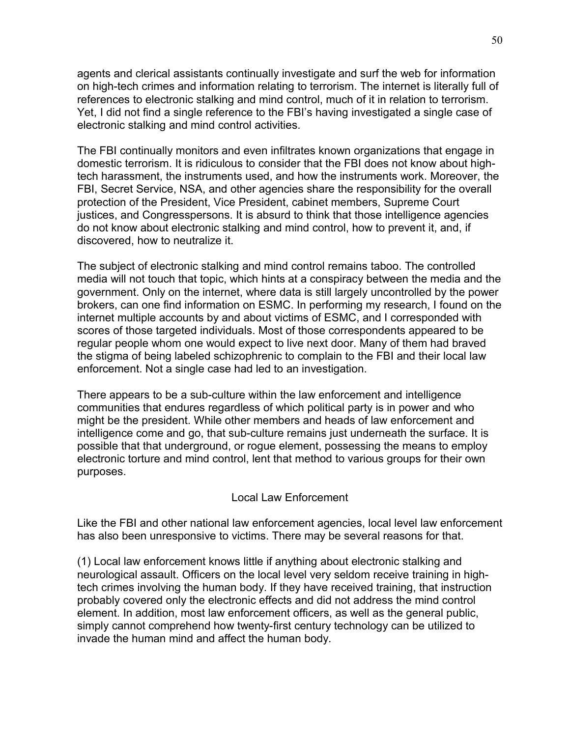agents and clerical assistants continually investigate and surf the web for information on high-tech crimes and information relating to terrorism. The internet is literally full of references to electronic stalking and mind control, much of it in relation to terrorism. Yet, I did not find a single reference to the FBI's having investigated a single case of electronic stalking and mind control activities.

The FBI continually monitors and even infiltrates known organizations that engage in domestic terrorism. It is ridiculous to consider that the FBI does not know about high-tech harassment, the instruments used, and how the instruments work. Moreover, the FBI, Secret Service, NSA, and other agencies share the responsibility for the overall protection of the President, Vice President, cabinet members, Supreme Court justices, and Congresspersons. It is absurd to think that those intelligence agencies do not know about electronic stalking and mind control, how to prevent it, and, if discovered, how to neutralize it.

The subject of electronic stalking and mind control remains taboo. The controlled media will not touch that topic, which hints at a conspiracy between the media and the government. Only on the internet, where data is still largely uncontrolled by the power brokers, can one find information on ESMC. In performing my research, I found on the internet multiple accounts by and about victims of ESMC, and I corresponded with scores of those targeted individuals. Most of those correspondents appeared to be regular people whom one would expect to live next door. Many of them had braved the stigma of being labeled schizophrenic to complain to the FBI and their local law enforcement. Not a single case had led to an investigation.

There appears to be a sub-culture within the law enforcement and intelligence communities that endures regardless of which political party is in power and who might be the president. While other members and heads of law enforcement and intelligence come and go, that sub-culture remains just underneath the surface. It is possible that that underground, or rogue element, possessing the means to employ electronic torture and mind control, lent that method to various groups for their own purposes.

## Local Law Enforcement

Like the FBI and other national law enforcement agencies, local level law enforcement has also been unresponsive to victims. There may be several reasons for that.

(1) Local law enforcement knows little if anything about electronic stalking and neurological assault. Officers on the local level very seldom receive training in high-tech crimes involving the human body. If they have received training, that instruction probably covered only the electronic effects and did not address the mind control element. In addition, most law enforcement officers, as well as the general public, simply cannot comprehend how twenty-first century technology can be utilized to invade the human mind and affect the human body.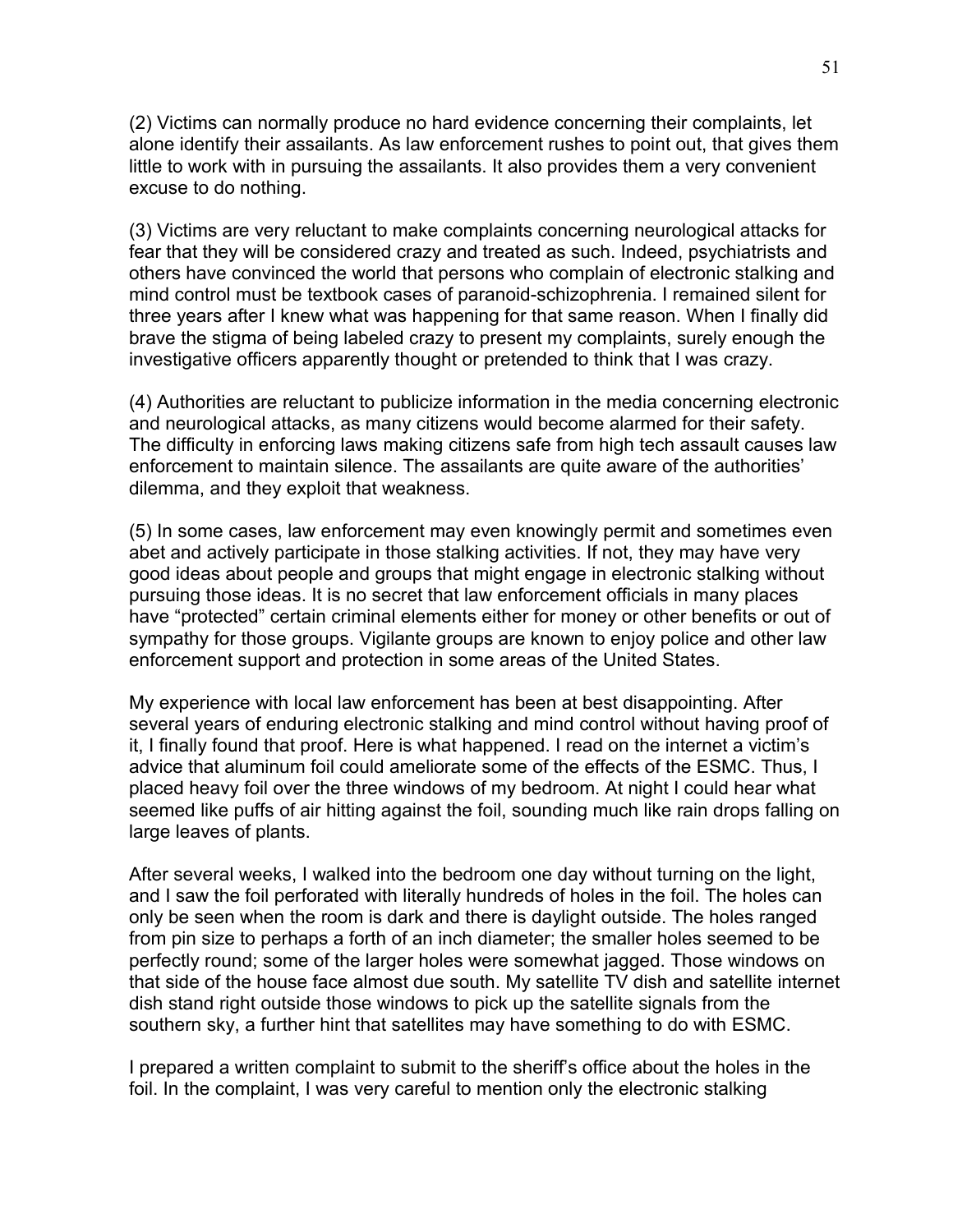(2) Victims can normally produce no hard evidence concerning their complaints, let alone identify their assailants. As law enforcement rushes to point out, that gives them little to work with in pursuing the assailants. It also provides them a very convenient excuse to do nothing.

(3) Victims are very reluctant to make complaints concerning neurological attacks for fear that they will be considered crazy and treated as such. Indeed, psychiatrists and others have convinced the world that persons who complain of electronic stalking and mind control must be textbook cases of paranoid-schizophrenia. I remained silent for three years after I knew what was happening for that same reason. When I finally did brave the stigma of being labeled crazy to present my complaints, surely enough the investigative officers apparently thought or pretended to think that I was crazy.

(4) Authorities are reluctant to publicize information in the media concerning electronic and neurological attacks, as many citizens would become alarmed for their safety. The difficulty in enforcing laws making citizens safe from high tech assault causes law enforcement to maintain silence. The assailants are quite aware of the authorities' dilemma, and they exploit that weakness.

(5) In some cases, law enforcement may even knowingly permit and sometimes even abet and actively participate in those stalking activities. If not, they may have very good ideas about people and groups that might engage in electronic stalking without pursuing those ideas. It is no secret that law enforcement officials in many places have "protected" certain criminal elements either for money or other benefits or out of sympathy for those groups. Vigilante groups are known to enjoy police and other law enforcement support and protection in some areas of the United States.

My experience with local law enforcement has been at best disappointing. After several years of enduring electronic stalking and mind control without having proof of it, I finally found that proof. Here is what happened. I read on the internet a victim's advice that aluminum foil could ameliorate some of the effects of the ESMC. Thus, I placed heavy foil over the three windows of my bedroom. At night I could hear what seemed like puffs of air hitting against the foil, sounding much like rain drops falling on large leaves of plants.

After several weeks, I walked into the bedroom one day without turning on the light, and I saw the foil perforated with literally hundreds of holes in the foil. The holes can only be seen when the room is dark and there is daylight outside. The holes ranged from pin size to perhaps a forth of an inch diameter; the smaller holes seemed to be perfectly round; some of the larger holes were somewhat jagged. Those windows on that side of the house face almost due south. My satellite TV dish and satellite internet dish stand right outside those windows to pick up the satellite signals from the southern sky, a further hint that satellites may have something to do with ESMC.

I prepared a written complaint to submit to the sheriff's office about the holes in the foil. In the complaint, I was very careful to mention only the electronic stalking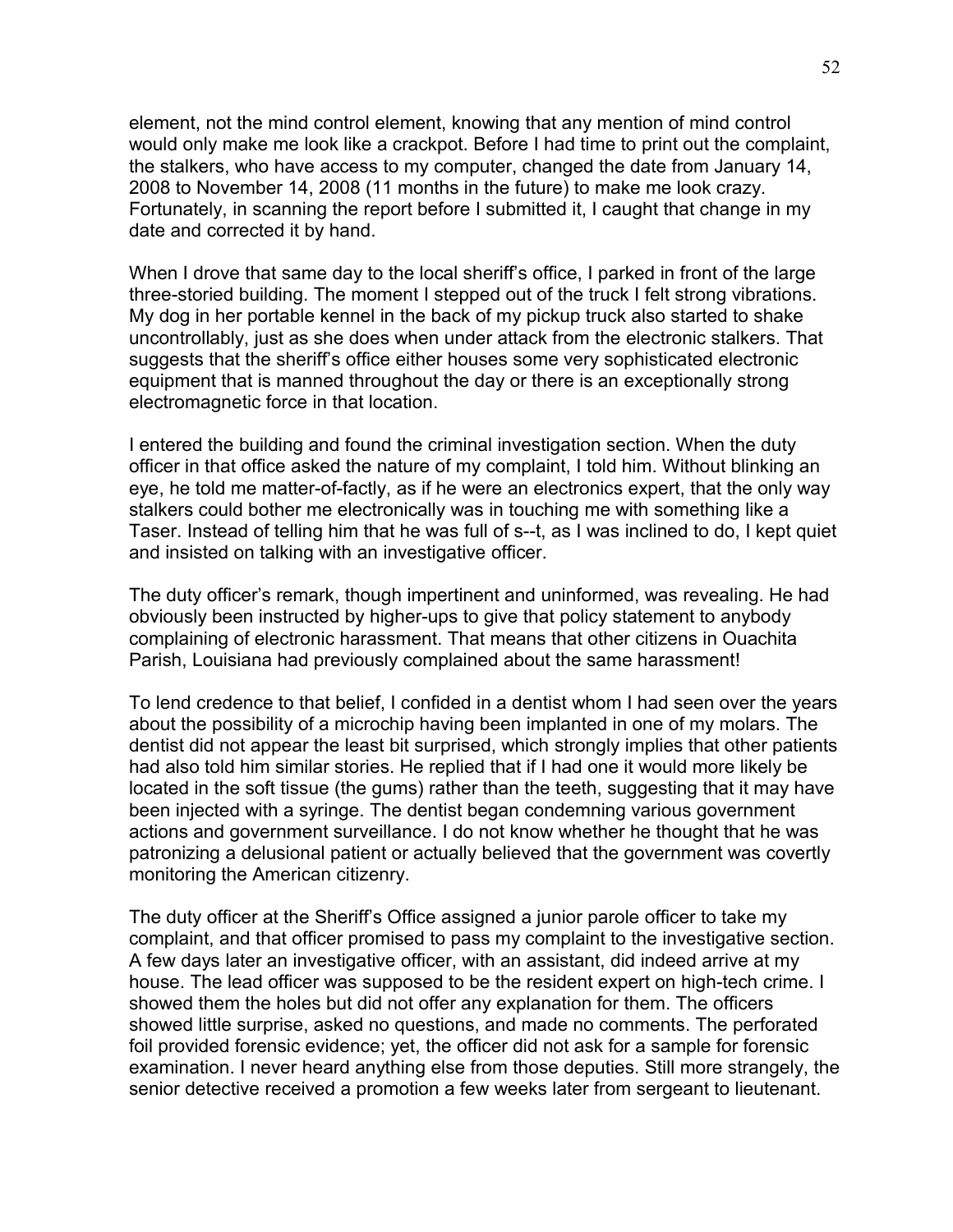element, not the mind control element, knowing that any mention of mind control would only make me look like a crackpot. Before I had time to print out the complaint, the stalkers, who have access to my computer, changed the date from January 14, 2008 to November 14, 2008 (11 months in the future) to make me look crazy. Fortunately, in scanning the report before I submitted it, I caught that change in my date and corrected it by hand.

When I drove that same day to the local sheriff's office, I parked in front of the large three-storied building. The moment I stepped out of the truck I felt strong vibrations. My dog in her portable kennel in the back of my pickup truck also started to shake uncontrollably, just as she does when under attack from the electronic stalkers. That suggests that the sheriff's office either houses some very sophisticated electronic equipment that is manned throughout the day or there is an exceptionally strong electromagnetic force in that location.

I entered the building and found the criminal investigation section. When the duty officer in that office asked the nature of my complaint, I told him. Without blinking an eye, he told me matter-of-factly, as if he were an electronics expert, that the only way stalkers could bother me electronically was in touching me with something like a Taser. Instead of telling him that he was full of s--t, as I was inclined to do, I kept quiet and insisted on talking with an investigative officer.

The duty officer's remark, though impertinent and uninformed, was revealing. He had obviously been instructed by higher-ups to give that policy statement to anybody complaining of electronic harassment. That means that other citizens in Ouachita Parish, Louisiana had previously complained about the same harassment!

To lend credence to that belief, I confided in a dentist whom I had seen over the years about the possibility of a microchip having been implanted in one of my molars. The dentist did not appear the least bit surprised, which strongly implies that other patients had also told him similar stories. He replied that if I had one it would more likely be located in the soft tissue (the gums) rather than the teeth, suggesting that it may have been injected with a syringe. The dentist began condemning various government actions and government surveillance. I do not know whether he thought that he was patronizing a delusional patient or actually believed that the government was covertly monitoring the American citizenry.

The duty officer at the Sheriff's Office assigned a junior parole officer to take my complaint, and that officer promised to pass my complaint to the investigative section. A few days later an investigative officer, with an assistant, did indeed arrive at my house. The lead officer was supposed to be the resident expert on high-tech crime. I showed them the holes but did not offer any explanation for them. The officers showed little surprise, asked no questions, and made no comments. The perforated foil provided forensic evidence; yet, the officer did not ask for a sample for forensic examination. I never heard anything else from those deputies. Still more strangely, the senior detective received a promotion a few weeks later from sergeant to lieutenant.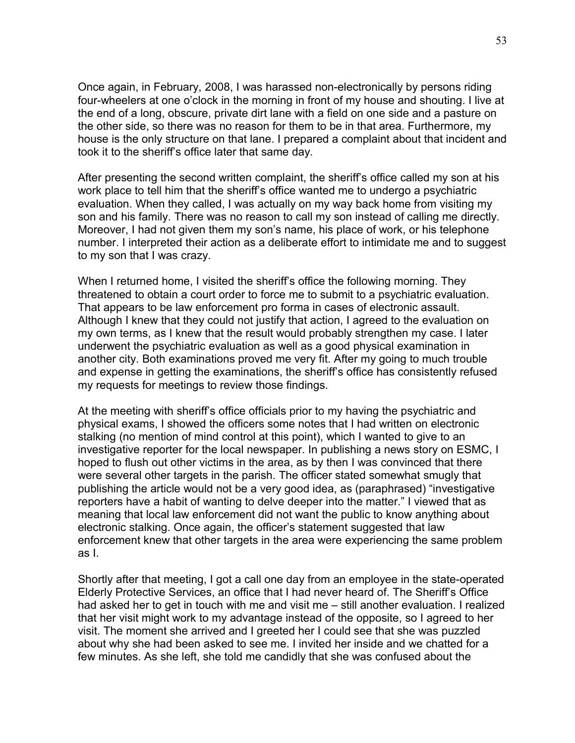Once again, in February, 2008, I was harassed non-electronically by persons riding four-wheelers at one o'clock in the morning in front of my house and shouting. I live at the end of a long, obscure, private dirt lane with a field on one side and a pasture on the other side, so there was no reason for them to be in that area. Furthermore, my house is the only structure on that lane. I prepared a complaint about that incident and took it to the sheriff's office later that same day.

After presenting the second written complaint, the sheriff's office called my son at his work place to tell him that the sheriff's office wanted me to undergo a psychiatric evaluation. When they called, I was actually on my way back home from visiting my son and his family. There was no reason to call my son instead of calling me directly. Moreover, I had not given them my son's name, his place of work, or his telephone number. I interpreted their action as a deliberate effort to intimidate me and to suggest to my son that I was crazy.

When I returned home, I visited the sheriff's office the following morning. They threatened to obtain a court order to force me to submit to a psychiatric evaluation. That appears to be law enforcement pro forma in cases of electronic assault. Although I knew that they could not justify that action, I agreed to the evaluation on my own terms, as I knew that the result would probably strengthen my case. I later underwent the psychiatric evaluation as well as a good physical examination in another city. Both examinations proved me very fit. After my going to much trouble and expense in getting the examinations, the sheriff's office has consistently refused my requests for meetings to review those findings.

At the meeting with sheriff's office officials prior to my having the psychiatric and physical exams, I showed the officers some notes that I had written on electronic stalking (no mention of mind control at this point), which I wanted to give to an investigative reporter for the local newspaper. In publishing a news story on ESMC, I hoped to flush out other victims in the area, as by then I was convinced that there were several other targets in the parish. The officer stated somewhat smugly that publishing the article would not be a very good idea, as (paraphrased) "investigative reporters have a habit of wanting to delve deeper into the matter." I viewed that as meaning that local law enforcement did not want the public to know anything about electronic stalking. Once again, the officer's statement suggested that law enforcement knew that other targets in the area were experiencing the same problem as I.

Shortly after that meeting, I got a call one day from an employee in the state-operated Elderly Protective Services, an office that I had never heard of. The Sheriff's Office had asked her to get in touch with me and visit me – still another evaluation. I realized that her visit might work to my advantage instead of the opposite, so I agreed to her visit. The moment she arrived and I greeted her I could see that she was puzzled about why she had been asked to see me. I invited her inside and we chatted for a few minutes. As she left, she told me candidly that she was confused about the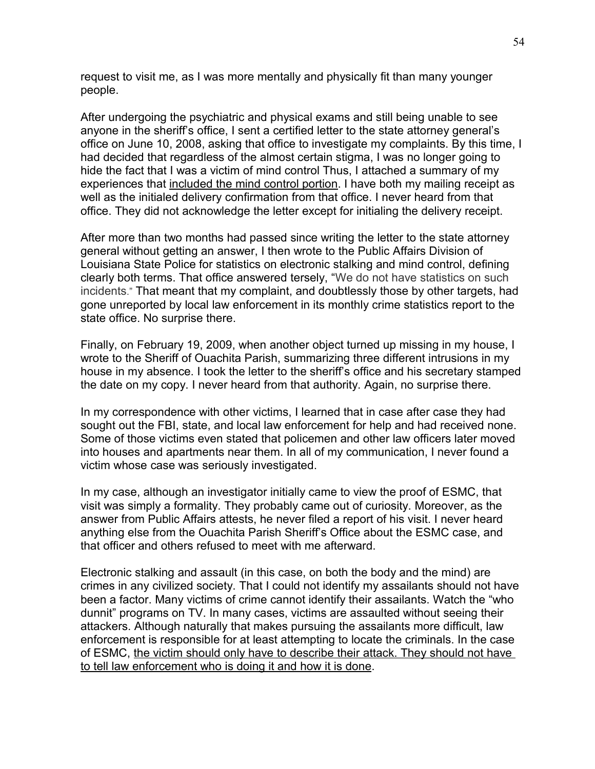request to visit me, as I was more mentally and physically fit than many younger people.

After undergoing the psychiatric and physical exams and still being unable to see anyone in the sheriff's office, I sent a certified letter to the state attorney general's office on June 10, 2008, asking that office to investigate my complaints. By this time, I had decided that regardless of the almost certain stigma, I was no longer going to hide the fact that I was a victim of mind control Thus, I attached a summary of my experiences that <u>included the mind control portion</u>. I have both my mailing receipt as well as the initialed delivery confirmation from that office. I never heard from that office. They did not acknowledge the letter except for initialing the delivery receipt.

After more than two months had passed since writing the letter to the state attorney general without getting an answer, I then wrote to the Public Affairs Division of Louisiana State Police for statistics on electronic stalking and mind control, defining clearly both terms. That office answered tersely, "We do not have statistics on such incidents." That meant that my complaint, and doubtlessly those by other targets, had gone unreported by local law enforcement in its monthly crime statistics report to the state office. No surprise there.

Finally, on February 19, 2009, when another object turned up missing in my house, I wrote to the Sheriff of Ouachita Parish, summarizing three different intrusions in my house in my absence. I took the letter to the sheriff's office and his secretary stamped the date on my copy. I never heard from that authority. Again, no surprise there.

In my correspondence with other victims, I learned that in case after case they had sought out the FBI, state, and local law enforcement for help and had received none. Some of those victims even stated that policemen and other law officers later moved into houses and apartments near them. In all of my communication, I never found a victim whose case was seriously investigated.

In my case, although an investigator initially came to view the proof of ESMC, that visit was simply a formality. They probably came out of curiosity. Moreover, as the answer from Public Affairs attests, he never filed a report of his visit. I never heard anything else from the Ouachita Parish Sheriff's Office about the ESMC case, and that officer and others refused to meet with me afterward.

Electronic stalking and assault (in this case, on both the body and the mind) are crimes in any civilized society. That I could not identify my assailants should not have been a factor. Many victims of crime cannot identify their assailants. Watch the "who dunnit" programs on TV. In many cases, victims are assaulted without seeing their attackers. Although naturally that makes pursuing the assailants more difficult, law enforcement is responsible for at least attempting to locate the criminals. In the case of ESMC, <u>the victim should only have to describe their attack. They should not have to tell law enforcement who is doing it and how it is done</u>.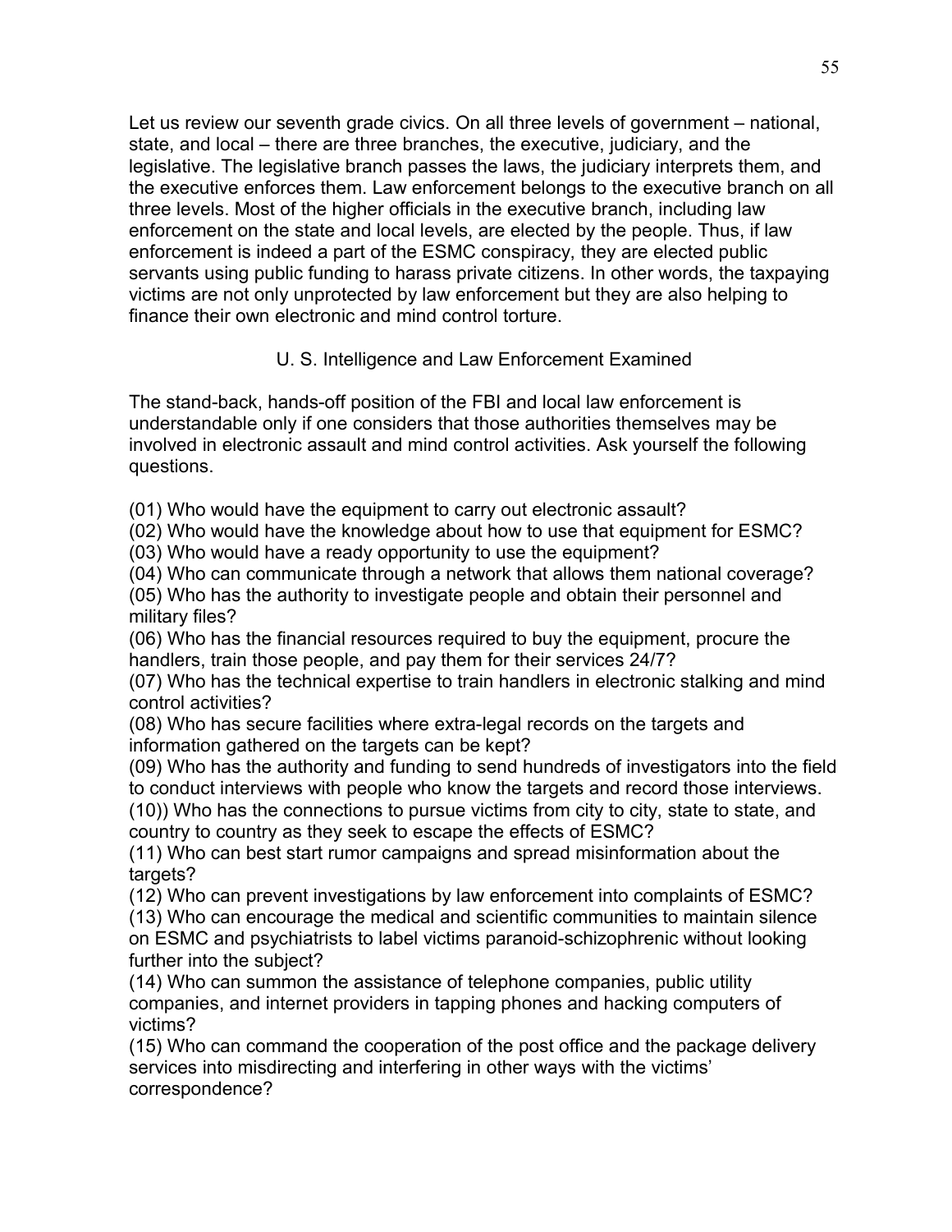Let us review our seventh grade civics. On all three levels of government – national, state, and local – there are three branches, the executive, judiciary, and the legislative. The legislative branch passes the laws, the judiciary interprets them, and the executive enforces them. Law enforcement belongs to the executive branch on all three levels. Most of the higher officials in the executive branch, including law enforcement on the state and local levels, are elected by the people. Thus, if law enforcement is indeed a part of the ESMC conspiracy, they are elected public servants using public funding to harass private citizens. In other words, the taxpaying victims are not only unprotected by law enforcement but they are also helping to finance their own electronic and mind control torture.

## U. S. Intelligence and Law Enforcement Examined

The stand-back, hands-off position of the FBI and local law enforcement is understandable only if one considers that those authorities themselves may be involved in electronic assault and mind control activities. Ask yourself the following questions.

(01) Who would have the equipment to carry out electronic assault?
(02) Who would have the knowledge about how to use that equipment for ESMC?
(03) Who would have a ready opportunity to use the equipment?
(04) Who can communicate through a network that allows them national coverage?
(05) Who has the authority to investigate people and obtain their personnel and military files?
(06) Who has the financial resources required to buy the equipment, procure the handlers, train those people, and pay them for their services 24/7?
(07) Who has the technical expertise to train handlers in electronic stalking and mind control activities?
(08) Who has secure facilities where extra-legal records on the targets and information gathered on the targets can be kept?
(09) Who has the authority and funding to send hundreds of investigators into the field to conduct interviews with people who know the targets and record those interviews.
(10)) Who has the connections to pursue victims from city to city, state to state, and country to country as they seek to escape the effects of ESMC?
(11) Who can best start rumor campaigns and spread misinformation about the targets?
(12) Who can prevent investigations by law enforcement into complaints of ESMC?
(13) Who can encourage the medical and scientific communities to maintain silence on ESMC and psychiatrists to label victims paranoid-schizophrenic without looking further into the subject?
(14) Who can summon the assistance of telephone companies, public utility companies, and internet providers in tapping phones and hacking computers of victims?
(15) Who can command the cooperation of the post office and the package delivery services into misdirecting and interfering in other ways with the victims' correspondence?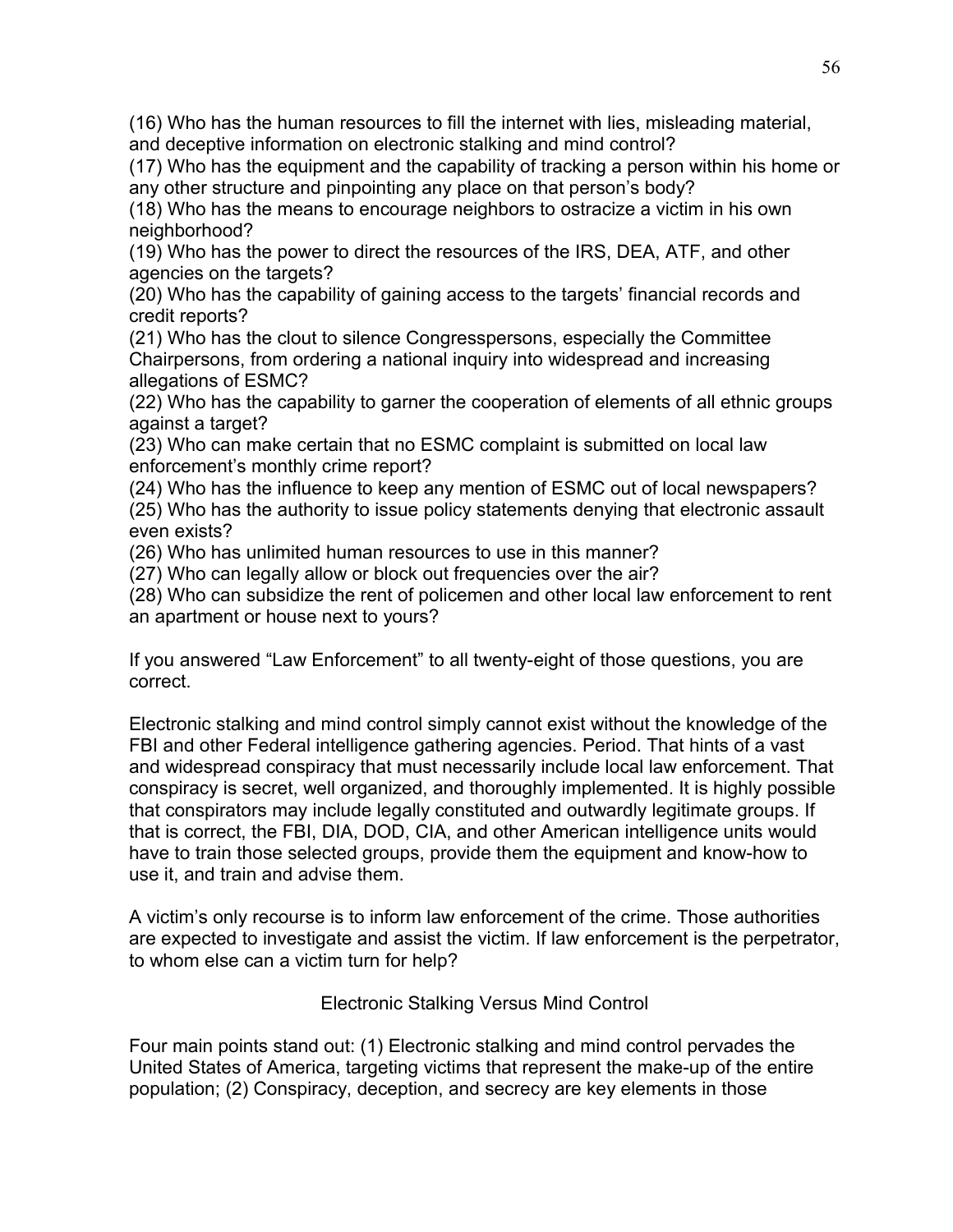(16) Who has the human resources to fill the internet with lies, misleading material, and deceptive information on electronic stalking and mind control?
(17) Who has the equipment and the capability of tracking a person within his home or any other structure and pinpointing any place on that person's body?
(18) Who has the means to encourage neighbors to ostracize a victim in his own neighborhood?
(19) Who has the power to direct the resources of the IRS, DEA, ATF, and other agencies on the targets?
(20) Who has the capability of gaining access to the targets' financial records and credit reports?
(21) Who has the clout to silence Congresspersons, especially the Committee Chairpersons, from ordering a national inquiry into widespread and increasing allegations of ESMC?
(22) Who has the capability to garner the cooperation of elements of all ethnic groups against a target?
(23) Who can make certain that no ESMC complaint is submitted on local law enforcement's monthly crime report?
(24) Who has the influence to keep any mention of ESMC out of local newspapers?
(25) Who has the authority to issue policy statements denying that electronic assault even exists?
(26) Who has unlimited human resources to use in this manner?
(27) Who can legally allow or block out frequencies over the air?
(28) Who can subsidize the rent of policemen and other local law enforcement to rent an apartment or house next to yours?

If you answered "Law Enforcement" to all twenty-eight of those questions, you are correct.

Electronic stalking and mind control simply cannot exist without the knowledge of the FBI and other Federal intelligence gathering agencies. Period. That hints of a vast and widespread conspiracy that must necessarily include local law enforcement. That conspiracy is secret, well organized, and thoroughly implemented. It is highly possible that conspirators may include legally constituted and outwardly legitimate groups. If that is correct, the FBI, DIA, DOD, CIA, and other American intelligence units would have to train those selected groups, provide them the equipment and know-how to use it, and train and advise them.

A victim's only recourse is to inform law enforcement of the crime. Those authorities are expected to investigate and assist the victim. If law enforcement is the perpetrator, to whom else can a victim turn for help?

## Electronic Stalking Versus Mind Control

Four main points stand out: (1) Electronic stalking and mind control pervades the United States of America, targeting victims that represent the make-up of the entire population; (2) Conspiracy, deception, and secrecy are key elements in those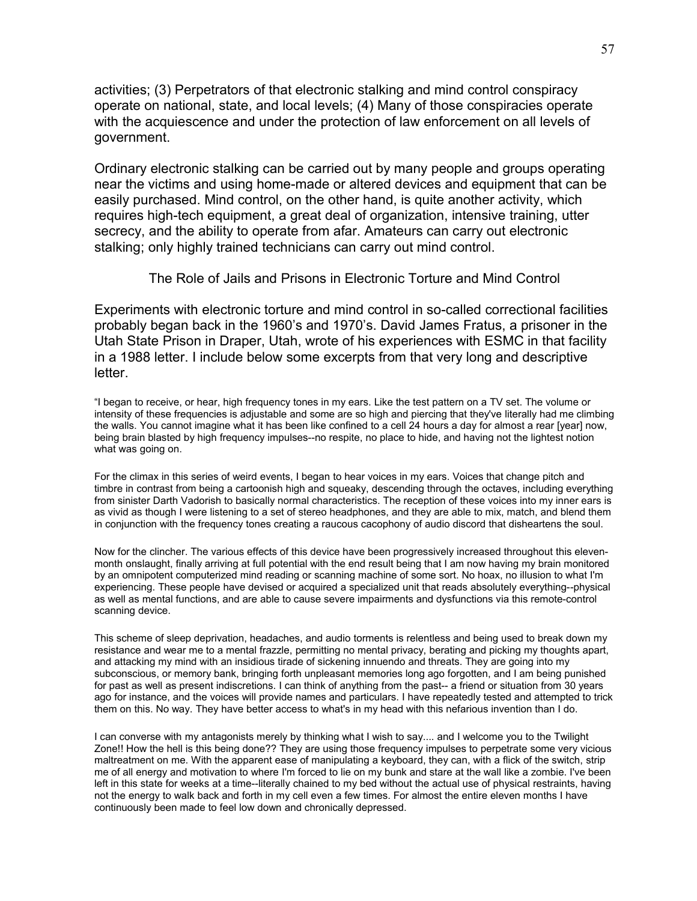activities; (3) Perpetrators of that electronic stalking and mind control conspiracy operate on national, state, and local levels; (4) Many of those conspiracies operate with the acquiescence and under the protection of law enforcement on all levels of government.

Ordinary electronic stalking can be carried out by many people and groups operating near the victims and using home-made or altered devices and equipment that can be easily purchased. Mind control, on the other hand, is quite another activity, which requires high-tech equipment, a great deal of organization, intensive training, utter secrecy, and the ability to operate from afar. Amateurs can carry out electronic stalking; only highly trained technicians can carry out mind control.

## The Role of Jails and Prisons in Electronic Torture and Mind Control

Experiments with electronic torture and mind control in so-called correctional facilities probably began back in the 1960's and 1970's. David James Fratus, a prisoner in the Utah State Prison in Draper, Utah, wrote of his experiences with ESMC in that facility in a 1988 letter. I include below some excerpts from that very long and descriptive letter.

"I began to receive, or hear, high frequency tones in my ears. Like the test pattern on a TV set. The volume or intensity of these frequencies is adjustable and some are so high and piercing that they've literally had me climbing the walls. You cannot imagine what it has been like confined to a cell 24 hours a day for almost a rear [year] now, being brain blasted by high frequency impulses--no respite, no place to hide, and having not the lightest notion what was going on.

For the climax in this series of weird events, I began to hear voices in my ears. Voices that change pitch and timbre in contrast from being a cartoonish high and squeaky, descending through the octaves, including everything from sinister Darth Vadorish to basically normal characteristics. The reception of these voices into my inner ears is as vivid as though I were listening to a set of stereo headphones, and they are able to mix, match, and blend them in conjunction with the frequency tones creating a raucous cacophony of audio discord that disheartens the soul.

Now for the clincher. The various effects of this device have been progressively increased throughout this eleven-month onslaught, finally arriving at full potential with the end result being that I am now having my brain monitored by an omnipotent computerized mind reading or scanning machine of some sort. No hoax, no illusion to what I'm experiencing. These people have devised or acquired a specialized unit that reads absolutely everything--physical as well as mental functions, and are able to cause severe impairments and dysfunctions via this remote-control scanning device.

This scheme of sleep deprivation, headaches, and audio torments is relentless and being used to break down my resistance and wear me to a mental frazzle, permitting no mental privacy, berating and picking my thoughts apart, and attacking my mind with an insidious tirade of sickening innuendo and threats. They are going into my subconscious, or memory bank, bringing forth unpleasant memories long ago forgotten, and I am being punished for past as well as present indiscretions. I can think of anything from the past-- a friend or situation from 30 years ago for instance, and the voices will provide names and particulars. I have repeatedly tested and attempted to trick them on this. No way. They have better access to what's in my head with this nefarious invention than I do.

I can converse with my antagonists merely by thinking what I wish to say.... and I welcome you to the Twilight Zone!! How the hell is this being done?? They are using those frequency impulses to perpetrate some very vicious maltreatment on me. With the apparent ease of manipulating a keyboard, they can, with a flick of the switch, strip me of all energy and motivation to where I'm forced to lie on my bunk and stare at the wall like a zombie. I've been left in this state for weeks at a time--literally chained to my bed without the actual use of physical restraints, having not the energy to walk back and forth in my cell even a few times. For almost the entire eleven months I have continuously been made to feel low down and chronically depressed.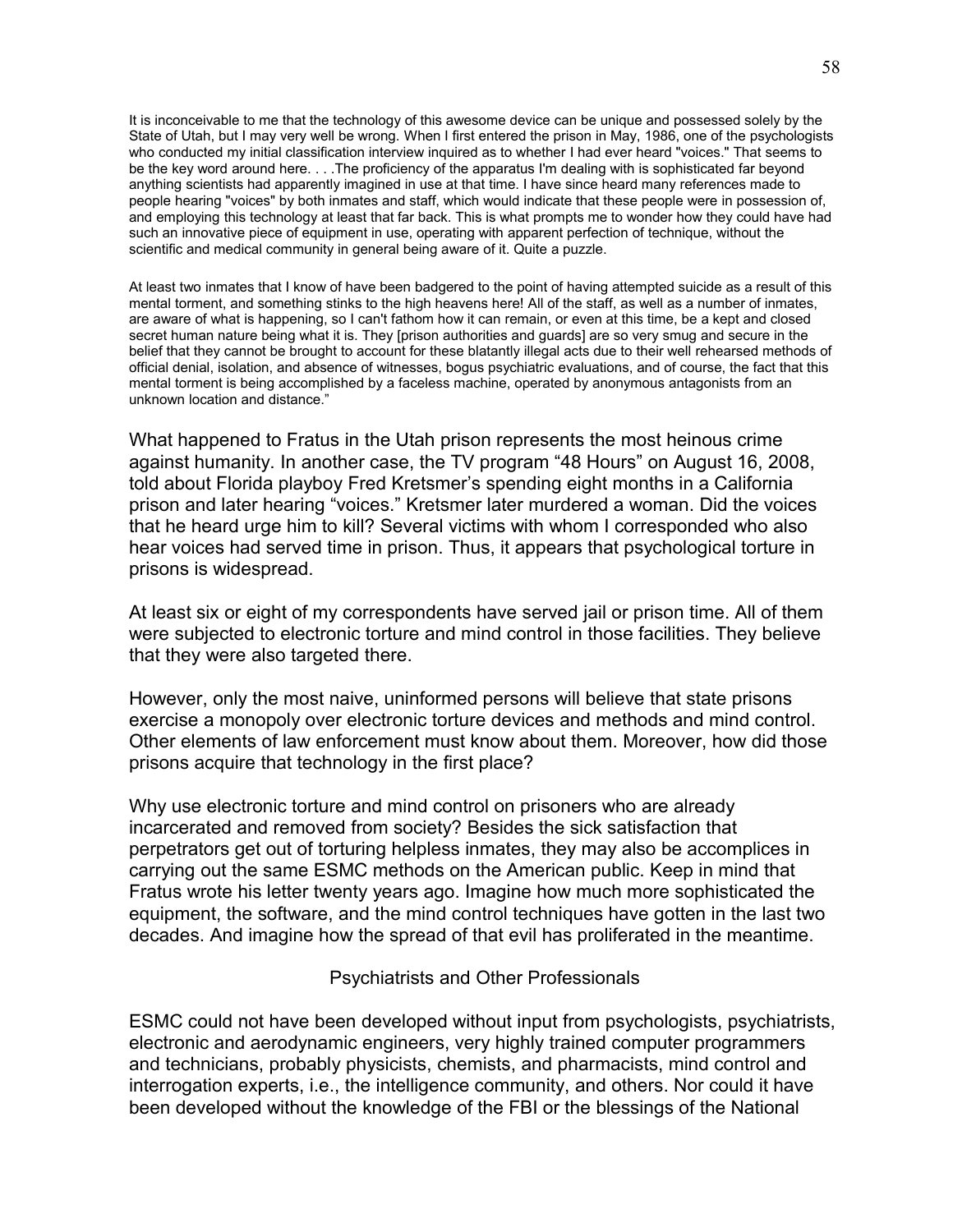It is inconceivable to me that the technology of this awesome device can be unique and possessed solely by the State of Utah, but I may very well be wrong. When I first entered the prison in May, 1986, one of the psychologists who conducted my initial classification interview inquired as to whether I had ever heard "voices." That seems to be the key word around here. . . .The proficiency of the apparatus I'm dealing with is sophisticated far beyond anything scientists had apparently imagined in use at that time. I have since heard many references made to people hearing "voices" by both inmates and staff, which would indicate that these people were in possession of, and employing this technology at least that far back. This is what prompts me to wonder how they could have had such an innovative piece of equipment in use, operating with apparent perfection of technique, without the scientific and medical community in general being aware of it. Quite a puzzle.

At least two inmates that I know of have been badgered to the point of having attempted suicide as a result of this mental torment, and something stinks to the high heavens here! All of the staff, as well as a number of inmates, are aware of what is happening, so I can't fathom how it can remain, or even at this time, be a kept and closed secret human nature being what it is. They [prison authorities and guards] are so very smug and secure in the belief that they cannot be brought to account for these blatantly illegal acts due to their well rehearsed methods of official denial, isolation, and absence of witnesses, bogus psychiatric evaluations, and of course, the fact that this mental torment is being accomplished by a faceless machine, operated by anonymous antagonists from an unknown location and distance."

What happened to Fratus in the Utah prison represents the most heinous crime against humanity. In another case, the TV program "48 Hours" on August 16, 2008, told about Florida playboy Fred Kretsmer's spending eight months in a California prison and later hearing "voices." Kretsmer later murdered a woman. Did the voices that he heard urge him to kill? Several victims with whom I corresponded who also hear voices had served time in prison. Thus, it appears that psychological torture in prisons is widespread.

At least six or eight of my correspondents have served jail or prison time. All of them were subjected to electronic torture and mind control in those facilities. They believe that they were also targeted there.

However, only the most naive, uninformed persons will believe that state prisons exercise a monopoly over electronic torture devices and methods and mind control. Other elements of law enforcement must know about them. Moreover, how did those prisons acquire that technology in the first place?

Why use electronic torture and mind control on prisoners who are already incarcerated and removed from society? Besides the sick satisfaction that perpetrators get out of torturing helpless inmates, they may also be accomplices in carrying out the same ESMC methods on the American public. Keep in mind that Fratus wrote his letter twenty years ago. Imagine how much more sophisticated the equipment, the software, and the mind control techniques have gotten in the last two decades. And imagine how the spread of that evil has proliferated in the meantime.

## Psychiatrists and Other Professionals

ESMC could not have been developed without input from psychologists, psychiatrists, electronic and aerodynamic engineers, very highly trained computer programmers and technicians, probably physicists, chemists, and pharmacists, mind control and interrogation experts, i.e., the intelligence community, and others. Nor could it have been developed without the knowledge of the FBI or the blessings of the National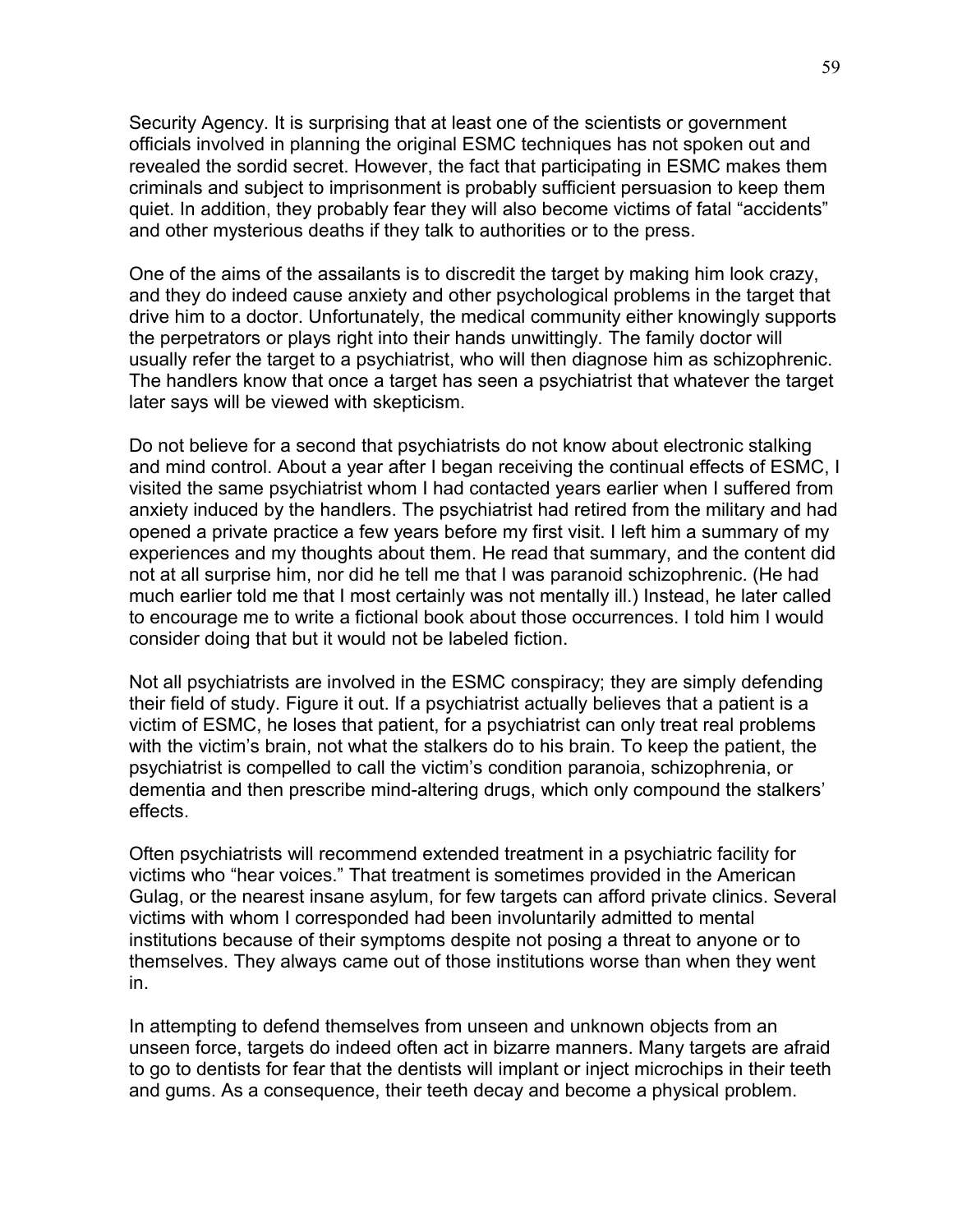Security Agency. It is surprising that at least one of the scientists or government officials involved in planning the original ESMC techniques has not spoken out and revealed the sordid secret. However, the fact that participating in ESMC makes them criminals and subject to imprisonment is probably sufficient persuasion to keep them quiet. In addition, they probably fear they will also become victims of fatal "accidents" and other mysterious deaths if they talk to authorities or to the press.

One of the aims of the assailants is to discredit the target by making him look crazy, and they do indeed cause anxiety and other psychological problems in the target that drive him to a doctor. Unfortunately, the medical community either knowingly supports the perpetrators or plays right into their hands unwittingly. The family doctor will usually refer the target to a psychiatrist, who will then diagnose him as schizophrenic. The handlers know that once a target has seen a psychiatrist that whatever the target later says will be viewed with skepticism.

Do not believe for a second that psychiatrists do not know about electronic stalking and mind control. About a year after I began receiving the continual effects of ESMC, I visited the same psychiatrist whom I had contacted years earlier when I suffered from anxiety induced by the handlers. The psychiatrist had retired from the military and had opened a private practice a few years before my first visit. I left him a summary of my experiences and my thoughts about them. He read that summary, and the content did not at all surprise him, nor did he tell me that I was paranoid schizophrenic. (He had much earlier told me that I most certainly was not mentally ill.) Instead, he later called to encourage me to write a fictional book about those occurrences. I told him I would consider doing that but it would not be labeled fiction.

Not all psychiatrists are involved in the ESMC conspiracy; they are simply defending their field of study. Figure it out. If a psychiatrist actually believes that a patient is a victim of ESMC, he loses that patient, for a psychiatrist can only treat real problems with the victim's brain, not what the stalkers do to his brain. To keep the patient, the psychiatrist is compelled to call the victim's condition paranoia, schizophrenia, or dementia and then prescribe mind-altering drugs, which only compound the stalkers' effects.

Often psychiatrists will recommend extended treatment in a psychiatric facility for victims who "hear voices." That treatment is sometimes provided in the American Gulag, or the nearest insane asylum, for few targets can afford private clinics. Several victims with whom I corresponded had been involuntarily admitted to mental institutions because of their symptoms despite not posing a threat to anyone or to themselves. They always came out of those institutions worse than when they went in.

In attempting to defend themselves from unseen and unknown objects from an unseen force, targets do indeed often act in bizarre manners. Many targets are afraid to go to dentists for fear that the dentists will implant or inject microchips in their teeth and gums. As a consequence, their teeth decay and become a physical problem.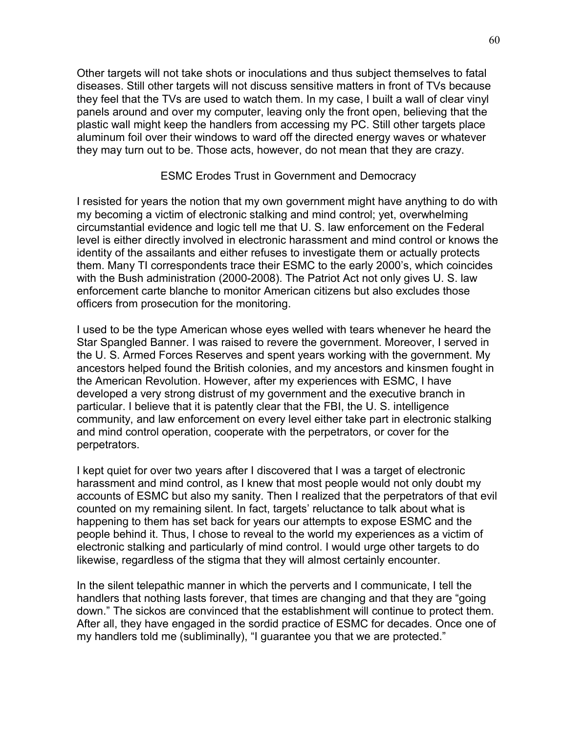Other targets will not take shots or inoculations and thus subject themselves to fatal diseases. Still other targets will not discuss sensitive matters in front of TVs because they feel that the TVs are used to watch them. In my case, I built a wall of clear vinyl panels around and over my computer, leaving only the front open, believing that the plastic wall might keep the handlers from accessing my PC. Still other targets place aluminum foil over their windows to ward off the directed energy waves or whatever they may turn out to be. Those acts, however, do not mean that they are crazy.

## ESMC Erodes Trust in Government and Democracy

I resisted for years the notion that my own government might have anything to do with my becoming a victim of electronic stalking and mind control; yet, overwhelming circumstantial evidence and logic tell me that U. S. law enforcement on the Federal level is either directly involved in electronic harassment and mind control or knows the identity of the assailants and either refuses to investigate them or actually protects them. Many TI correspondents trace their ESMC to the early 2000's, which coincides with the Bush administration (2000-2008). The Patriot Act not only gives U. S. law enforcement carte blanche to monitor American citizens but also excludes those officers from prosecution for the monitoring.

I used to be the type American whose eyes welled with tears whenever he heard the Star Spangled Banner. I was raised to revere the government. Moreover, I served in the U. S. Armed Forces Reserves and spent years working with the government. My ancestors helped found the British colonies, and my ancestors and kinsmen fought in the American Revolution. However, after my experiences with ESMC, I have developed a very strong distrust of my government and the executive branch in particular. I believe that it is patently clear that the FBI, the U. S. intelligence community, and law enforcement on every level either take part in electronic stalking and mind control operation, cooperate with the perpetrators, or cover for the perpetrators.

I kept quiet for over two years after I discovered that I was a target of electronic harassment and mind control, as I knew that most people would not only doubt my accounts of ESMC but also my sanity. Then I realized that the perpetrators of that evil counted on my remaining silent. In fact, targets' reluctance to talk about what is happening to them has set back for years our attempts to expose ESMC and the people behind it. Thus, I chose to reveal to the world my experiences as a victim of electronic stalking and particularly of mind control. I would urge other targets to do likewise, regardless of the stigma that they will almost certainly encounter.

In the silent telepathic manner in which the perverts and I communicate, I tell the handlers that nothing lasts forever, that times are changing and that they are "going down." The sickos are convinced that the establishment will continue to protect them. After all, they have engaged in the sordid practice of ESMC for decades. Once one of my handlers told me (subliminally), "I guarantee you that we are protected."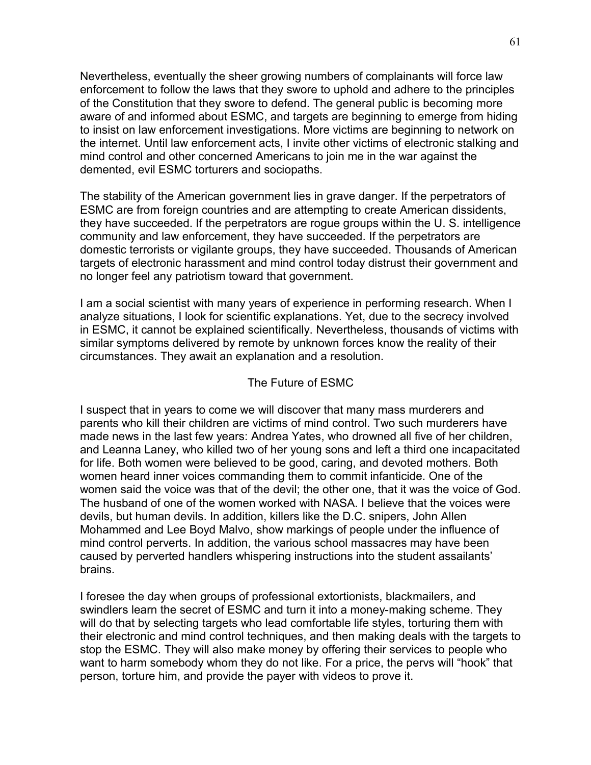Nevertheless, eventually the sheer growing numbers of complainants will force law enforcement to follow the laws that they swore to uphold and adhere to the principles of the Constitution that they swore to defend. The general public is becoming more aware of and informed about ESMC, and targets are beginning to emerge from hiding to insist on law enforcement investigations. More victims are beginning to network on the internet. Until law enforcement acts, I invite other victims of electronic stalking and mind control and other concerned Americans to join me in the war against the demented, evil ESMC torturers and sociopaths.

The stability of the American government lies in grave danger. If the perpetrators of ESMC are from foreign countries and are attempting to create American dissidents, they have succeeded. If the perpetrators are rogue groups within the U. S. intelligence community and law enforcement, they have succeeded. If the perpetrators are domestic terrorists or vigilante groups, they have succeeded. Thousands of American targets of electronic harassment and mind control today distrust their government and no longer feel any patriotism toward that government.

I am a social scientist with many years of experience in performing research. When I analyze situations, I look for scientific explanations. Yet, due to the secrecy involved in ESMC, it cannot be explained scientifically. Nevertheless, thousands of victims with similar symptoms delivered by remote by unknown forces know the reality of their circumstances. They await an explanation and a resolution.

## The Future of ESMC

I suspect that in years to come we will discover that many mass murderers and parents who kill their children are victims of mind control. Two such murderers have made news in the last few years: Andrea Yates, who drowned all five of her children, and Leanna Laney, who killed two of her young sons and left a third one incapacitated for life. Both women were believed to be good, caring, and devoted mothers. Both women heard inner voices commanding them to commit infanticide. One of the women said the voice was that of the devil; the other one, that it was the voice of God. The husband of one of the women worked with NASA. I believe that the voices were devils, but human devils. In addition, killers like the D.C. snipers, John Allen Mohammed and Lee Boyd Malvo, show markings of people under the influence of mind control perverts. In addition, the various school massacres may have been caused by perverted handlers whispering instructions into the student assailants' brains.

I foresee the day when groups of professional extortionists, blackmailers, and swindlers learn the secret of ESMC and turn it into a money-making scheme. They will do that by selecting targets who lead comfortable life styles, torturing them with their electronic and mind control techniques, and then making deals with the targets to stop the ESMC. They will also make money by offering their services to people who want to harm somebody whom they do not like. For a price, the pervs will "hook" that person, torture him, and provide the payer with videos to prove it.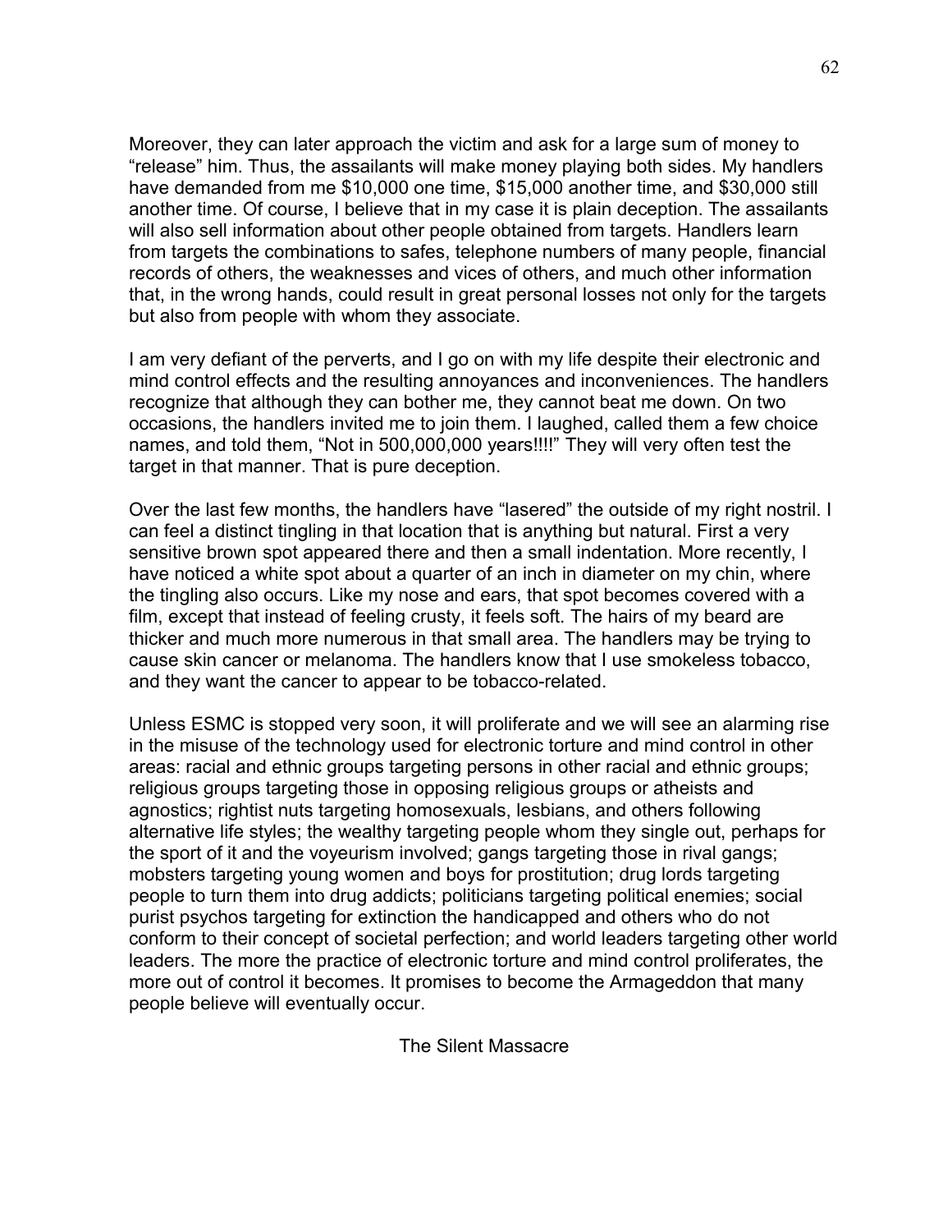Moreover, they can later approach the victim and ask for a large sum of money to "release" him. Thus, the assailants will make money playing both sides. My handlers have demanded from me $10,000 one time, $15,000 another time, and $30,000 still another time. Of course, I believe that in my case it is plain deception. The assailants will also sell information about other people obtained from targets. Handlers learn from targets the combinations to safes, telephone numbers of many people, financial records of others, the weaknesses and vices of others, and much other information that, in the wrong hands, could result in great personal losses not only for the targets but also from people with whom they associate.

I am very defiant of the perverts, and I go on with my life despite their electronic and mind control effects and the resulting annoyances and inconveniences. The handlers recognize that although they can bother me, they cannot beat me down. On two occasions, the handlers invited me to join them. I laughed, called them a few choice names, and told them, "Not in 500,000,000 years!!!!" They will very often test the target in that manner. That is pure deception.

Over the last few months, the handlers have "lasered" the outside of my right nostril. I can feel a distinct tingling in that location that is anything but natural. First a very sensitive brown spot appeared there and then a small indentation. More recently, I have noticed a white spot about a quarter of an inch in diameter on my chin, where the tingling also occurs. Like my nose and ears, that spot becomes covered with a film, except that instead of feeling crusty, it feels soft. The hairs of my beard are thicker and much more numerous in that small area. The handlers may be trying to cause skin cancer or melanoma. The handlers know that I use smokeless tobacco, and they want the cancer to appear to be tobacco-related.

Unless ESMC is stopped very soon, it will proliferate and we will see an alarming rise in the misuse of the technology used for electronic torture and mind control in other areas: racial and ethnic groups targeting persons in other racial and ethnic groups; religious groups targeting those in opposing religious groups or atheists and agnostics; rightist nuts targeting homosexuals, lesbians, and others following alternative life styles; the wealthy targeting people whom they single out, perhaps for the sport of it and the voyeurism involved; gangs targeting those in rival gangs; mobsters targeting young women and boys for prostitution; drug lords targeting people to turn them into drug addicts; politicians targeting political enemies; social purist psychos targeting for extinction the handicapped and others who do not conform to their concept of societal perfection; and world leaders targeting other world leaders. The more the practice of electronic torture and mind control proliferates, the more out of control it becomes. It promises to become the Armageddon that many people believe will eventually occur.

## The Silent Massacre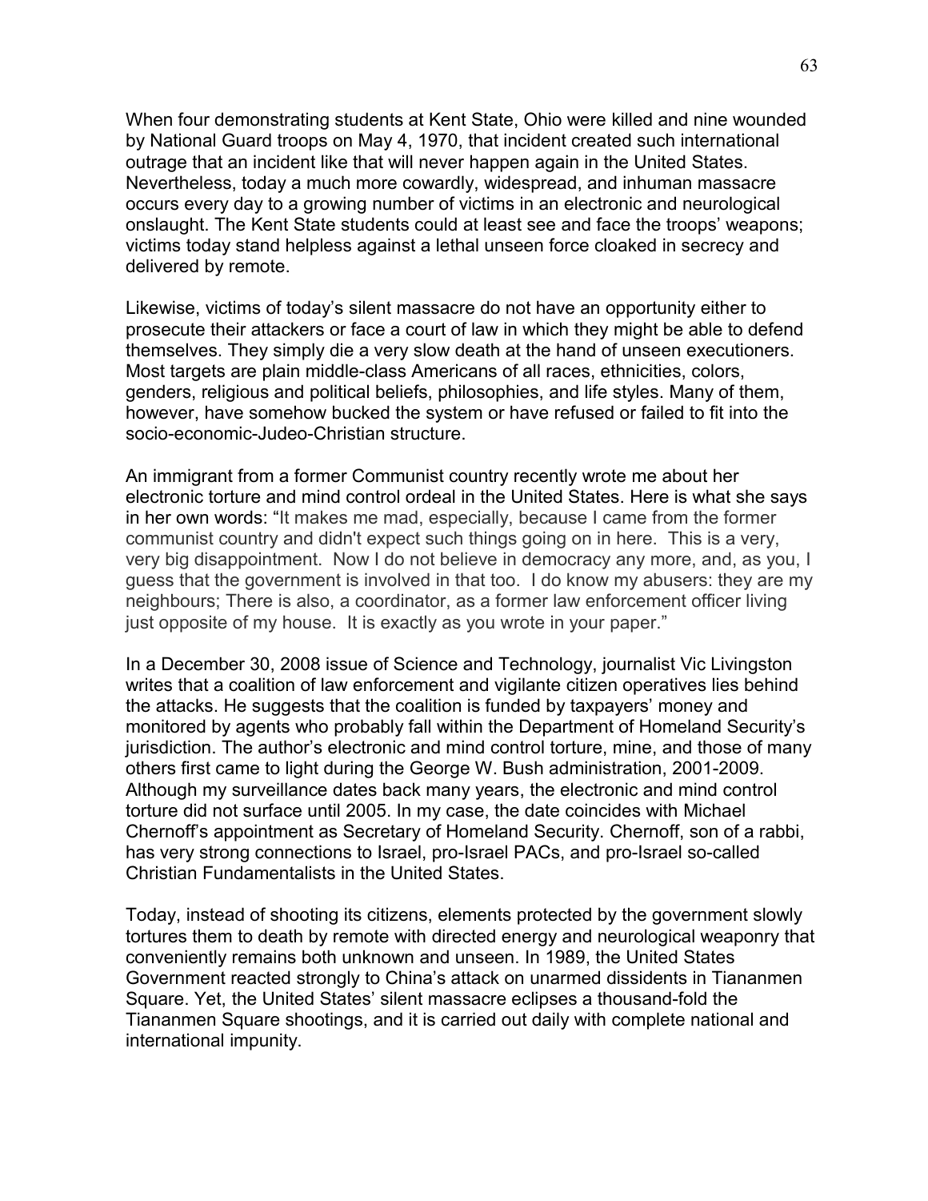When four demonstrating students at Kent State, Ohio were killed and nine wounded by National Guard troops on May 4, 1970, that incident created such international outrage that an incident like that will never happen again in the United States. Nevertheless, today a much more cowardly, widespread, and inhuman massacre occurs every day to a growing number of victims in an electronic and neurological onslaught. The Kent State students could at least see and face the troops' weapons; victims today stand helpless against a lethal unseen force cloaked in secrecy and delivered by remote.

Likewise, victims of today's silent massacre do not have an opportunity either to prosecute their attackers or face a court of law in which they might be able to defend themselves. They simply die a very slow death at the hand of unseen executioners. Most targets are plain middle-class Americans of all races, ethnicities, colors, genders, religious and political beliefs, philosophies, and life styles. Many of them, however, have somehow bucked the system or have refused or failed to fit into the socio-economic-Judeo-Christian structure.

An immigrant from a former Communist country recently wrote me about her electronic torture and mind control ordeal in the United States. Here is what she says in her own words: "It makes me mad, especially, because I came from the former communist country and didn't expect such things going on in here. This is a very, very big disappointment. Now I do not believe in democracy any more, and, as you, I guess that the government is involved in that too. I do know my abusers: they are my neighbours; There is also, a coordinator, as a former law enforcement officer living just opposite of my house. It is exactly as you wrote in your paper."

In a December 30, 2008 issue of Science and Technology, journalist Vic Livingston writes that a coalition of law enforcement and vigilante citizen operatives lies behind the attacks. He suggests that the coalition is funded by taxpayers' money and monitored by agents who probably fall within the Department of Homeland Security's jurisdiction. The author's electronic and mind control torture, mine, and those of many others first came to light during the George W. Bush administration, 2001-2009. Although my surveillance dates back many years, the electronic and mind control torture did not surface until 2005. In my case, the date coincides with Michael Chernoff's appointment as Secretary of Homeland Security. Chernoff, son of a rabbi, has very strong connections to Israel, pro-Israel PACs, and pro-Israel so-called Christian Fundamentalists in the United States.

Today, instead of shooting its citizens, elements protected by the government slowly tortures them to death by remote with directed energy and neurological weaponry that conveniently remains both unknown and unseen. In 1989, the United States Government reacted strongly to China's attack on unarmed dissidents in Tiananmen Square. Yet, the United States' silent massacre eclipses a thousand-fold the Tiananmen Square shootings, and it is carried out daily with complete national and international impunity.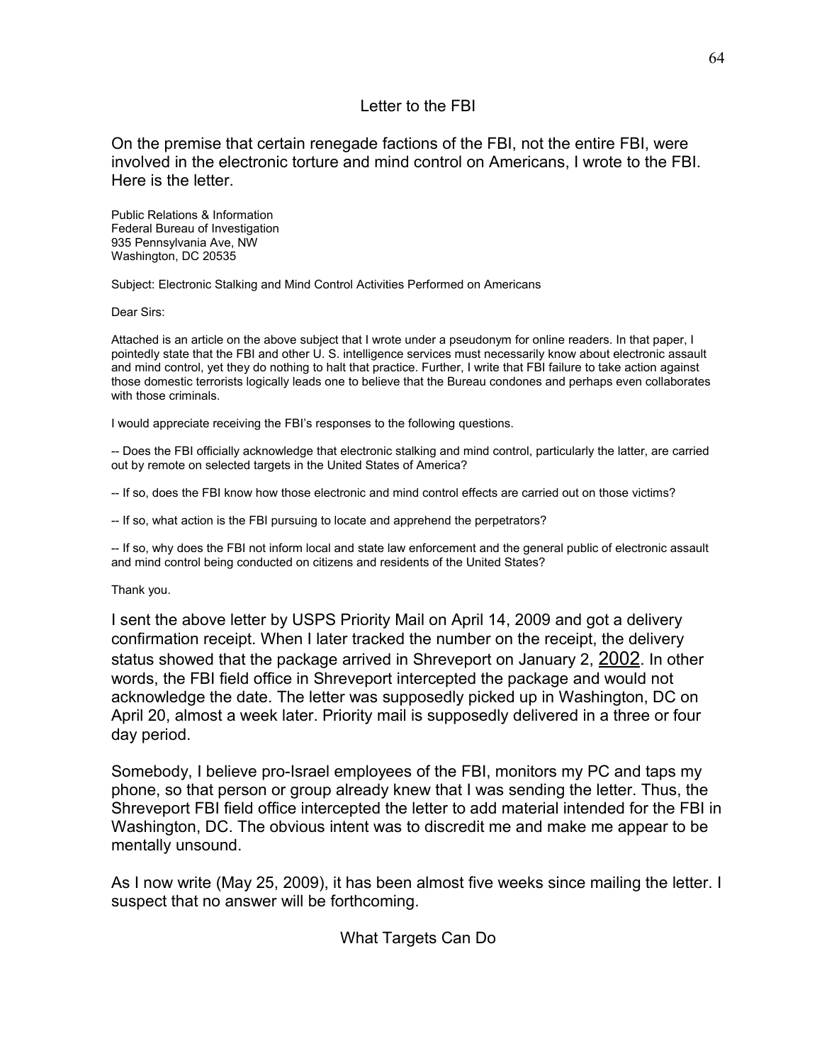## Letter to the FBI

On the premise that certain renegade factions of the FBI, not the entire FBI, were involved in the electronic torture and mind control on Americans, I wrote to the FBI. Here is the letter.

Public Relations & Information
Federal Bureau of Investigation
935 Pennsylvania Ave, NW
Washington, DC 20535

Subject: Electronic Stalking and Mind Control Activities Performed on Americans

Dear Sirs:

Attached is an article on the above subject that I wrote under a pseudonym for online readers. In that paper, I pointedly state that the FBI and other U. S. intelligence services must necessarily know about electronic assault and mind control, yet they do nothing to halt that practice. Further, I write that FBI failure to take action against those domestic terrorists logically leads one to believe that the Bureau condones and perhaps even collaborates with those criminals.

I would appreciate receiving the FBI's responses to the following questions.

-- Does the FBI officially acknowledge that electronic stalking and mind control, particularly the latter, are carried out by remote on selected targets in the United States of America?

-- If so, does the FBI know how those electronic and mind control effects are carried out on those victims?

-- If so, what action is the FBI pursuing to locate and apprehend the perpetrators?

-- If so, why does the FBI not inform local and state law enforcement and the general public of electronic assault and mind control being conducted on citizens and residents of the United States?

Thank you.

I sent the above letter by USPS Priority Mail on April 14, 2009 and got a delivery confirmation receipt. When I later tracked the number on the receipt, the delivery status showed that the package arrived in Shreveport on January 2, 2002. In other words, the FBI field office in Shreveport intercepted the package and would not acknowledge the date. The letter was supposedly picked up in Washington, DC on April 20, almost a week later. Priority mail is supposedly delivered in a three or four day period.

Somebody, I believe pro-Israel employees of the FBI, monitors my PC and taps my phone, so that person or group already knew that I was sending the letter. Thus, the Shreveport FBI field office intercepted the letter to add material intended for the FBI in Washington, DC. The obvious intent was to discredit me and make me appear to be mentally unsound.

As I now write (May 25, 2009), it has been almost five weeks since mailing the letter. I suspect that no answer will be forthcoming.

## What Targets Can Do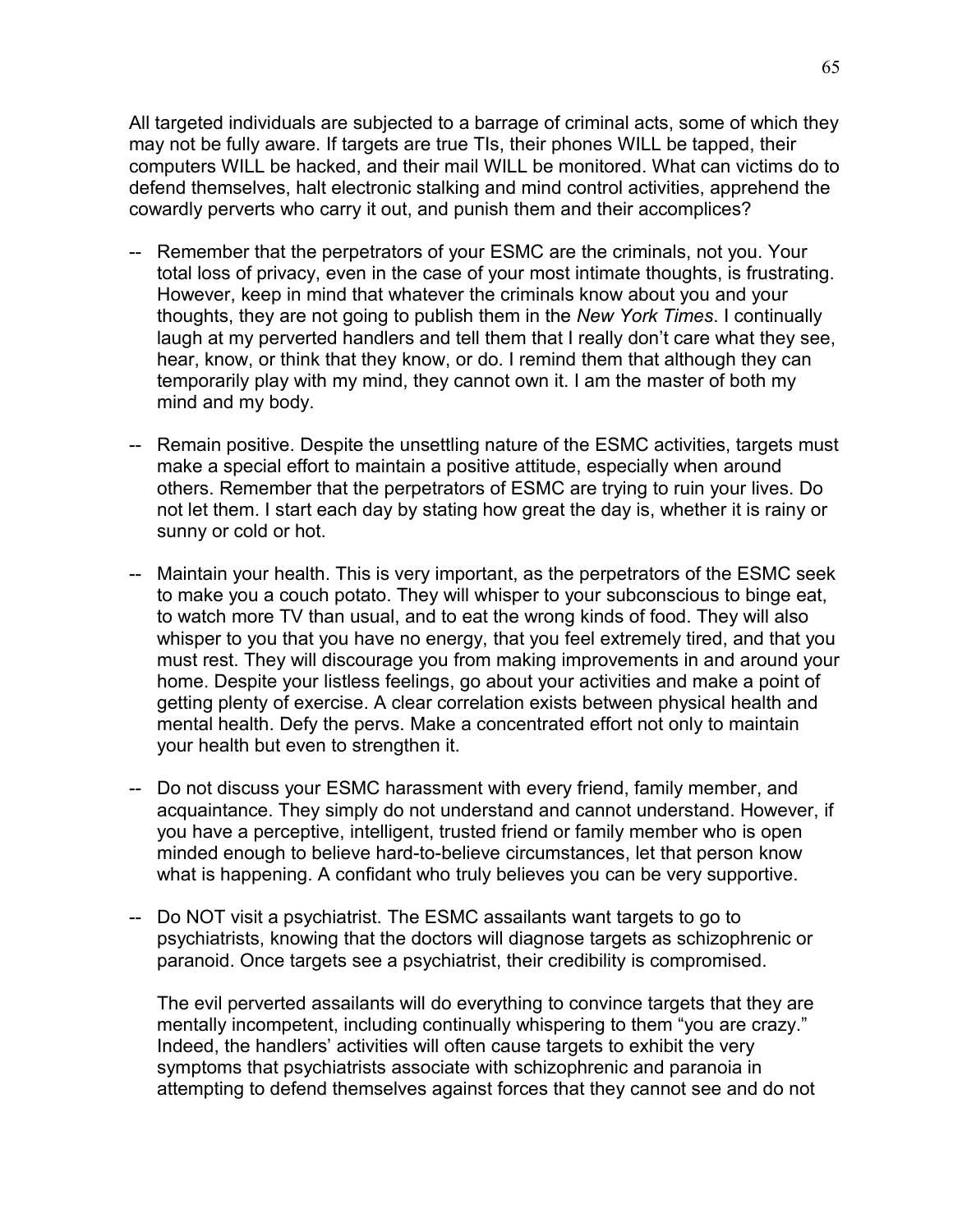All targeted individuals are subjected to a barrage of criminal acts, some of which they may not be fully aware. If targets are true TIs, their phones WILL be tapped, their computers WILL be hacked, and their mail WILL be monitored. What can victims do to defend themselves, halt electronic stalking and mind control activities, apprehend the cowardly perverts who carry it out, and punish them and their accomplices?

-- Remember that the perpetrators of your ESMC are the criminals, not you. Your total loss of privacy, even in the case of your most intimate thoughts, is frustrating. However, keep in mind that whatever the criminals know about you and your thoughts, they are not going to publish them in the *New York Times*. I continually laugh at my perverted handlers and tell them that I really don't care what they see, hear, know, or think that they know, or do. I remind them that although they can temporarily play with my mind, they cannot own it. I am the master of both my mind and my body.

-- Remain positive. Despite the unsettling nature of the ESMC activities, targets must make a special effort to maintain a positive attitude, especially when around others. Remember that the perpetrators of ESMC are trying to ruin your lives. Do not let them. I start each day by stating how great the day is, whether it is rainy or sunny or cold or hot.

-- Maintain your health. This is very important, as the perpetrators of the ESMC seek to make you a couch potato. They will whisper to your subconscious to binge eat, to watch more TV than usual, and to eat the wrong kinds of food. They will also whisper to you that you have no energy, that you feel extremely tired, and that you must rest. They will discourage you from making improvements in and around your home. Despite your listless feelings, go about your activities and make a point of getting plenty of exercise. A clear correlation exists between physical health and mental health. Defy the pervs. Make a concentrated effort not only to maintain your health but even to strengthen it.

-- Do not discuss your ESMC harassment with every friend, family member, and acquaintance. They simply do not understand and cannot understand. However, if you have a perceptive, intelligent, trusted friend or family member who is open minded enough to believe hard-to-believe circumstances, let that person know what is happening. A confidant who truly believes you can be very supportive.

-- Do NOT visit a psychiatrist. The ESMC assailants want targets to go to psychiatrists, knowing that the doctors will diagnose targets as schizophrenic or paranoid. Once targets see a psychiatrist, their credibility is compromised.

 The evil perverted assailants will do everything to convince targets that they are mentally incompetent, including continually whispering to them "you are crazy." Indeed, the handlers' activities will often cause targets to exhibit the very symptoms that psychiatrists associate with schizophrenic and paranoia in attempting to defend themselves against forces that they cannot see and do not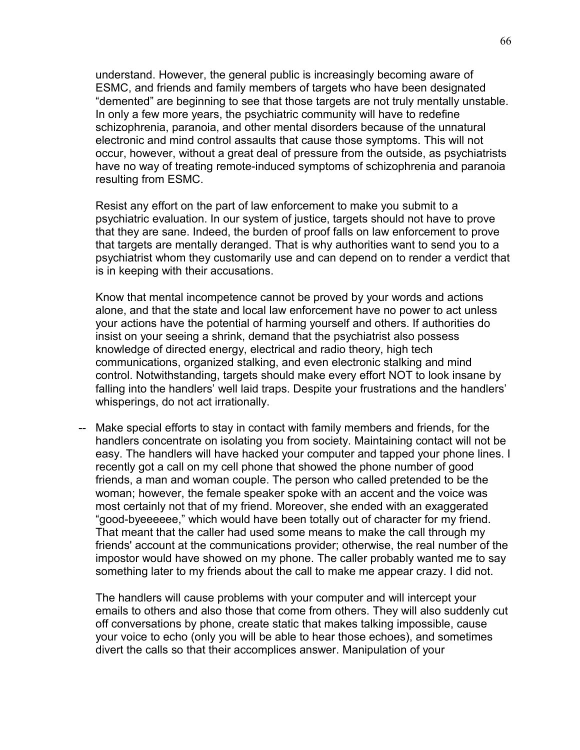understand. However, the general public is increasingly becoming aware of ESMC, and friends and family members of targets who have been designated "demented" are beginning to see that those targets are not truly mentally unstable. In only a few more years, the psychiatric community will have to redefine schizophrenia, paranoia, and other mental disorders because of the unnatural electronic and mind control assaults that cause those symptoms. This will not occur, however, without a great deal of pressure from the outside, as psychiatrists have no way of treating remote-induced symptoms of schizophrenia and paranoia resulting from ESMC.

Resist any effort on the part of law enforcement to make you submit to a psychiatric evaluation. In our system of justice, targets should not have to prove that they are sane. Indeed, the burden of proof falls on law enforcement to prove that targets are mentally deranged. That is why authorities want to send you to a psychiatrist whom they customarily use and can depend on to render a verdict that is in keeping with their accusations.

Know that mental incompetence cannot be proved by your words and actions alone, and that the state and local law enforcement have no power to act unless your actions have the potential of harming yourself and others. If authorities do insist on your seeing a shrink, demand that the psychiatrist also possess knowledge of directed energy, electrical and radio theory, high tech communications, organized stalking, and even electronic stalking and mind control. Notwithstanding, targets should make every effort NOT to look insane by falling into the handlers' well laid traps. Despite your frustrations and the handlers' whisperings, do not act irrationally.

-- Make special efforts to stay in contact with family members and friends, for the handlers concentrate on isolating you from society. Maintaining contact will not be easy. The handlers will have hacked your computer and tapped your phone lines. I recently got a call on my cell phone that showed the phone number of good friends, a man and woman couple. The person who called pretended to be the woman; however, the female speaker spoke with an accent and the voice was most certainly not that of my friend. Moreover, she ended with an exaggerated "good-byeeeeee," which would have been totally out of character for my friend. That meant that the caller had used some means to make the call through my friends' account at the communications provider; otherwise, the real number of the impostor would have showed on my phone. The caller probably wanted me to say something later to my friends about the call to make me appear crazy. I did not.

The handlers will cause problems with your computer and will intercept your emails to others and also those that come from others. They will also suddenly cut off conversations by phone, create static that makes talking impossible, cause your voice to echo (only you will be able to hear those echoes), and sometimes divert the calls so that their accomplices answer. Manipulation of your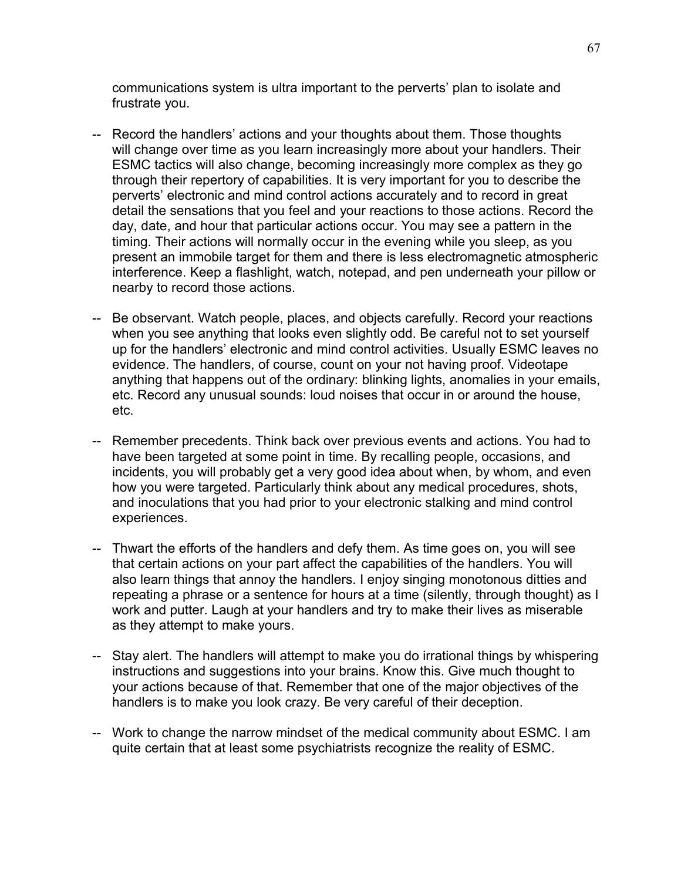communications system is ultra important to the perverts' plan to isolate and frustrate you.

-- Record the handlers' actions and your thoughts about them. Those thoughts will change over time as you learn increasingly more about your handlers. Their ESMC tactics will also change, becoming increasingly more complex as they go through their repertory of capabilities. It is very important for you to describe the perverts' electronic and mind control actions accurately and to record in great detail the sensations that you feel and your reactions to those actions. Record the day, date, and hour that particular actions occur. You may see a pattern in the timing. Their actions will normally occur in the evening while you sleep, as you present an immobile target for them and there is less electromagnetic atmospheric interference. Keep a flashlight, watch, notepad, and pen underneath your pillow or nearby to record those actions.

-- Be observant. Watch people, places, and objects carefully. Record your reactions when you see anything that looks even slightly odd. Be careful not to set yourself up for the handlers' electronic and mind control activities. Usually ESMC leaves no evidence. The handlers, of course, count on your not having proof. Videotape anything that happens out of the ordinary: blinking lights, anomalies in your emails, etc. Record any unusual sounds: loud noises that occur in or around the house, etc.

-- Remember precedents. Think back over previous events and actions. You had to have been targeted at some point in time. By recalling people, occasions, and incidents, you will probably get a very good idea about when, by whom, and even how you were targeted. Particularly think about any medical procedures, shots, and inoculations that you had prior to your electronic stalking and mind control experiences.

-- Thwart the efforts of the handlers and defy them. As time goes on, you will see that certain actions on your part affect the capabilities of the handlers. You will also learn things that annoy the handlers. I enjoy singing monotonous ditties and repeating a phrase or a sentence for hours at a time (silently, through thought) as I work and putter. Laugh at your handlers and try to make their lives as miserable as they attempt to make yours.

-- Stay alert. The handlers will attempt to make you do irrational things by whispering instructions and suggestions into your brains. Know this. Give much thought to your actions because of that. Remember that one of the major objectives of the handlers is to make you look crazy. Be very careful of their deception.

-- Work to change the narrow mindset of the medical community about ESMC. I am quite certain that at least some psychiatrists recognize the reality of ESMC.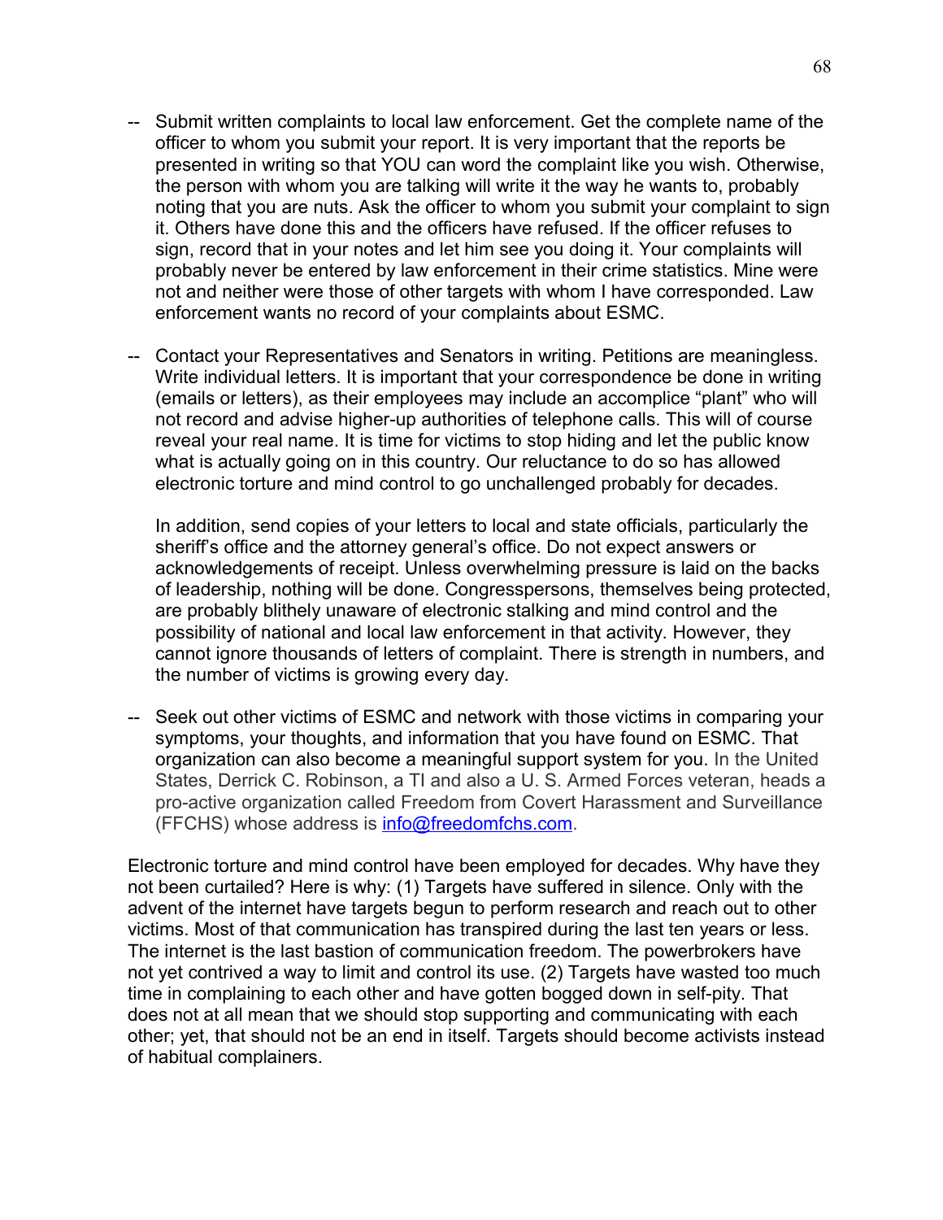-- Submit written complaints to local law enforcement. Get the complete name of the officer to whom you submit your report. It is very important that the reports be presented in writing so that YOU can word the complaint like you wish. Otherwise, the person with whom you are talking will write it the way he wants to, probably noting that you are nuts. Ask the officer to whom you submit your complaint to sign it. Others have done this and the officers have refused. If the officer refuses to sign, record that in your notes and let him see you doing it. Your complaints will probably never be entered by law enforcement in their crime statistics. Mine were not and neither were those of other targets with whom I have corresponded. Law enforcement wants no record of your complaints about ESMC.

-- Contact your Representatives and Senators in writing. Petitions are meaningless. Write individual letters. It is important that your correspondence be done in writing (emails or letters), as their employees may include an accomplice "plant" who will not record and advise higher-up authorities of telephone calls. This will of course reveal your real name. It is time for victims to stop hiding and let the public know what is actually going on in this country. Our reluctance to do so has allowed electronic torture and mind control to go unchallenged probably for decades.

   In addition, send copies of your letters to local and state officials, particularly the sheriff's office and the attorney general's office. Do not expect answers or acknowledgements of receipt. Unless overwhelming pressure is laid on the backs of leadership, nothing will be done. Congresspersons, themselves being protected, are probably blithely unaware of electronic stalking and mind control and the possibility of national and local law enforcement in that activity. However, they cannot ignore thousands of letters of complaint. There is strength in numbers, and the number of victims is growing every day.

-- Seek out other victims of ESMC and network with those victims in comparing your symptoms, your thoughts, and information that you have found on ESMC. That organization can also become a meaningful support system for you. In the United States, Derrick C. Robinson, a TI and also a U. S. Armed Forces veteran, heads a pro-active organization called Freedom from Covert Harassment and Surveillance (FFCHS) whose address is info@freedomfchs.com.

Electronic torture and mind control have been employed for decades. Why have they not been curtailed? Here is why: (1) Targets have suffered in silence. Only with the advent of the internet have targets begun to perform research and reach out to other victims. Most of that communication has transpired during the last ten years or less. The internet is the last bastion of communication freedom. The powerbrokers have not yet contrived a way to limit and control its use. (2) Targets have wasted too much time in complaining to each other and have gotten bogged down in self-pity. That does not at all mean that we should stop supporting and communicating with each other; yet, that should not be an end in itself. Targets should become activists instead of habitual complainers.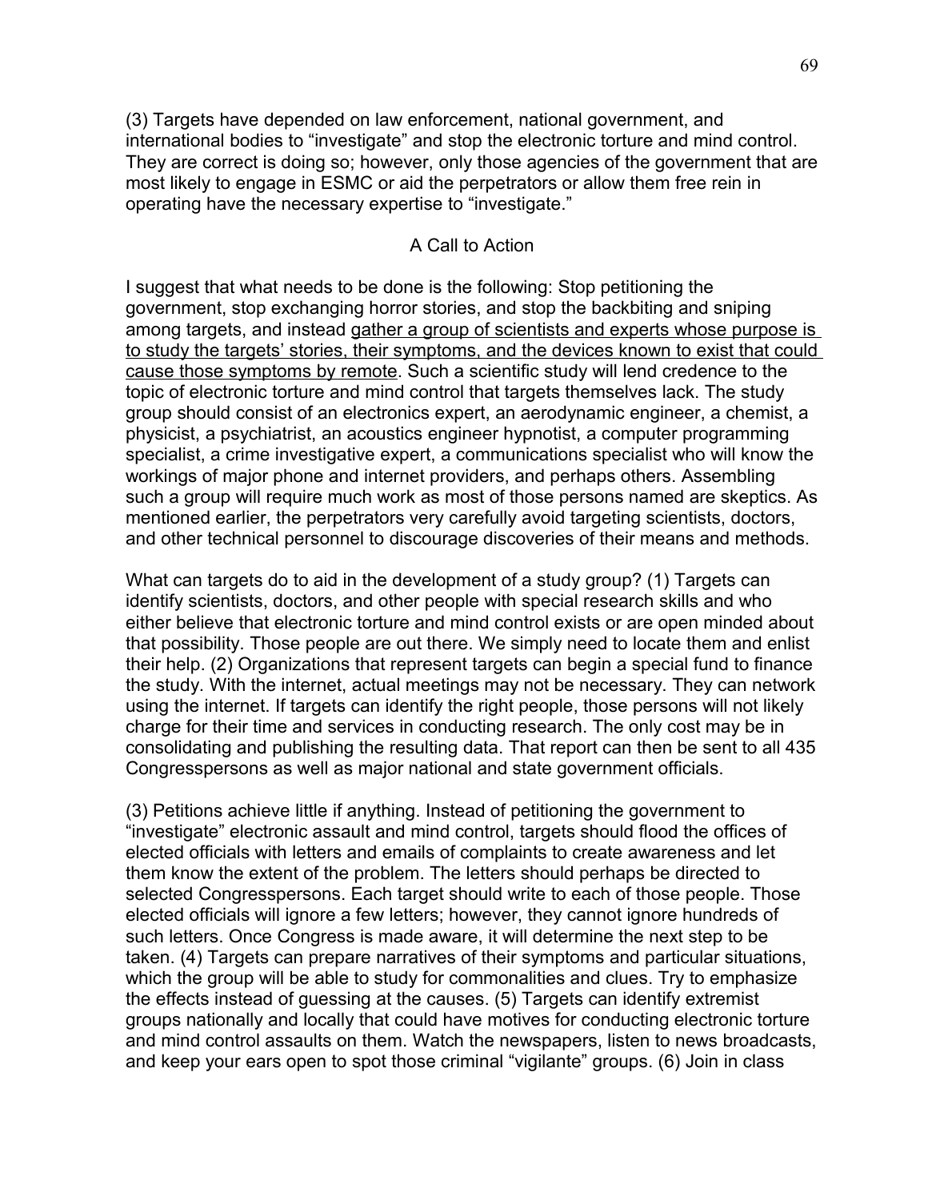(3) Targets have depended on law enforcement, national government, and international bodies to "investigate" and stop the electronic torture and mind control. They are correct is doing so; however, only those agencies of the government that are most likely to engage in ESMC or aid the perpetrators or allow them free rein in operating have the necessary expertise to "investigate."

## A Call to Action

I suggest that what needs to be done is the following: Stop petitioning the government, stop exchanging horror stories, and stop the backbiting and sniping among targets, and instead <u>gather a group of scientists and experts whose purpose is to study the targets' stories, their symptoms, and the devices known to exist that could cause those symptoms by remote</u>. Such a scientific study will lend credence to the topic of electronic torture and mind control that targets themselves lack. The study group should consist of an electronics expert, an aerodynamic engineer, a chemist, a physicist, a psychiatrist, an acoustics engineer hypnotist, a computer programming specialist, a crime investigative expert, a communications specialist who will know the workings of major phone and internet providers, and perhaps others. Assembling such a group will require much work as most of those persons named are skeptics. As mentioned earlier, the perpetrators very carefully avoid targeting scientists, doctors, and other technical personnel to discourage discoveries of their means and methods.

What can targets do to aid in the development of a study group? (1) Targets can identify scientists, doctors, and other people with special research skills and who either believe that electronic torture and mind control exists or are open minded about that possibility. Those people are out there. We simply need to locate them and enlist their help. (2) Organizations that represent targets can begin a special fund to finance the study. With the internet, actual meetings may not be necessary. They can network using the internet. If targets can identify the right people, those persons will not likely charge for their time and services in conducting research. The only cost may be in consolidating and publishing the resulting data. That report can then be sent to all 435 Congresspersons as well as major national and state government officials.

(3) Petitions achieve little if anything. Instead of petitioning the government to "investigate" electronic assault and mind control, targets should flood the offices of elected officials with letters and emails of complaints to create awareness and let them know the extent of the problem. The letters should perhaps be directed to selected Congresspersons. Each target should write to each of those people. Those elected officials will ignore a few letters; however, they cannot ignore hundreds of such letters. Once Congress is made aware, it will determine the next step to be taken. (4) Targets can prepare narratives of their symptoms and particular situations, which the group will be able to study for commonalities and clues. Try to emphasize the effects instead of guessing at the causes. (5) Targets can identify extremist groups nationally and locally that could have motives for conducting electronic torture and mind control assaults on them. Watch the newspapers, listen to news broadcasts, and keep your ears open to spot those criminal "vigilante" groups. (6) Join in class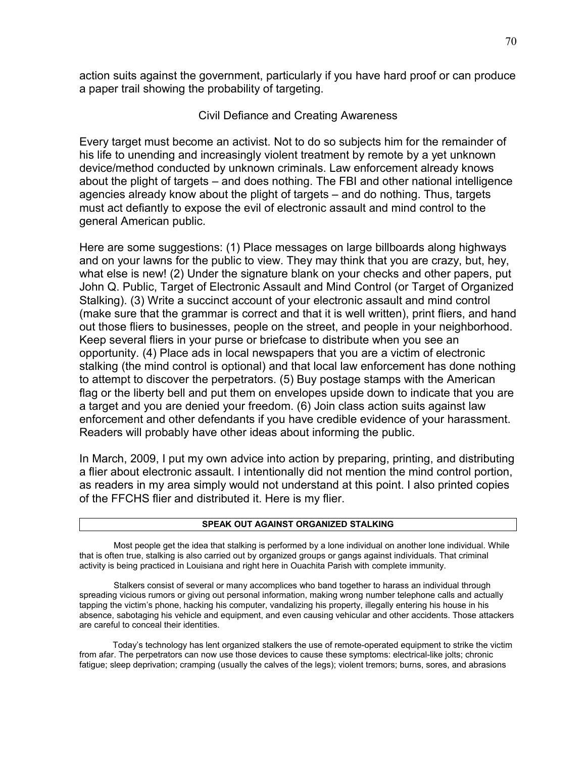action suits against the government, particularly if you have hard proof or can produce a paper trail showing the probability of targeting.

## Civil Defiance and Creating Awareness

Every target must become an activist. Not to do so subjects him for the remainder of his life to unending and increasingly violent treatment by remote by a yet unknown device/method conducted by unknown criminals. Law enforcement already knows about the plight of targets – and does nothing. The FBI and other national intelligence agencies already know about the plight of targets – and do nothing. Thus, targets must act defiantly to expose the evil of electronic assault and mind control to the general American public.

Here are some suggestions: (1) Place messages on large billboards along highways and on your lawns for the public to view. They may think that you are crazy, but, hey, what else is new! (2) Under the signature blank on your checks and other papers, put John Q. Public, Target of Electronic Assault and Mind Control (or Target of Organized Stalking). (3) Write a succinct account of your electronic assault and mind control (make sure that the grammar is correct and that it is well written), print fliers, and hand out those fliers to businesses, people on the street, and people in your neighborhood. Keep several fliers in your purse or briefcase to distribute when you see an opportunity. (4) Place ads in local newspapers that you are a victim of electronic stalking (the mind control is optional) and that local law enforcement has done nothing to attempt to discover the perpetrators. (5) Buy postage stamps with the American flag or the liberty bell and put them on envelopes upside down to indicate that you are a target and you are denied your freedom. (6) Join class action suits against law enforcement and other defendants if you have credible evidence of your harassment. Readers will probably have other ideas about informing the public.

In March, 2009, I put my own advice into action by preparing, printing, and distributing a flier about electronic assault. I intentionally did not mention the mind control portion, as readers in my area simply would not understand at this point. I also printed copies of the FFCHS flier and distributed it. Here is my flier.

**SPEAK OUT AGAINST ORGANIZED STALKING**

Most people get the idea that stalking is performed by a lone individual on another lone individual. While that is often true, stalking is also carried out by organized groups or gangs against individuals. That criminal activity is being practiced in Louisiana and right here in Ouachita Parish with complete immunity.

Stalkers consist of several or many accomplices who band together to harass an individual through spreading vicious rumors or giving out personal information, making wrong number telephone calls and actually tapping the victim's phone, hacking his computer, vandalizing his property, illegally entering his house in his absence, sabotaging his vehicle and equipment, and even causing vehicular and other accidents. Those attackers are careful to conceal their identities.

Today's technology has lent organized stalkers the use of remote-operated equipment to strike the victim from afar. The perpetrators can now use those devices to cause these symptoms: electrical-like jolts; chronic fatigue; sleep deprivation; cramping (usually the calves of the legs); violent tremors; burns, sores, and abrasions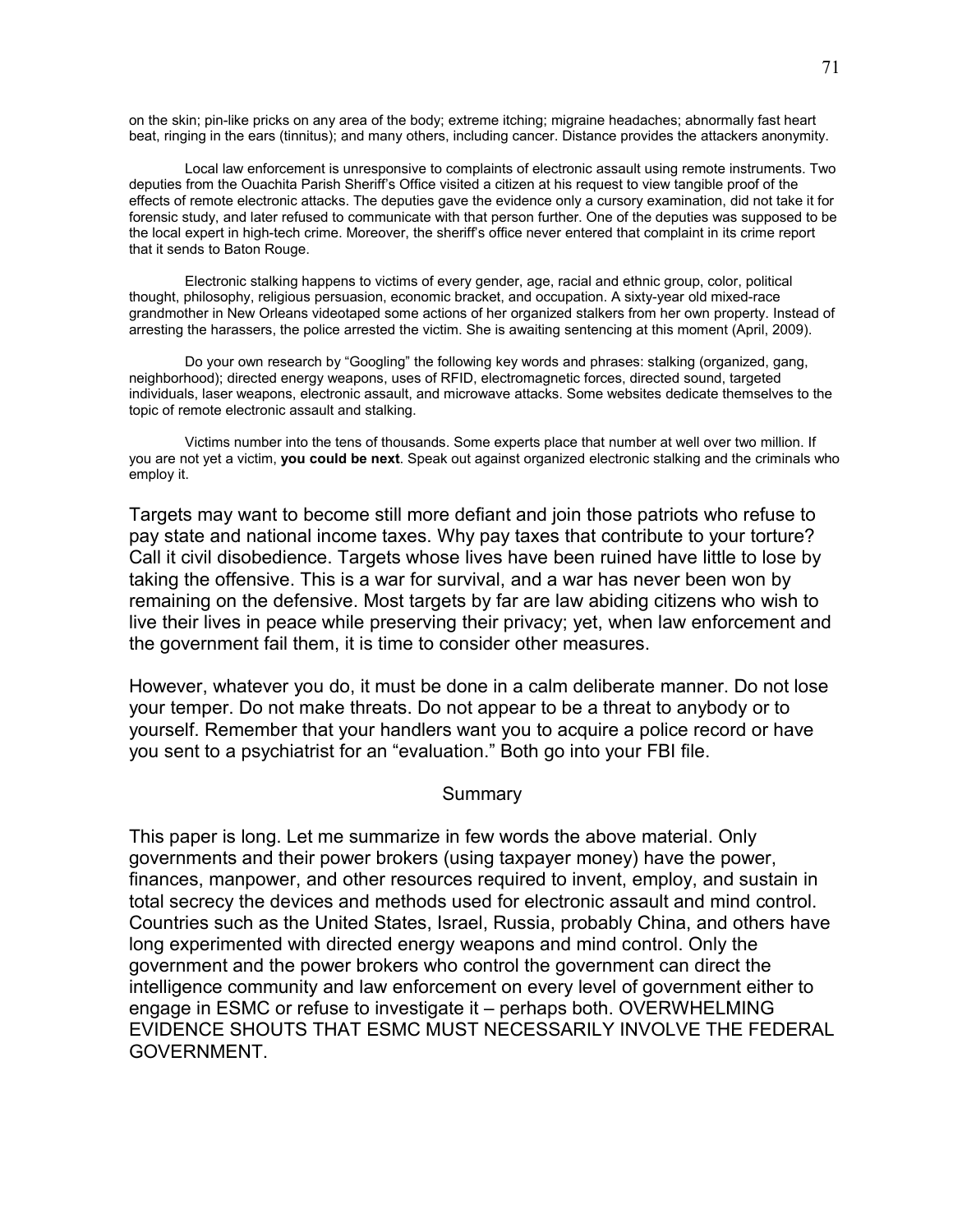on the skin; pin-like pricks on any area of the body; extreme itching; migraine headaches; abnormally fast heart beat, ringing in the ears (tinnitus); and many others, including cancer. Distance provides the attackers anonymity.

Local law enforcement is unresponsive to complaints of electronic assault using remote instruments. Two deputies from the Ouachita Parish Sheriff's Office visited a citizen at his request to view tangible proof of the effects of remote electronic attacks. The deputies gave the evidence only a cursory examination, did not take it for forensic study, and later refused to communicate with that person further. One of the deputies was supposed to be the local expert in high-tech crime. Moreover, the sheriff's office never entered that complaint in its crime report that it sends to Baton Rouge.

Electronic stalking happens to victims of every gender, age, racial and ethnic group, color, political thought, philosophy, religious persuasion, economic bracket, and occupation. A sixty-year old mixed-race grandmother in New Orleans videotaped some actions of her organized stalkers from her own property. Instead of arresting the harassers, the police arrested the victim. She is awaiting sentencing at this moment (April, 2009).

Do your own research by "Googling" the following key words and phrases: stalking (organized, gang, neighborhood); directed energy weapons, uses of RFID, electromagnetic forces, directed sound, targeted individuals, laser weapons, electronic assault, and microwave attacks. Some websites dedicate themselves to the topic of remote electronic assault and stalking.

Victims number into the tens of thousands. Some experts place that number at well over two million. If you are not yet a victim, **you could be next**. Speak out against organized electronic stalking and the criminals who employ it.

Targets may want to become still more defiant and join those patriots who refuse to pay state and national income taxes. Why pay taxes that contribute to your torture? Call it civil disobedience. Targets whose lives have been ruined have little to lose by taking the offensive. This is a war for survival, and a war has never been won by remaining on the defensive. Most targets by far are law abiding citizens who wish to live their lives in peace while preserving their privacy; yet, when law enforcement and the government fail them, it is time to consider other measures.

However, whatever you do, it must be done in a calm deliberate manner. Do not lose your temper. Do not make threats. Do not appear to be a threat to anybody or to yourself. Remember that your handlers want you to acquire a police record or have you sent to a psychiatrist for an "evaluation." Both go into your FBI file.

## Summary

This paper is long. Let me summarize in few words the above material. Only governments and their power brokers (using taxpayer money) have the power, finances, manpower, and other resources required to invent, employ, and sustain in total secrecy the devices and methods used for electronic assault and mind control. Countries such as the United States, Israel, Russia, probably China, and others have long experimented with directed energy weapons and mind control. Only the government and the power brokers who control the government can direct the intelligence community and law enforcement on every level of government either to engage in ESMC or refuse to investigate it – perhaps both. OVERWHELMING EVIDENCE SHOUTS THAT ESMC MUST NECESSARILY INVOLVE THE FEDERAL GOVERNMENT.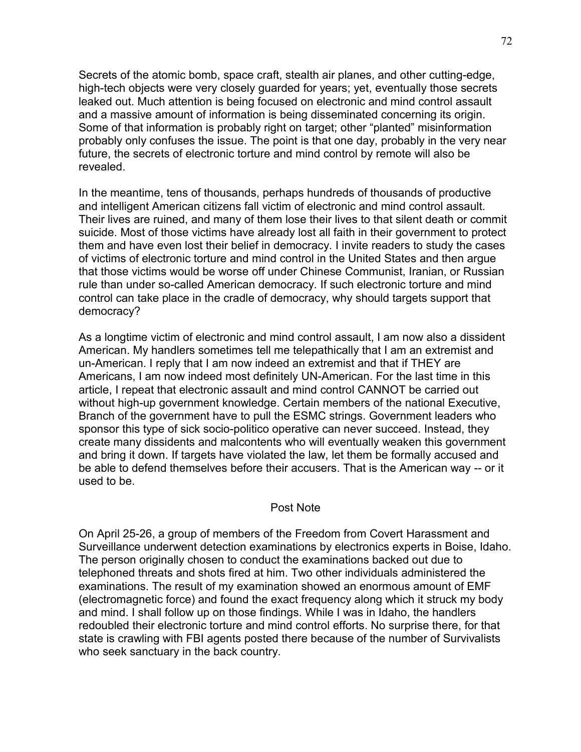Secrets of the atomic bomb, space craft, stealth air planes, and other cutting-edge, high-tech objects were very closely guarded for years; yet, eventually those secrets leaked out. Much attention is being focused on electronic and mind control assault and a massive amount of information is being disseminated concerning its origin. Some of that information is probably right on target; other "planted" misinformation probably only confuses the issue. The point is that one day, probably in the very near future, the secrets of electronic torture and mind control by remote will also be revealed.

In the meantime, tens of thousands, perhaps hundreds of thousands of productive and intelligent American citizens fall victim of electronic and mind control assault. Their lives are ruined, and many of them lose their lives to that silent death or commit suicide. Most of those victims have already lost all faith in their government to protect them and have even lost their belief in democracy. I invite readers to study the cases of victims of electronic torture and mind control in the United States and then argue that those victims would be worse off under Chinese Communist, Iranian, or Russian rule than under so-called American democracy. If such electronic torture and mind control can take place in the cradle of democracy, why should targets support that democracy?

As a longtime victim of electronic and mind control assault, I am now also a dissident American. My handlers sometimes tell me telepathically that I am an extremist and un-American. I reply that I am now indeed an extremist and that if THEY are Americans, I am now indeed most definitely UN-American. For the last time in this article, I repeat that electronic assault and mind control CANNOT be carried out without high-up government knowledge. Certain members of the national Executive, Branch of the government have to pull the ESMC strings. Government leaders who sponsor this type of sick socio-politico operative can never succeed. Instead, they create many dissidents and malcontents who will eventually weaken this government and bring it down. If targets have violated the law, let them be formally accused and be able to defend themselves before their accusers. That is the American way -- or it used to be.

## Post Note

On April 25-26, a group of members of the Freedom from Covert Harassment and Surveillance underwent detection examinations by electronics experts in Boise, Idaho. The person originally chosen to conduct the examinations backed out due to telephoned threats and shots fired at him. Two other individuals administered the examinations. The result of my examination showed an enormous amount of EMF (electromagnetic force) and found the exact frequency along which it struck my body and mind. I shall follow up on those findings. While I was in Idaho, the handlers redoubled their electronic torture and mind control efforts. No surprise there, for that state is crawling with FBI agents posted there because of the number of Survivalists who seek sanctuary in the back country.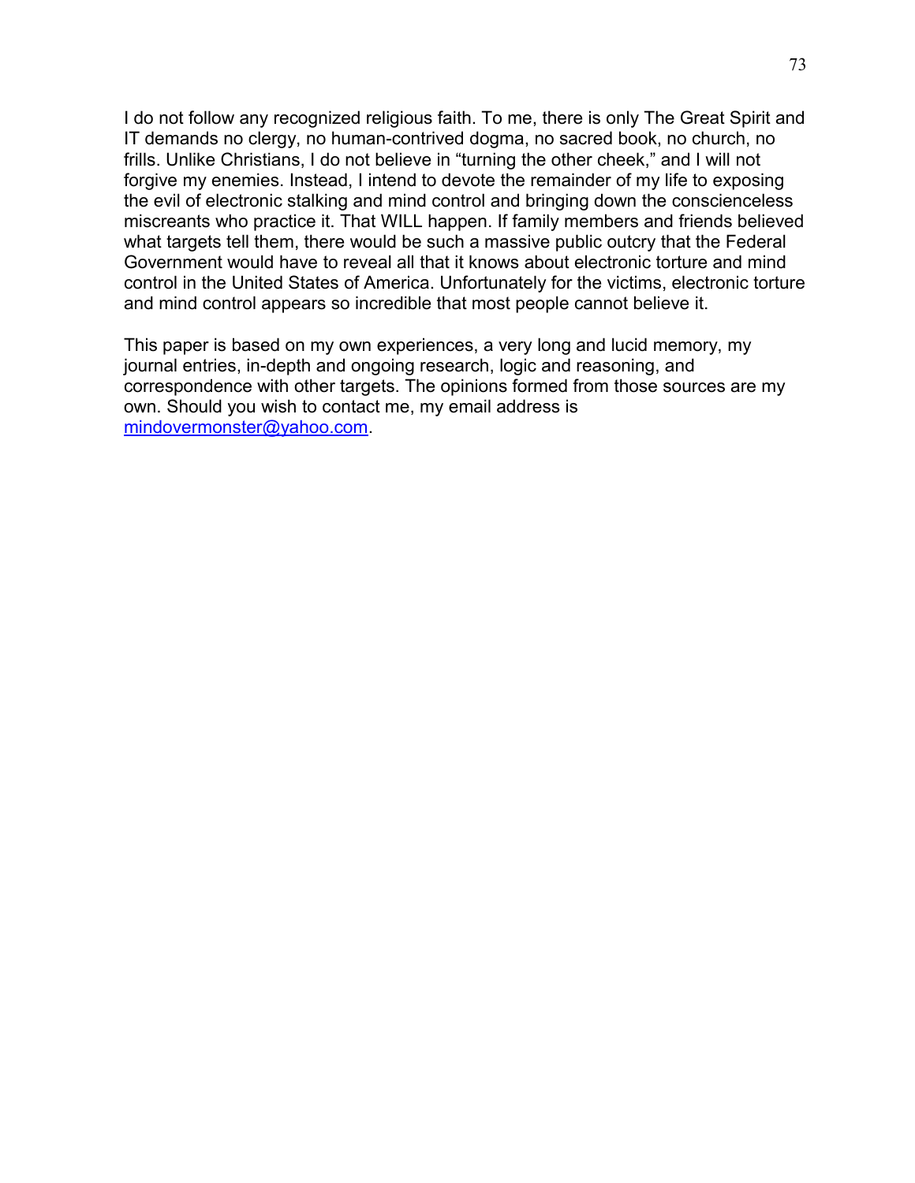I do not follow any recognized religious faith. To me, there is only The Great Spirit and IT demands no clergy, no human-contrived dogma, no sacred book, no church, no frills. Unlike Christians, I do not believe in "turning the other cheek," and I will not forgive my enemies. Instead, I intend to devote the remainder of my life to exposing the evil of electronic stalking and mind control and bringing down the conscienceless miscreants who practice it. That WILL happen. If family members and friends believed what targets tell them, there would be such a massive public outcry that the Federal Government would have to reveal all that it knows about electronic torture and mind control in the United States of America. Unfortunately for the victims, electronic torture and mind control appears so incredible that most people cannot believe it.

This paper is based on my own experiences, a very long and lucid memory, my journal entries, in-depth and ongoing research, logic and reasoning, and correspondence with other targets. The opinions formed from those sources are my own. Should you wish to contact me, my email address is mindovermonster@yahoo.com.